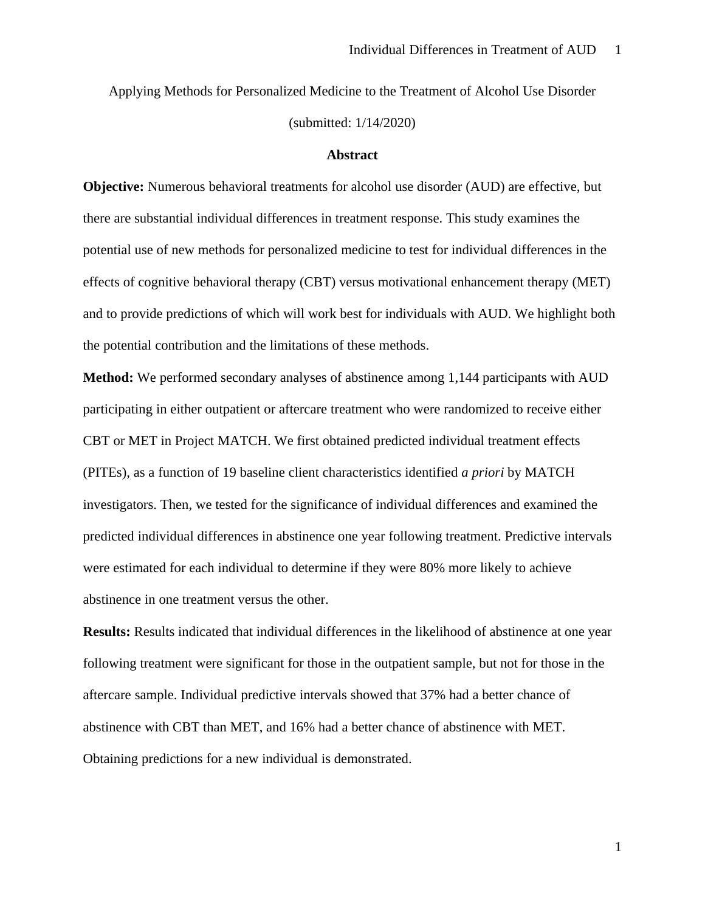# Applying Methods for Personalized Medicine to the Treatment of Alcohol Use Disorder

(submitted: 1/14/2020)

## Abstract

**Objective:** Numerous behavioral treatments for alcohol use disorder (AUD) are effective, but there are substantial individual differences in treatment response. This study examines the potential use of new methods for personalized medicine to test for individual differences in the effects of cognitive behavioral therapy (CBT) versus motivational enhancement therapy (MET) and to provide predictions of which will work best for individuals with AUD. We highlight both the potential contribution and the limitations of these methods.

**Method:** We performed secondary analyses of abstinence among 1,144 participants with AUD participating in either outpatient or aftercare treatment who were randomized to receive either CBT or MET in Project MATCH. We first obtained predicted individual treatment effects (PITEs), as a function of 19 baseline client characteristics identified *a priori* by MATCH investigators. Then, we tested for the significance of individual differences and examined the predicted individual differences in abstinence one year following treatment. Predictive intervals were estimated for each individual to determine if they were 80% more likely to achieve abstinence in one treatment versus the other.

**Results:** Results indicated that individual differences in the likelihood of abstinence at one year following treatment were significant for those in the outpatient sample, but not for those in the aftercare sample. Individual predictive intervals showed that 37% had a better chance of abstinence with CBT than MET, and 16% had a better chance of abstinence with MET. Obtaining predictions for a new individual is demonstrated.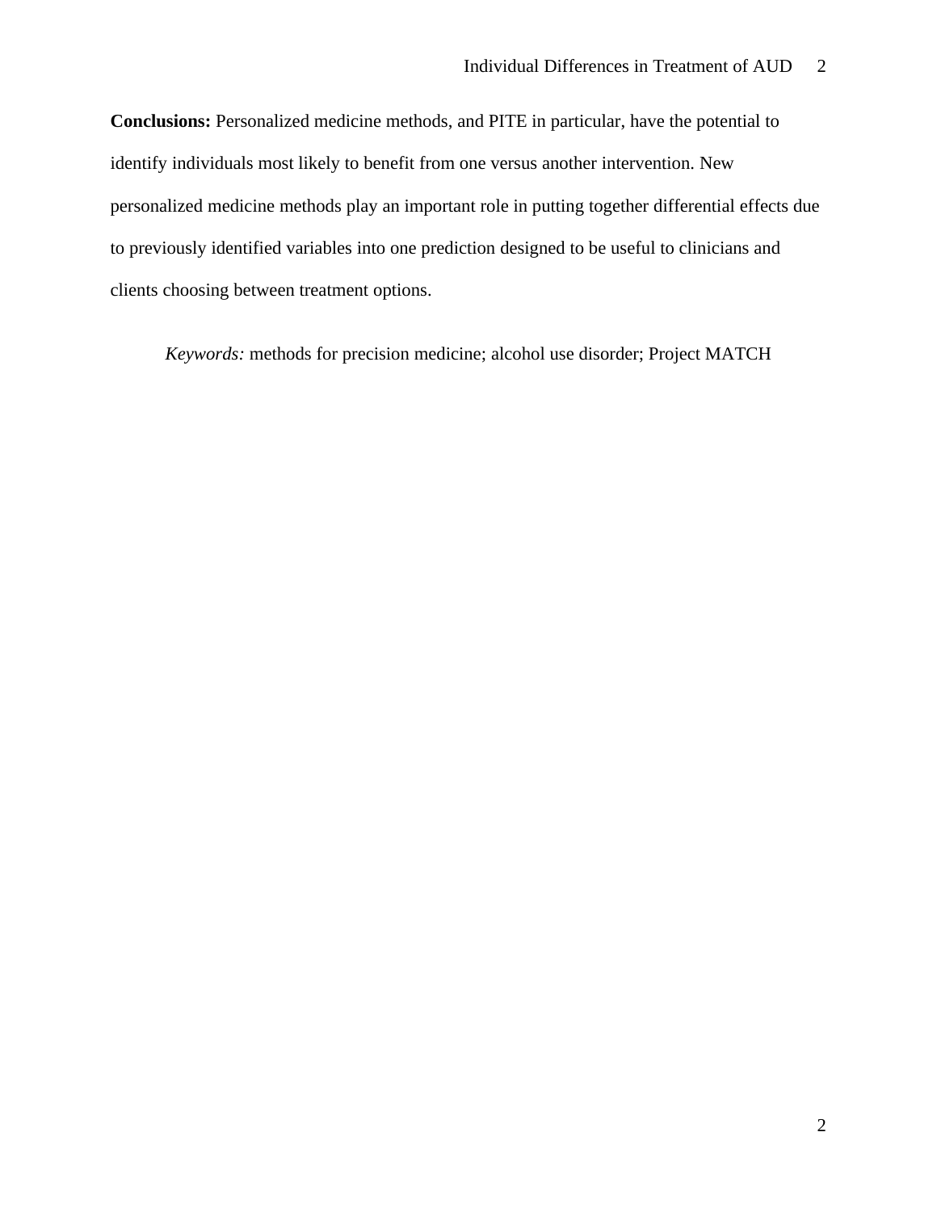**Conclusions:** Personalized medicine methods, and PITE in particular, have the potential to identify individuals most likely to benefit from one versus another intervention. New personalized medicine methods play an important role in putting together differential effects due to previously identified variables into one prediction designed to be useful to clinicians and clients choosing between treatment options.

*Keywords:* methods for precision medicine; alcohol use disorder; Project MATCH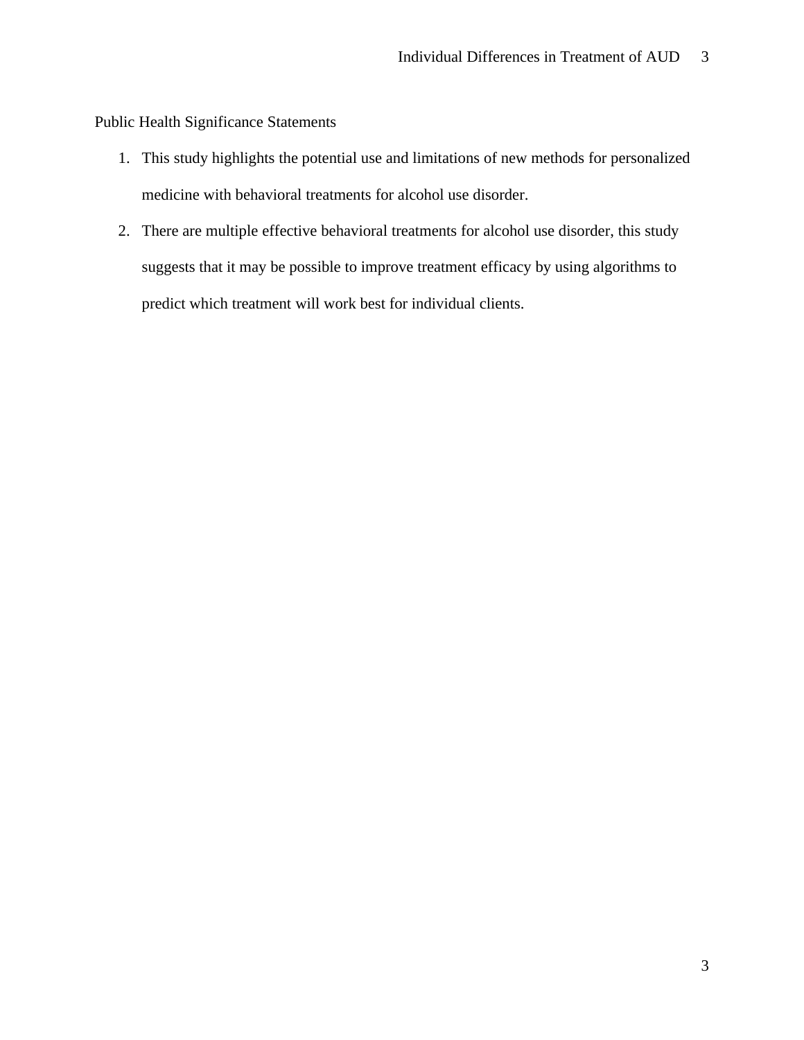Public Health Significance Statements

1. This study highlights the potential use and limitations of new methods for personalized medicine with behavioral treatments for alcohol use disorder.
2. There are multiple effective behavioral treatments for alcohol use disorder, this study suggests that it may be possible to improve treatment efficacy by using algorithms to predict which treatment will work best for individual clients.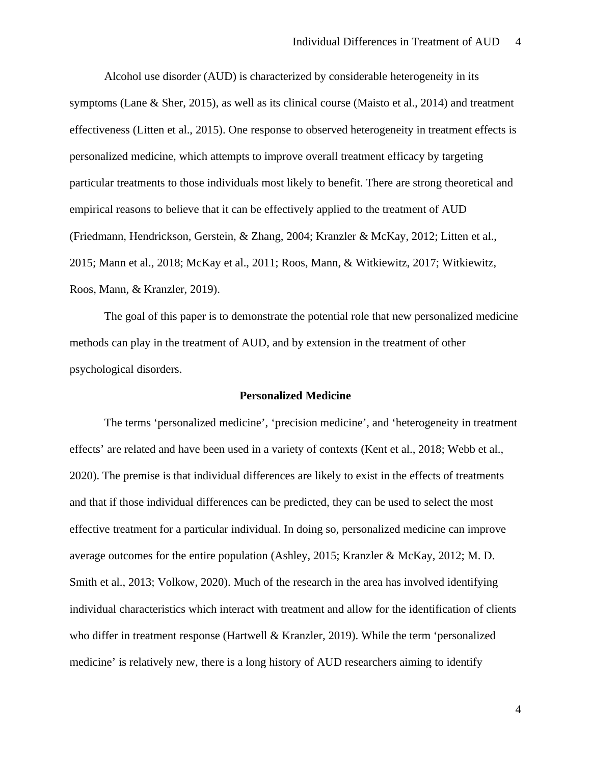Alcohol use disorder (AUD) is characterized by considerable heterogeneity in its symptoms (Lane & Sher, 2015), as well as its clinical course (Maisto et al., 2014) and treatment effectiveness (Litten et al., 2015). One response to observed heterogeneity in treatment effects is personalized medicine, which attempts to improve overall treatment efficacy by targeting particular treatments to those individuals most likely to benefit. There are strong theoretical and empirical reasons to believe that it can be effectively applied to the treatment of AUD (Friedmann, Hendrickson, Gerstein, & Zhang, 2004; Kranzler & McKay, 2012; Litten et al., 2015; Mann et al., 2018; McKay et al., 2011; Roos, Mann, & Witkiewitz, 2017; Witkiewitz, Roos, Mann, & Kranzler, 2019).

The goal of this paper is to demonstrate the potential role that new personalized medicine methods can play in the treatment of AUD, and by extension in the treatment of other psychological disorders.

## Personalized Medicine

The terms ‘personalized medicine’, ‘precision medicine’, and ‘heterogeneity in treatment effects’ are related and have been used in a variety of contexts (Kent et al., 2018; Webb et al., 2020). The premise is that individual differences are likely to exist in the effects of treatments and that if those individual differences can be predicted, they can be used to select the most effective treatment for a particular individual. In doing so, personalized medicine can improve average outcomes for the entire population (Ashley, 2015; Kranzler & McKay, 2012; M. D. Smith et al., 2013; Volkow, 2020). Much of the research in the area has involved identifying individual characteristics which interact with treatment and allow for the identification of clients who differ in treatment response (Hartwell & Kranzler, 2019). While the term ‘personalized medicine’ is relatively new, there is a long history of AUD researchers aiming to identify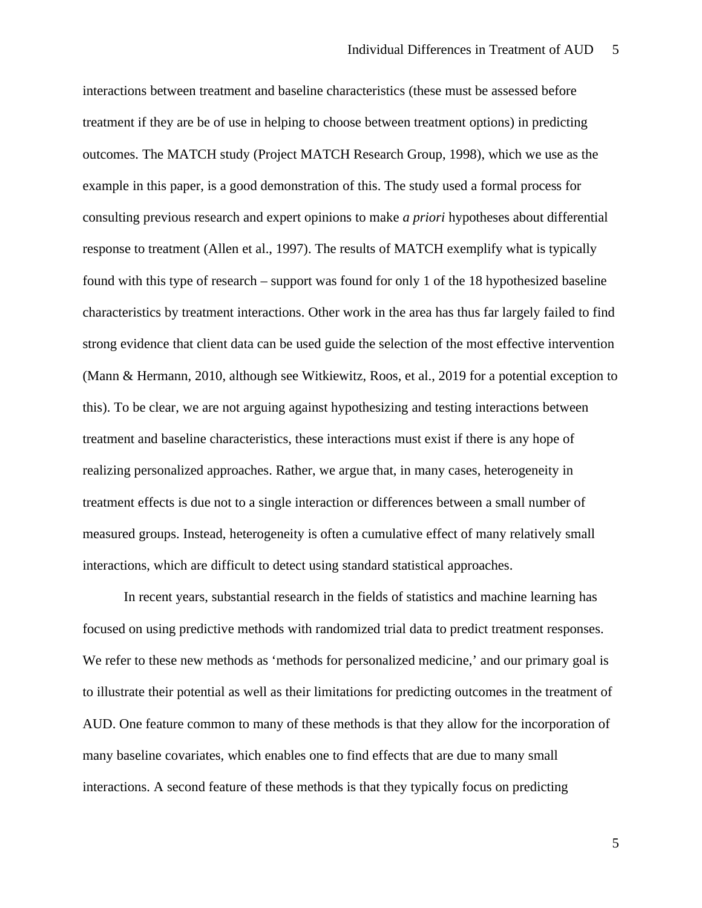interactions between treatment and baseline characteristics (these must be assessed before treatment if they are be of use in helping to choose between treatment options) in predicting outcomes. The MATCH study (Project MATCH Research Group, 1998), which we use as the example in this paper, is a good demonstration of this. The study used a formal process for consulting previous research and expert opinions to make *a priori* hypotheses about differential response to treatment (Allen et al., 1997). The results of MATCH exemplify what is typically found with this type of research – support was found for only 1 of the 18 hypothesized baseline characteristics by treatment interactions. Other work in the area has thus far largely failed to find strong evidence that client data can be used guide the selection of the most effective intervention (Mann & Hermann, 2010, although see Witkiewitz, Roos, et al., 2019 for a potential exception to this). To be clear, we are not arguing against hypothesizing and testing interactions between treatment and baseline characteristics, these interactions must exist if there is any hope of realizing personalized approaches. Rather, we argue that, in many cases, heterogeneity in treatment effects is due not to a single interaction or differences between a small number of measured groups. Instead, heterogeneity is often a cumulative effect of many relatively small interactions, which are difficult to detect using standard statistical approaches.

In recent years, substantial research in the fields of statistics and machine learning has focused on using predictive methods with randomized trial data to predict treatment responses. We refer to these new methods as ‘methods for personalized medicine,’ and our primary goal is to illustrate their potential as well as their limitations for predicting outcomes in the treatment of AUD. One feature common to many of these methods is that they allow for the incorporation of many baseline covariates, which enables one to find effects that are due to many small interactions. A second feature of these methods is that they typically focus on predicting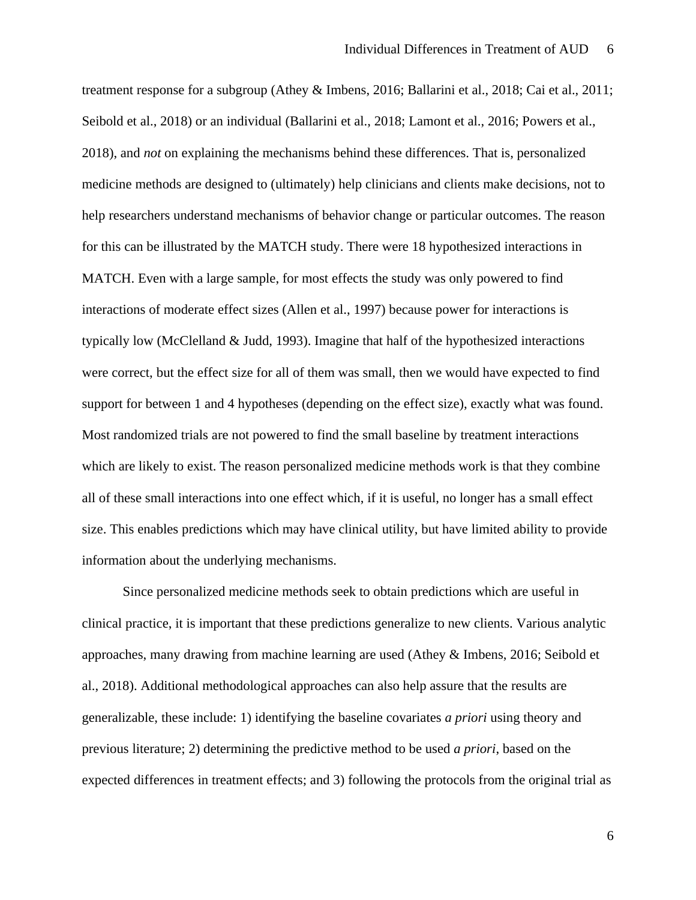treatment response for a subgroup (Athey & Imbens, 2016; Ballarini et al., 2018; Cai et al., 2011; Seibold et al., 2018) or an individual (Ballarini et al., 2018; Lamont et al., 2016; Powers et al., 2018), and *not* on explaining the mechanisms behind these differences. That is, personalized medicine methods are designed to (ultimately) help clinicians and clients make decisions, not to help researchers understand mechanisms of behavior change or particular outcomes. The reason for this can be illustrated by the MATCH study. There were 18 hypothesized interactions in MATCH. Even with a large sample, for most effects the study was only powered to find interactions of moderate effect sizes (Allen et al., 1997) because power for interactions is typically low (McClelland & Judd, 1993). Imagine that half of the hypothesized interactions were correct, but the effect size for all of them was small, then we would have expected to find support for between 1 and 4 hypotheses (depending on the effect size), exactly what was found. Most randomized trials are not powered to find the small baseline by treatment interactions which are likely to exist. The reason personalized medicine methods work is that they combine all of these small interactions into one effect which, if it is useful, no longer has a small effect size. This enables predictions which may have clinical utility, but have limited ability to provide information about the underlying mechanisms.

Since personalized medicine methods seek to obtain predictions which are useful in clinical practice, it is important that these predictions generalize to new clients. Various analytic approaches, many drawing from machine learning are used (Athey & Imbens, 2016; Seibold et al., 2018). Additional methodological approaches can also help assure that the results are generalizable, these include: 1) identifying the baseline covariates *a priori* using theory and previous literature; 2) determining the predictive method to be used *a priori*, based on the expected differences in treatment effects; and 3) following the protocols from the original trial as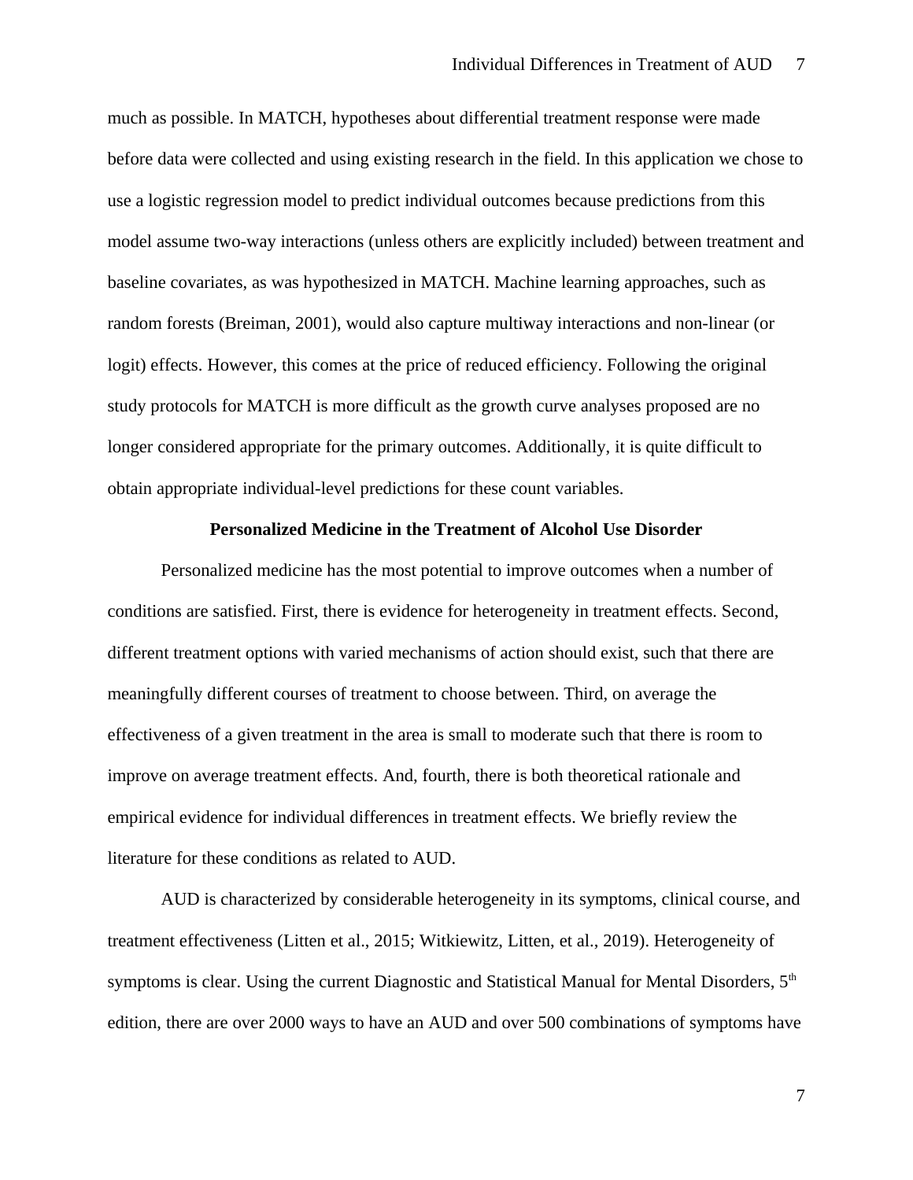much as possible. In MATCH, hypotheses about differential treatment response were made before data were collected and using existing research in the field. In this application we chose to use a logistic regression model to predict individual outcomes because predictions from this model assume two-way interactions (unless others are explicitly included) between treatment and baseline covariates, as was hypothesized in MATCH. Machine learning approaches, such as random forests (Breiman, 2001), would also capture multiway interactions and non-linear (or logit) effects. However, this comes at the price of reduced efficiency. Following the original study protocols for MATCH is more difficult as the growth curve analyses proposed are no longer considered appropriate for the primary outcomes. Additionally, it is quite difficult to obtain appropriate individual-level predictions for these count variables.

## Personalized Medicine in the Treatment of Alcohol Use Disorder

Personalized medicine has the most potential to improve outcomes when a number of conditions are satisfied. First, there is evidence for heterogeneity in treatment effects. Second, different treatment options with varied mechanisms of action should exist, such that there are meaningfully different courses of treatment to choose between. Third, on average the effectiveness of a given treatment in the area is small to moderate such that there is room to improve on average treatment effects. And, fourth, there is both theoretical rationale and empirical evidence for individual differences in treatment effects. We briefly review the literature for these conditions as related to AUD.

AUD is characterized by considerable heterogeneity in its symptoms, clinical course, and treatment effectiveness (Litten et al., 2015; Witkiewitz, Litten, et al., 2019). Heterogeneity of symptoms is clear. Using the current Diagnostic and Statistical Manual for Mental Disorders, 5th edition, there are over 2000 ways to have an AUD and over 500 combinations of symptoms have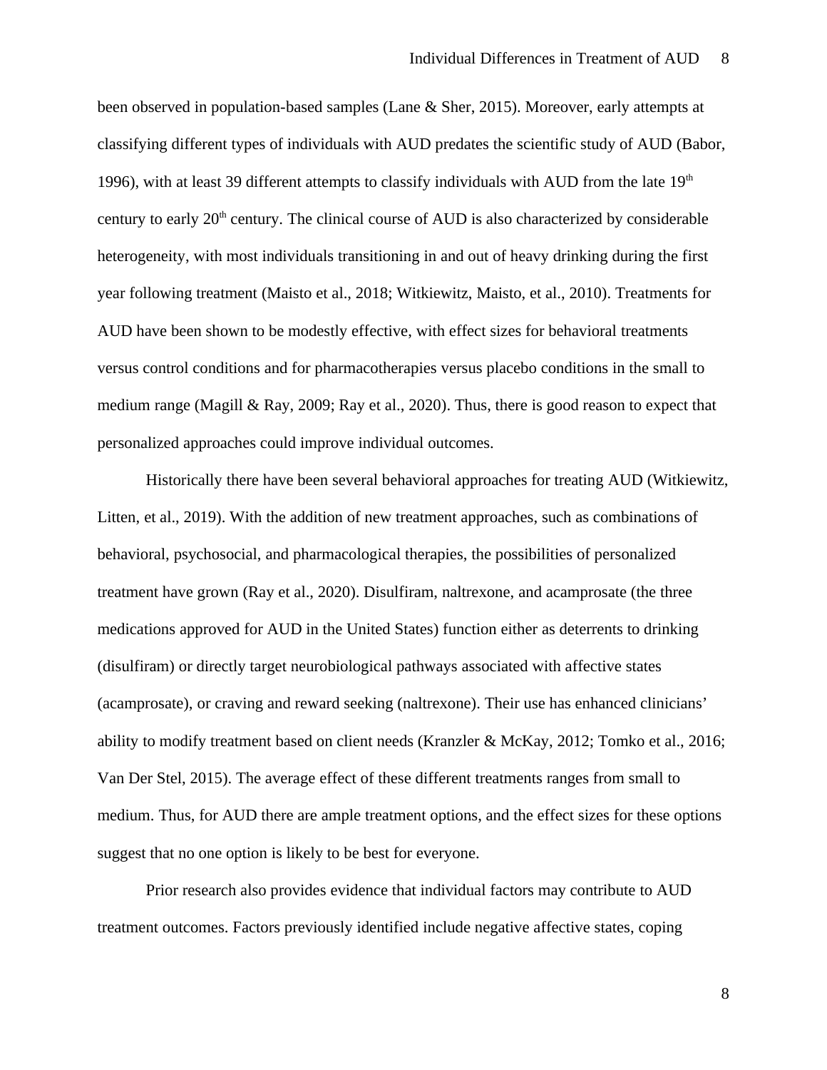been observed in population-based samples (Lane & Sher, 2015). Moreover, early attempts at classifying different types of individuals with AUD predates the scientific study of AUD (Babor, 1996), with at least 39 different attempts to classify individuals with AUD from the late 19th century to early 20th century. The clinical course of AUD is also characterized by considerable heterogeneity, with most individuals transitioning in and out of heavy drinking during the first year following treatment (Maisto et al., 2018; Witkiewitz, Maisto, et al., 2010). Treatments for AUD have been shown to be modestly effective, with effect sizes for behavioral treatments versus control conditions and for pharmacotherapies versus placebo conditions in the small to medium range (Magill & Ray, 2009; Ray et al., 2020). Thus, there is good reason to expect that personalized approaches could improve individual outcomes.

Historically there have been several behavioral approaches for treating AUD (Witkiewitz, Litten, et al., 2019). With the addition of new treatment approaches, such as combinations of behavioral, psychosocial, and pharmacological therapies, the possibilities of personalized treatment have grown (Ray et al., 2020). Disulfiram, naltrexone, and acamprosate (the three medications approved for AUD in the United States) function either as deterrents to drinking (disulfiram) or directly target neurobiological pathways associated with affective states (acamprosate), or craving and reward seeking (naltrexone). Their use has enhanced clinicians' ability to modify treatment based on client needs (Kranzler & McKay, 2012; Tomko et al., 2016; Van Der Stel, 2015). The average effect of these different treatments ranges from small to medium. Thus, for AUD there are ample treatment options, and the effect sizes for these options suggest that no one option is likely to be best for everyone.

Prior research also provides evidence that individual factors may contribute to AUD treatment outcomes. Factors previously identified include negative affective states, coping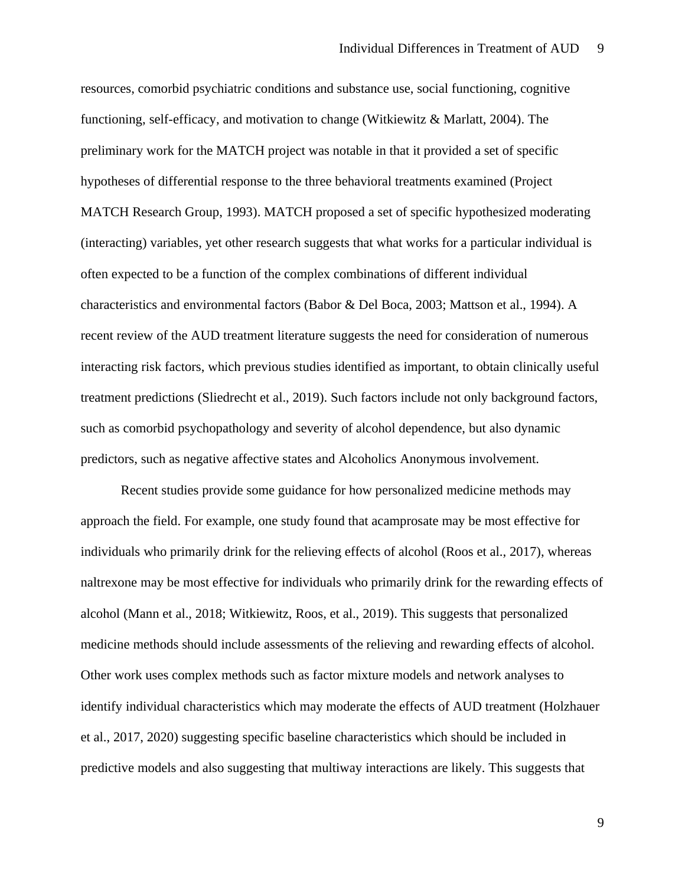resources, comorbid psychiatric conditions and substance use, social functioning, cognitive functioning, self-efficacy, and motivation to change (Witkiewitz & Marlatt, 2004). The preliminary work for the MATCH project was notable in that it provided a set of specific hypotheses of differential response to the three behavioral treatments examined (Project MATCH Research Group, 1993). MATCH proposed a set of specific hypothesized moderating (interacting) variables, yet other research suggests that what works for a particular individual is often expected to be a function of the complex combinations of different individual characteristics and environmental factors (Babor & Del Boca, 2003; Mattson et al., 1994). A recent review of the AUD treatment literature suggests the need for consideration of numerous interacting risk factors, which previous studies identified as important, to obtain clinically useful treatment predictions (Sliedrecht et al., 2019). Such factors include not only background factors, such as comorbid psychopathology and severity of alcohol dependence, but also dynamic predictors, such as negative affective states and Alcoholics Anonymous involvement.

Recent studies provide some guidance for how personalized medicine methods may approach the field. For example, one study found that acamprosate may be most effective for individuals who primarily drink for the relieving effects of alcohol (Roos et al., 2017), whereas naltrexone may be most effective for individuals who primarily drink for the rewarding effects of alcohol (Mann et al., 2018; Witkiewitz, Roos, et al., 2019). This suggests that personalized medicine methods should include assessments of the relieving and rewarding effects of alcohol. Other work uses complex methods such as factor mixture models and network analyses to identify individual characteristics which may moderate the effects of AUD treatment (Holzhauer et al., 2017, 2020) suggesting specific baseline characteristics which should be included in predictive models and also suggesting that multiway interactions are likely. This suggests that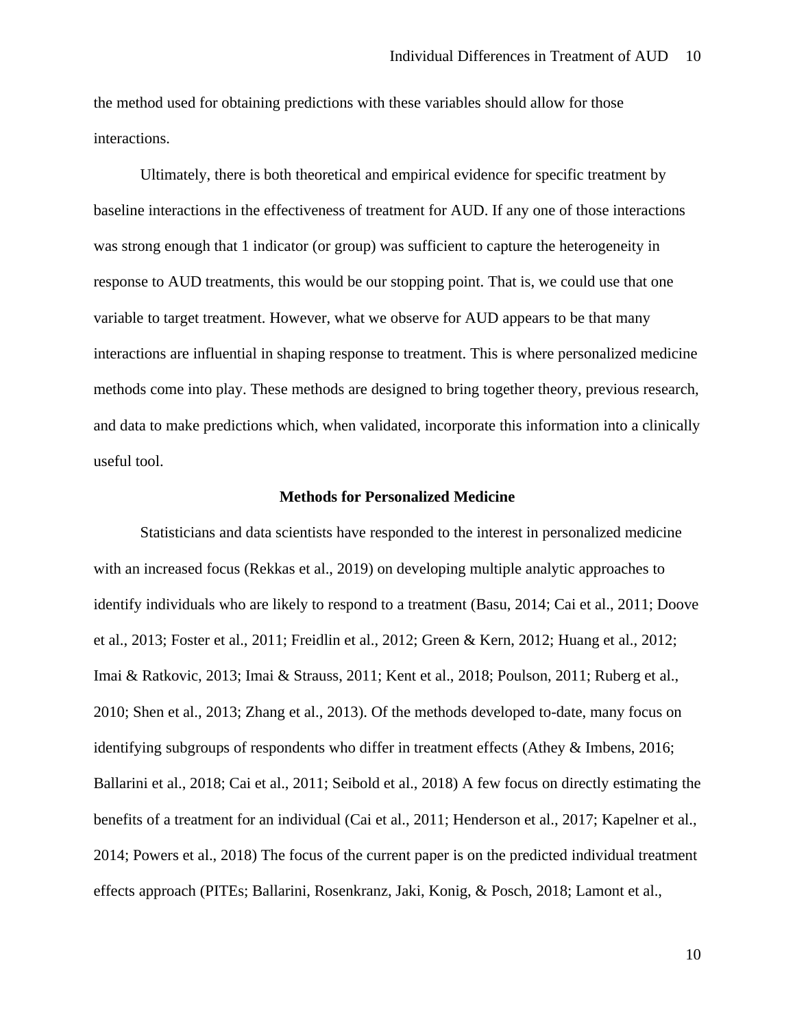the method used for obtaining predictions with these variables should allow for those interactions.

Ultimately, there is both theoretical and empirical evidence for specific treatment by baseline interactions in the effectiveness of treatment for AUD. If any one of those interactions was strong enough that 1 indicator (or group) was sufficient to capture the heterogeneity in response to AUD treatments, this would be our stopping point. That is, we could use that one variable to target treatment. However, what we observe for AUD appears to be that many interactions are influential in shaping response to treatment. This is where personalized medicine methods come into play. These methods are designed to bring together theory, previous research, and data to make predictions which, when validated, incorporate this information into a clinically useful tool.

## Methods for Personalized Medicine

Statisticians and data scientists have responded to the interest in personalized medicine with an increased focus (Rekkas et al., 2019) on developing multiple analytic approaches to identify individuals who are likely to respond to a treatment (Basu, 2014; Cai et al., 2011; Doove et al., 2013; Foster et al., 2011; Freidlin et al., 2012; Green & Kern, 2012; Huang et al., 2012; Imai & Ratkovic, 2013; Imai & Strauss, 2011; Kent et al., 2018; Poulson, 2011; Ruberg et al., 2010; Shen et al., 2013; Zhang et al., 2013). Of the methods developed to-date, many focus on identifying subgroups of respondents who differ in treatment effects (Athey & Imbens, 2016; Ballarini et al., 2018; Cai et al., 2011; Seibold et al., 2018) A few focus on directly estimating the benefits of a treatment for an individual (Cai et al., 2011; Henderson et al., 2017; Kapelner et al., 2014; Powers et al., 2018) The focus of the current paper is on the predicted individual treatment effects approach (PITEs; Ballarini, Rosenkranz, Jaki, Konig, & Posch, 2018; Lamont et al.,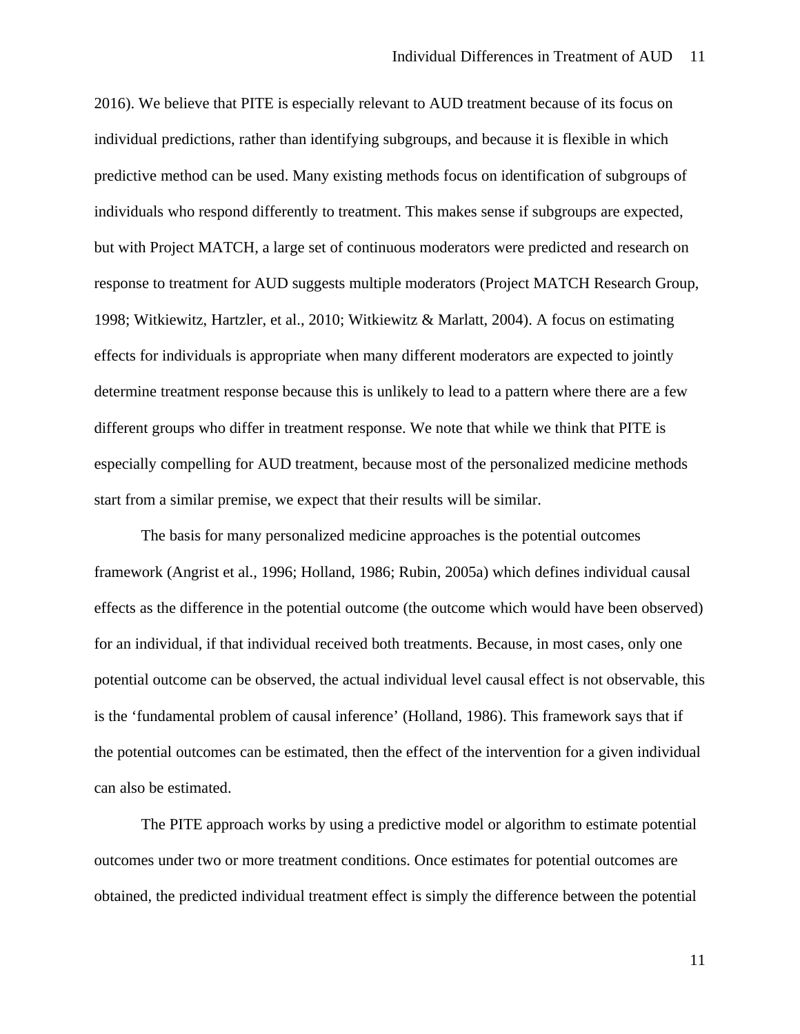2016). We believe that PITE is especially relevant to AUD treatment because of its focus on individual predictions, rather than identifying subgroups, and because it is flexible in which predictive method can be used. Many existing methods focus on identification of subgroups of individuals who respond differently to treatment. This makes sense if subgroups are expected, but with Project MATCH, a large set of continuous moderators were predicted and research on response to treatment for AUD suggests multiple moderators (Project MATCH Research Group, 1998; Witkiewitz, Hartzler, et al., 2010; Witkiewitz & Marlatt, 2004). A focus on estimating effects for individuals is appropriate when many different moderators are expected to jointly determine treatment response because this is unlikely to lead to a pattern where there are a few different groups who differ in treatment response. We note that while we think that PITE is especially compelling for AUD treatment, because most of the personalized medicine methods start from a similar premise, we expect that their results will be similar.

The basis for many personalized medicine approaches is the potential outcomes framework (Angrist et al., 1996; Holland, 1986; Rubin, 2005a) which defines individual causal effects as the difference in the potential outcome (the outcome which would have been observed) for an individual, if that individual received both treatments. Because, in most cases, only one potential outcome can be observed, the actual individual level causal effect is not observable, this is the 'fundamental problem of causal inference' (Holland, 1986). This framework says that if the potential outcomes can be estimated, then the effect of the intervention for a given individual can also be estimated.

The PITE approach works by using a predictive model or algorithm to estimate potential outcomes under two or more treatment conditions. Once estimates for potential outcomes are obtained, the predicted individual treatment effect is simply the difference between the potential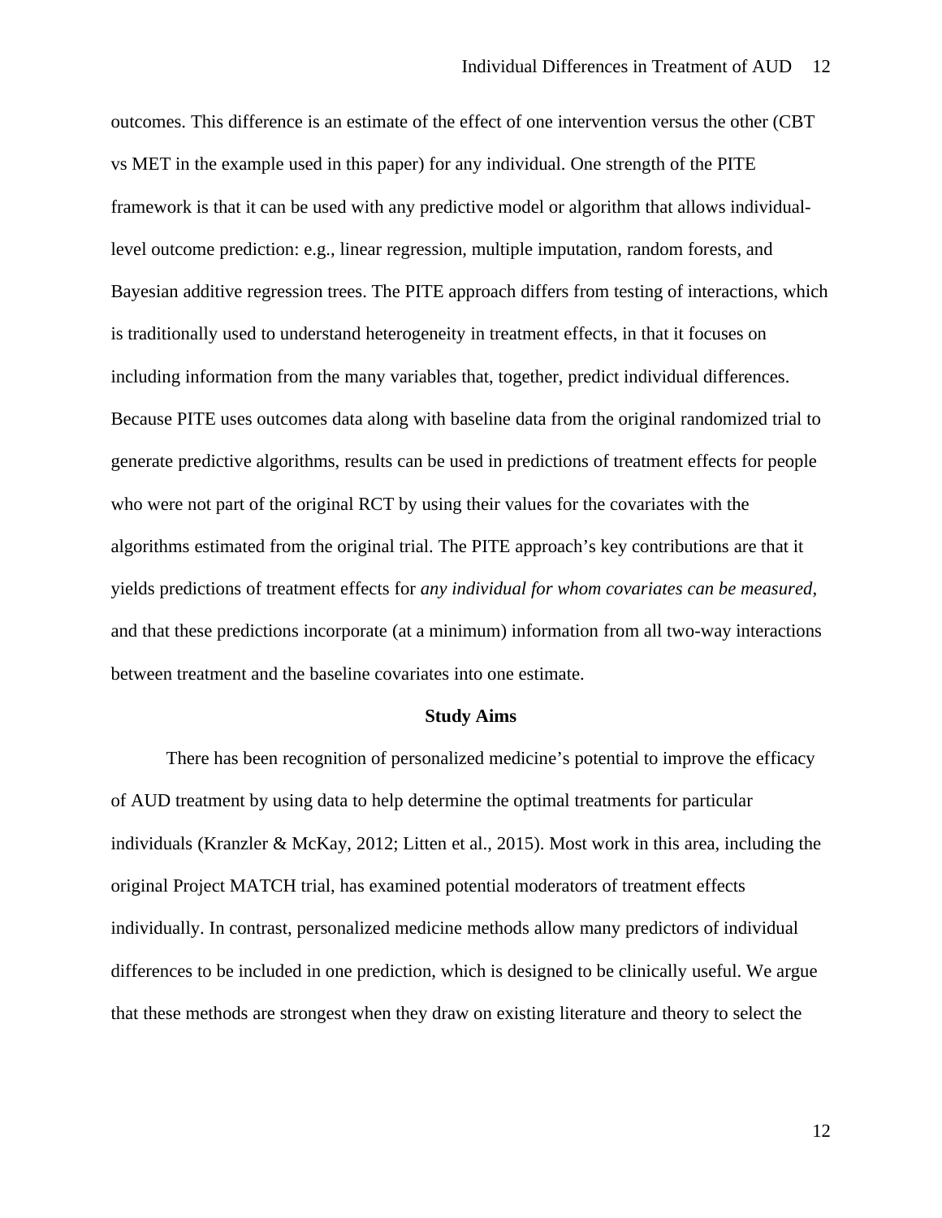outcomes. This difference is an estimate of the effect of one intervention versus the other (CBT vs MET in the example used in this paper) for any individual. One strength of the PITE framework is that it can be used with any predictive model or algorithm that allows individual-level outcome prediction: e.g., linear regression, multiple imputation, random forests, and Bayesian additive regression trees. The PITE approach differs from testing of interactions, which is traditionally used to understand heterogeneity in treatment effects, in that it focuses on including information from the many variables that, together, predict individual differences. Because PITE uses outcomes data along with baseline data from the original randomized trial to generate predictive algorithms, results can be used in predictions of treatment effects for people who were not part of the original RCT by using their values for the covariates with the algorithms estimated from the original trial. The PITE approach's key contributions are that it yields predictions of treatment effects for *any individual for whom covariates can be measured*, and that these predictions incorporate (at a minimum) information from all two-way interactions between treatment and the baseline covariates into one estimate.

## Study Aims

There has been recognition of personalized medicine's potential to improve the efficacy of AUD treatment by using data to help determine the optimal treatments for particular individuals (Kranzler & McKay, 2012; Litten et al., 2015). Most work in this area, including the original Project MATCH trial, has examined potential moderators of treatment effects individually. In contrast, personalized medicine methods allow many predictors of individual differences to be included in one prediction, which is designed to be clinically useful. We argue that these methods are strongest when they draw on existing literature and theory to select the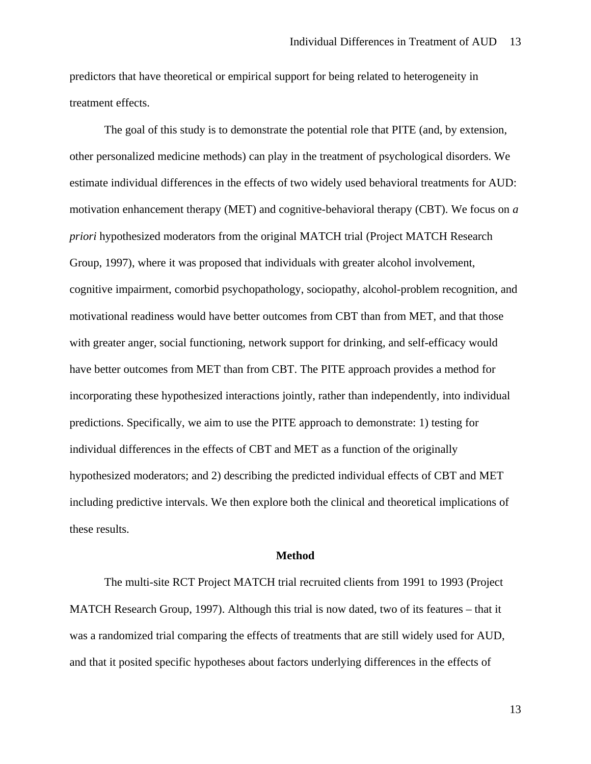predictors that have theoretical or empirical support for being related to heterogeneity in treatment effects.

The goal of this study is to demonstrate the potential role that PITE (and, by extension, other personalized medicine methods) can play in the treatment of psychological disorders. We estimate individual differences in the effects of two widely used behavioral treatments for AUD: motivation enhancement therapy (MET) and cognitive-behavioral therapy (CBT). We focus on *a priori* hypothesized moderators from the original MATCH trial (Project MATCH Research Group, 1997), where it was proposed that individuals with greater alcohol involvement, cognitive impairment, comorbid psychopathology, sociopathy, alcohol-problem recognition, and motivational readiness would have better outcomes from CBT than from MET, and that those with greater anger, social functioning, network support for drinking, and self-efficacy would have better outcomes from MET than from CBT. The PITE approach provides a method for incorporating these hypothesized interactions jointly, rather than independently, into individual predictions. Specifically, we aim to use the PITE approach to demonstrate: 1) testing for individual differences in the effects of CBT and MET as a function of the originally hypothesized moderators; and 2) describing the predicted individual effects of CBT and MET including predictive intervals. We then explore both the clinical and theoretical implications of these results.

## Method

The multi-site RCT Project MATCH trial recruited clients from 1991 to 1993 (Project MATCH Research Group, 1997). Although this trial is now dated, two of its features – that it was a randomized trial comparing the effects of treatments that are still widely used for AUD, and that it posited specific hypotheses about factors underlying differences in the effects of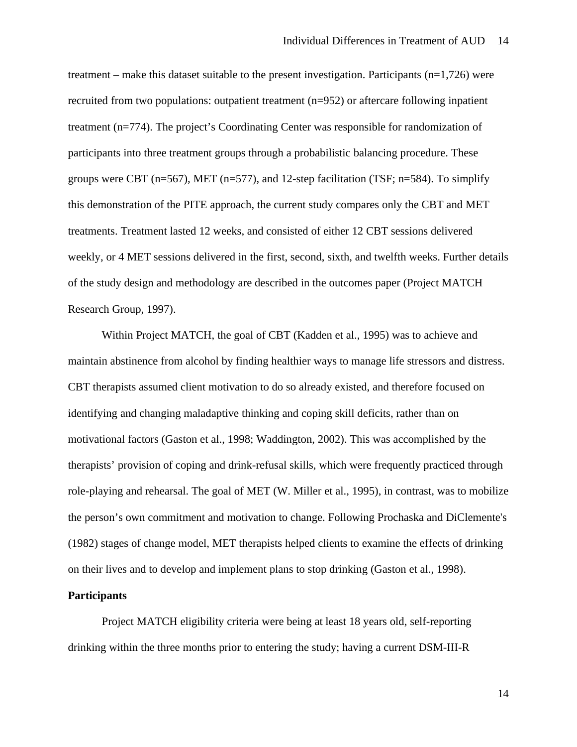treatment – make this dataset suitable to the present investigation. Participants (n=1,726) were recruited from two populations: outpatient treatment (n=952) or aftercare following inpatient treatment (n=774). The project's Coordinating Center was responsible for randomization of participants into three treatment groups through a probabilistic balancing procedure. These groups were CBT (n=567), MET (n=577), and 12-step facilitation (TSF; n=584). To simplify this demonstration of the PITE approach, the current study compares only the CBT and MET treatments. Treatment lasted 12 weeks, and consisted of either 12 CBT sessions delivered weekly, or 4 MET sessions delivered in the first, second, sixth, and twelfth weeks. Further details of the study design and methodology are described in the outcomes paper (Project MATCH Research Group, 1997).

Within Project MATCH, the goal of CBT (Kadden et al., 1995) was to achieve and maintain abstinence from alcohol by finding healthier ways to manage life stressors and distress. CBT therapists assumed client motivation to do so already existed, and therefore focused on identifying and changing maladaptive thinking and coping skill deficits, rather than on motivational factors (Gaston et al., 1998; Waddington, 2002). This was accomplished by the therapists' provision of coping and drink-refusal skills, which were frequently practiced through role-playing and rehearsal. The goal of MET (W. Miller et al., 1995), in contrast, was to mobilize the person's own commitment and motivation to change. Following Prochaska and DiClemente's (1982) stages of change model, MET therapists helped clients to examine the effects of drinking on their lives and to develop and implement plans to stop drinking (Gaston et al., 1998).

**Participants**

Project MATCH eligibility criteria were being at least 18 years old, self-reporting drinking within the three months prior to entering the study; having a current DSM-III-R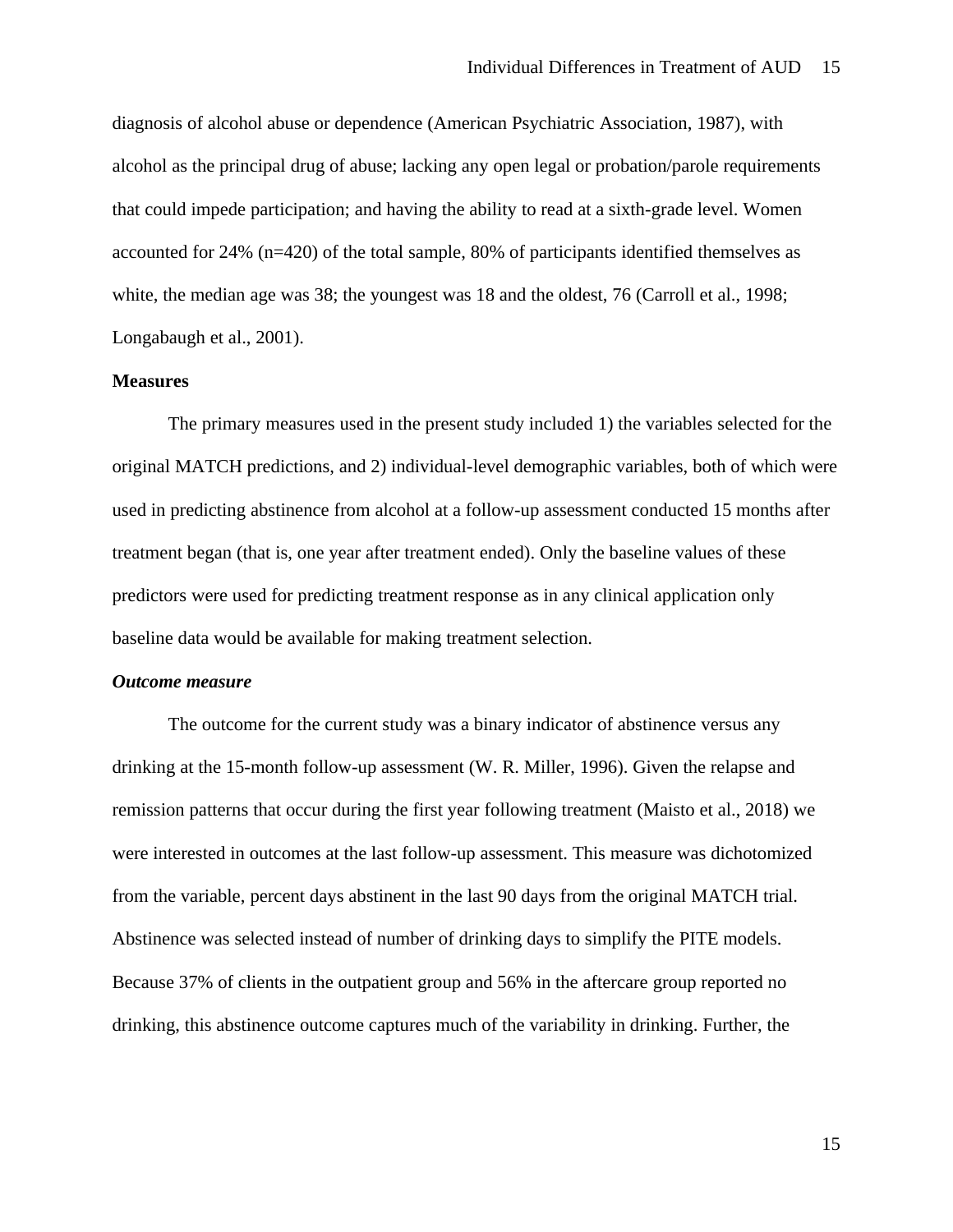diagnosis of alcohol abuse or dependence (American Psychiatric Association, 1987), with alcohol as the principal drug of abuse; lacking any open legal or probation/parole requirements that could impede participation; and having the ability to read at a sixth-grade level. Women accounted for 24% (n=420) of the total sample, 80% of participants identified themselves as white, the median age was 38; the youngest was 18 and the oldest, 76 (Carroll et al., 1998; Longabaugh et al., 2001).

## Measures

The primary measures used in the present study included 1) the variables selected for the original MATCH predictions, and 2) individual-level demographic variables, both of which were used in predicting abstinence from alcohol at a follow-up assessment conducted 15 months after treatment began (that is, one year after treatment ended). Only the baseline values of these predictors were used for predicting treatment response as in any clinical application only baseline data would be available for making treatment selection.

### *Outcome measure*

The outcome for the current study was a binary indicator of abstinence versus any drinking at the 15-month follow-up assessment (W. R. Miller, 1996). Given the relapse and remission patterns that occur during the first year following treatment (Maisto et al., 2018) we were interested in outcomes at the last follow-up assessment. This measure was dichotomized from the variable, percent days abstinent in the last 90 days from the original MATCH trial. Abstinence was selected instead of number of drinking days to simplify the PITE models. Because 37% of clients in the outpatient group and 56% in the aftercare group reported no drinking, this abstinence outcome captures much of the variability in drinking. Further, the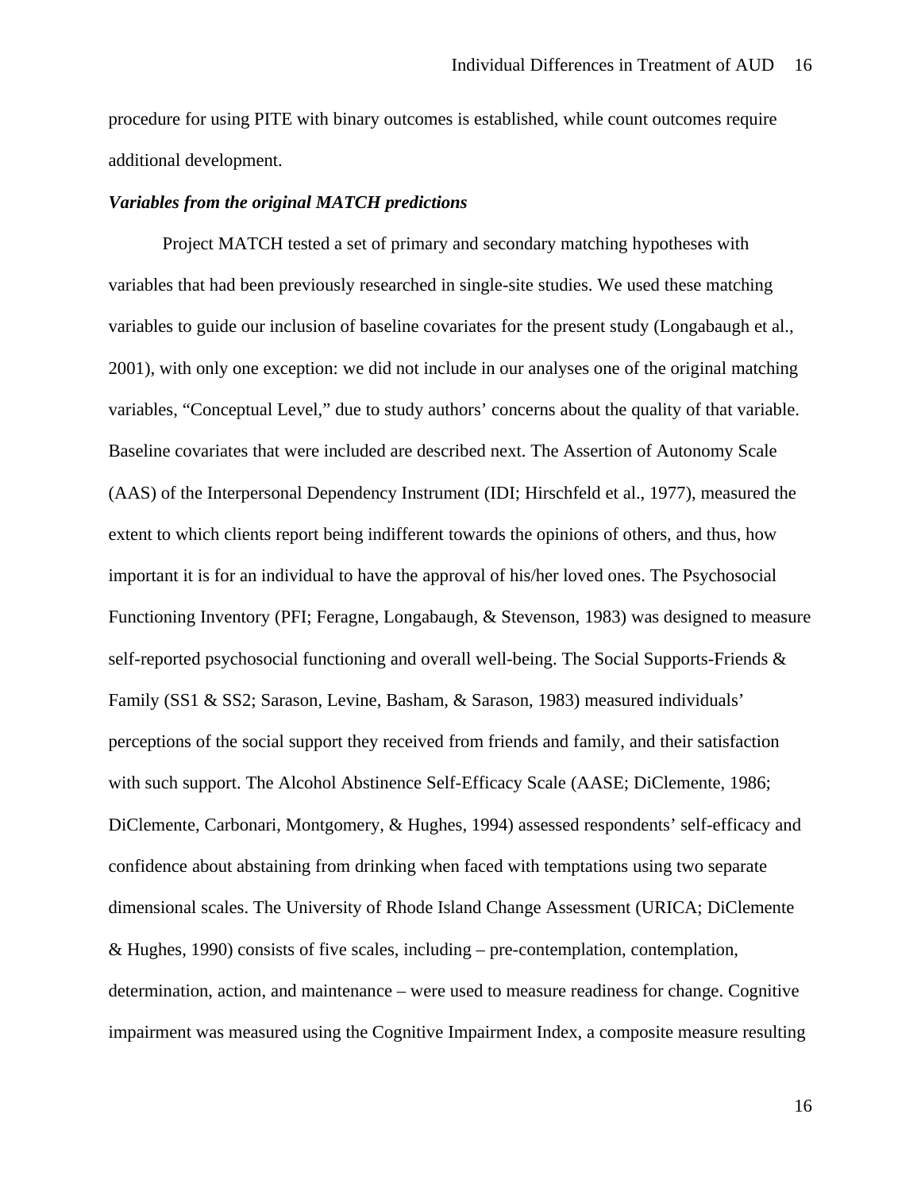procedure for using PITE with binary outcomes is established, while count outcomes require additional development.

### *Variables from the original MATCH predictions*

Project MATCH tested a set of primary and secondary matching hypotheses with variables that had been previously researched in single-site studies. We used these matching variables to guide our inclusion of baseline covariates for the present study (Longabaugh et al., 2001), with only one exception: we did not include in our analyses one of the original matching variables, "Conceptual Level," due to study authors' concerns about the quality of that variable. Baseline covariates that were included are described next. The Assertion of Autonomy Scale (AAS) of the Interpersonal Dependency Instrument (IDI; Hirschfeld et al., 1977), measured the extent to which clients report being indifferent towards the opinions of others, and thus, how important it is for an individual to have the approval of his/her loved ones. The Psychosocial Functioning Inventory (PFI; Feragne, Longabaugh, & Stevenson, 1983) was designed to measure self-reported psychosocial functioning and overall well-being. The Social Supports-Friends & Family (SS1 & SS2; Sarason, Levine, Basham, & Sarason, 1983) measured individuals' perceptions of the social support they received from friends and family, and their satisfaction with such support. The Alcohol Abstinence Self-Efficacy Scale (AASE; DiClemente, 1986; DiClemente, Carbonari, Montgomery, & Hughes, 1994) assessed respondents' self-efficacy and confidence about abstaining from drinking when faced with temptations using two separate dimensional scales. The University of Rhode Island Change Assessment (URICA; DiClemente & Hughes, 1990) consists of five scales, including – pre-contemplation, contemplation, determination, action, and maintenance – were used to measure readiness for change. Cognitive impairment was measured using the Cognitive Impairment Index, a composite measure resulting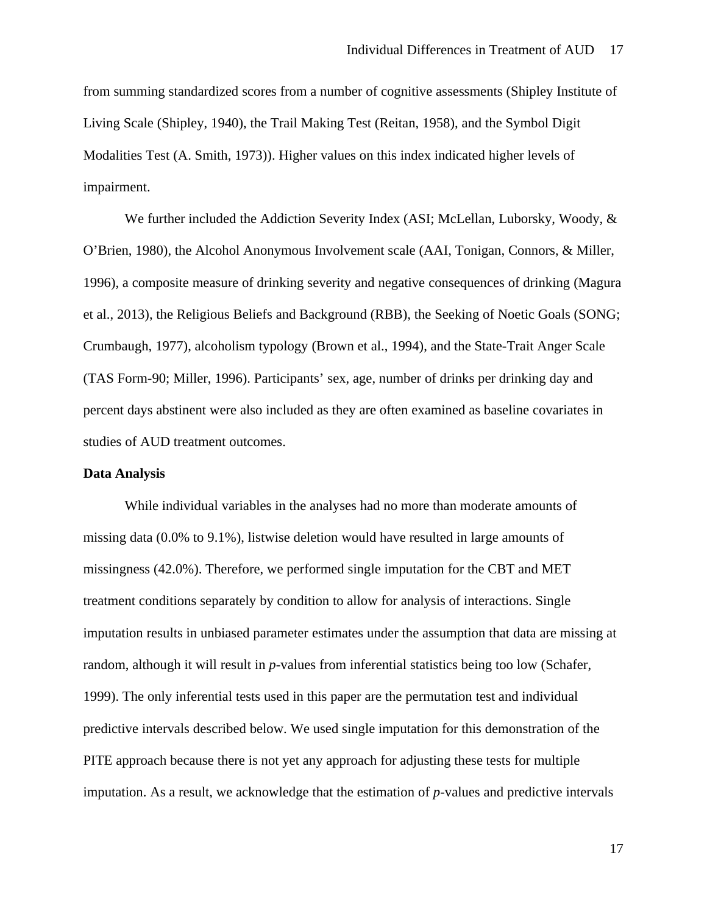from summing standardized scores from a number of cognitive assessments (Shipley Institute of Living Scale (Shipley, 1940), the Trail Making Test (Reitan, 1958), and the Symbol Digit Modalities Test (A. Smith, 1973)). Higher values on this index indicated higher levels of impairment.

We further included the Addiction Severity Index (ASI; McLellan, Luborsky, Woody, & O'Brien, 1980), the Alcohol Anonymous Involvement scale (AAI, Tonigan, Connors, & Miller, 1996), a composite measure of drinking severity and negative consequences of drinking (Magura et al., 2013), the Religious Beliefs and Background (RBB), the Seeking of Noetic Goals (SONG; Crumbaugh, 1977), alcoholism typology (Brown et al., 1994), and the State-Trait Anger Scale (TAS Form-90; Miller, 1996). Participants' sex, age, number of drinks per drinking day and percent days abstinent were also included as they are often examined as baseline covariates in studies of AUD treatment outcomes.

**Data Analysis**

While individual variables in the analyses had no more than moderate amounts of missing data (0.0% to 9.1%), listwise deletion would have resulted in large amounts of missingness (42.0%). Therefore, we performed single imputation for the CBT and MET treatment conditions separately by condition to allow for analysis of interactions. Single imputation results in unbiased parameter estimates under the assumption that data are missing at random, although it will result in *p*-values from inferential statistics being too low (Schafer, 1999). The only inferential tests used in this paper are the permutation test and individual predictive intervals described below. We used single imputation for this demonstration of the PITE approach because there is not yet any approach for adjusting these tests for multiple imputation. As a result, we acknowledge that the estimation of *p*-values and predictive intervals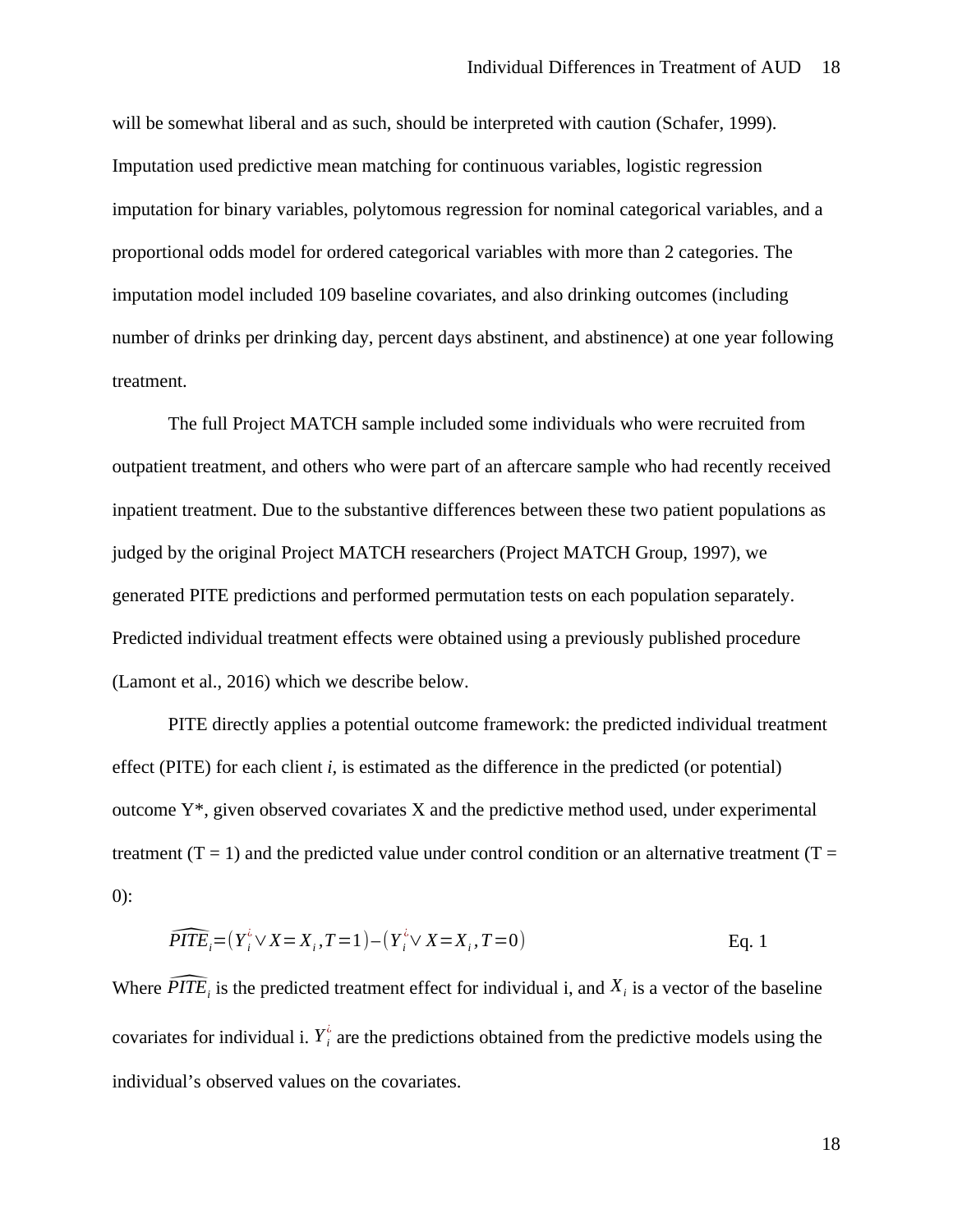will be somewhat liberal and as such, should be interpreted with caution (Schafer, 1999). Imputation used predictive mean matching for continuous variables, logistic regression imputation for binary variables, polytomous regression for nominal categorical variables, and a proportional odds model for ordered categorical variables with more than 2 categories. The imputation model included 109 baseline covariates, and also drinking outcomes (including number of drinks per drinking day, percent days abstinent, and abstinence) at one year following treatment.

The full Project MATCH sample included some individuals who were recruited from outpatient treatment, and others who were part of an aftercare sample who had recently received inpatient treatment. Due to the substantive differences between these two patient populations as judged by the original Project MATCH researchers (Project MATCH Group, 1997), we generated PITE predictions and performed permutation tests on each population separately. Predicted individual treatment effects were obtained using a previously published procedure (Lamont et al., 2016) which we describe below.

PITE directly applies a potential outcome framework: the predicted individual treatment effect (PITE) for each client *i*, is estimated as the difference in the predicted (or potential) outcome Y*, given observed covariates X and the predictive method used, under experimental treatment (T = 1) and the predicted value under control condition or an alternative treatment (T = 0):

$$\widehat{PITE}_i = \left(Y_i^* \mid X = X_i, T = 1\right) - \left(Y_i^* \mid X = X_i, T = 0\right) \qquad \text{Eq. 1}$$

Where $\widehat{PITE}_i$ is the predicted treatment effect for individual i, and $X_i$ is a vector of the baseline covariates for individual i. $Y_i^*$ are the predictions obtained from the predictive models using the individual's observed values on the covariates.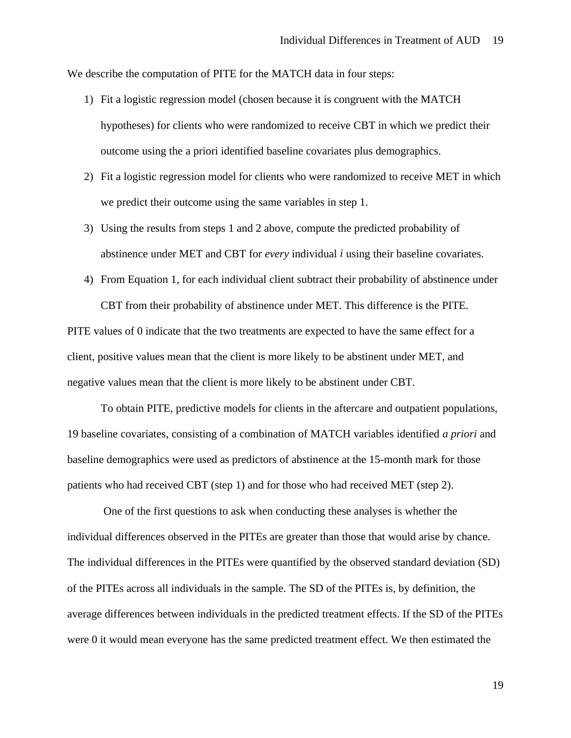We describe the computation of PITE for the MATCH data in four steps:

1) Fit a logistic regression model (chosen because it is congruent with the MATCH hypotheses) for clients who were randomized to receive CBT in which we predict their outcome using the a priori identified baseline covariates plus demographics.
2) Fit a logistic regression model for clients who were randomized to receive MET in which we predict their outcome using the same variables in step 1.
3) Using the results from steps 1 and 2 above, compute the predicted probability of abstinence under MET and CBT for *every* individual *i* using their baseline covariates.
4) From Equation 1, for each individual client subtract their probability of abstinence under CBT from their probability of abstinence under MET. This difference is the PITE.

PITE values of 0 indicate that the two treatments are expected to have the same effect for a client, positive values mean that the client is more likely to be abstinent under MET, and negative values mean that the client is more likely to be abstinent under CBT.

To obtain PITE, predictive models for clients in the aftercare and outpatient populations, 19 baseline covariates, consisting of a combination of MATCH variables identified *a priori* and baseline demographics were used as predictors of abstinence at the 15-month mark for those patients who had received CBT (step 1) and for those who had received MET (step 2).

One of the first questions to ask when conducting these analyses is whether the individual differences observed in the PITEs are greater than those that would arise by chance. The individual differences in the PITEs were quantified by the observed standard deviation (SD) of the PITEs across all individuals in the sample. The SD of the PITEs is, by definition, the average differences between individuals in the predicted treatment effects. If the SD of the PITEs were 0 it would mean everyone has the same predicted treatment effect. We then estimated the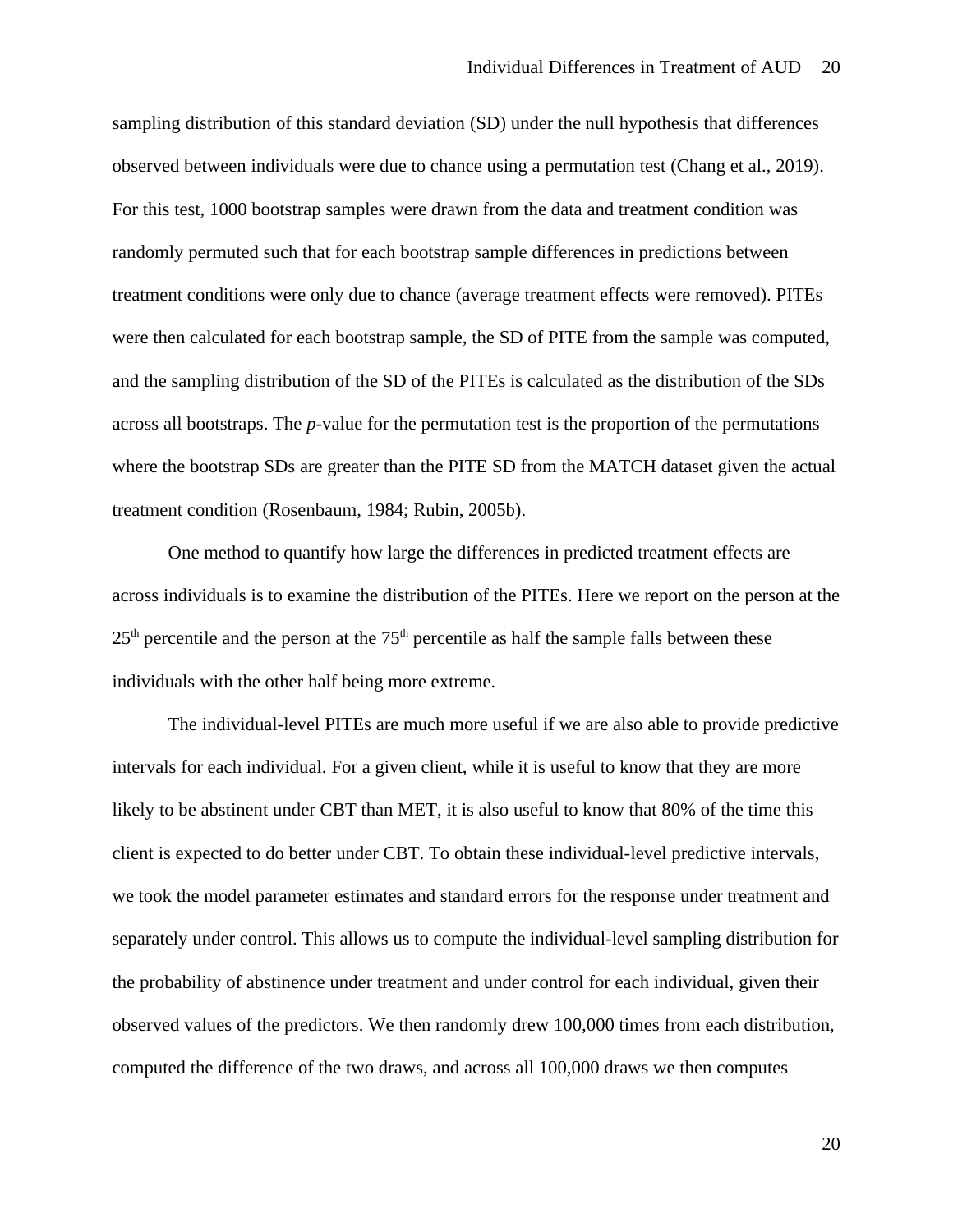sampling distribution of this standard deviation (SD) under the null hypothesis that differences observed between individuals were due to chance using a permutation test (Chang et al., 2019). For this test, 1000 bootstrap samples were drawn from the data and treatment condition was randomly permuted such that for each bootstrap sample differences in predictions between treatment conditions were only due to chance (average treatment effects were removed). PITEs were then calculated for each bootstrap sample, the SD of PITE from the sample was computed, and the sampling distribution of the SD of the PITEs is calculated as the distribution of the SDs across all bootstraps. The *p*-value for the permutation test is the proportion of the permutations where the bootstrap SDs are greater than the PITE SD from the MATCH dataset given the actual treatment condition (Rosenbaum, 1984; Rubin, 2005b).

One method to quantify how large the differences in predicted treatment effects are across individuals is to examine the distribution of the PITEs. Here we report on the person at the 25$^{th}$ percentile and the person at the 75$^{th}$ percentile as half the sample falls between these individuals with the other half being more extreme.

The individual-level PITEs are much more useful if we are also able to provide predictive intervals for each individual. For a given client, while it is useful to know that they are more likely to be abstinent under CBT than MET, it is also useful to know that 80% of the time this client is expected to do better under CBT. To obtain these individual-level predictive intervals, we took the model parameter estimates and standard errors for the response under treatment and separately under control. This allows us to compute the individual-level sampling distribution for the probability of abstinence under treatment and under control for each individual, given their observed values of the predictors. We then randomly drew 100,000 times from each distribution, computed the difference of the two draws, and across all 100,000 draws we then computes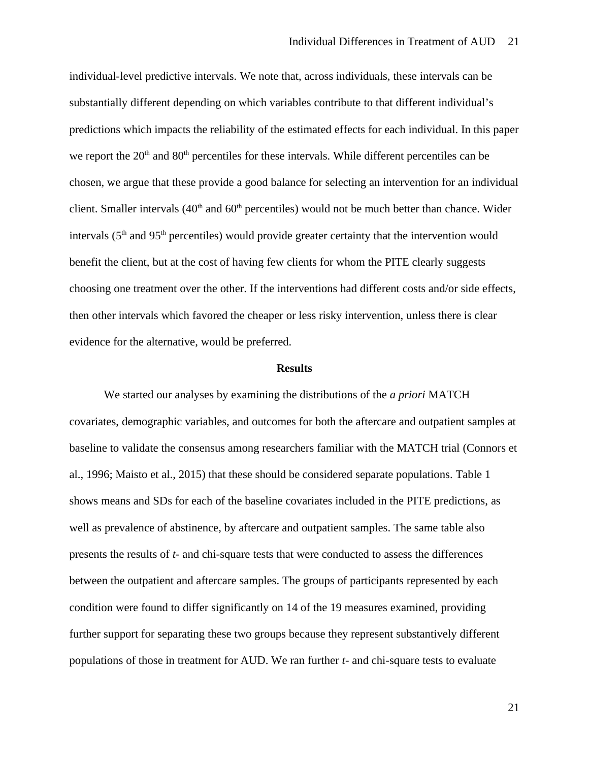individual-level predictive intervals. We note that, across individuals, these intervals can be substantially different depending on which variables contribute to that different individual's predictions which impacts the reliability of the estimated effects for each individual. In this paper we report the 20th and 80th percentiles for these intervals. While different percentiles can be chosen, we argue that these provide a good balance for selecting an intervention for an individual client. Smaller intervals (40th and 60th percentiles) would not be much better than chance. Wider intervals (5th and 95th percentiles) would provide greater certainty that the intervention would benefit the client, but at the cost of having few clients for whom the PITE clearly suggests choosing one treatment over the other. If the interventions had different costs and/or side effects, then other intervals which favored the cheaper or less risky intervention, unless there is clear evidence for the alternative, would be preferred.

## Results

We started our analyses by examining the distributions of the *a priori* MATCH covariates, demographic variables, and outcomes for both the aftercare and outpatient samples at baseline to validate the consensus among researchers familiar with the MATCH trial (Connors et al., 1996; Maisto et al., 2015) that these should be considered separate populations. Table 1 shows means and SDs for each of the baseline covariates included in the PITE predictions, as well as prevalence of abstinence, by aftercare and outpatient samples. The same table also presents the results of *t*- and chi-square tests that were conducted to assess the differences between the outpatient and aftercare samples. The groups of participants represented by each condition were found to differ significantly on 14 of the 19 measures examined, providing further support for separating these two groups because they represent substantively different populations of those in treatment for AUD. We ran further *t*- and chi-square tests to evaluate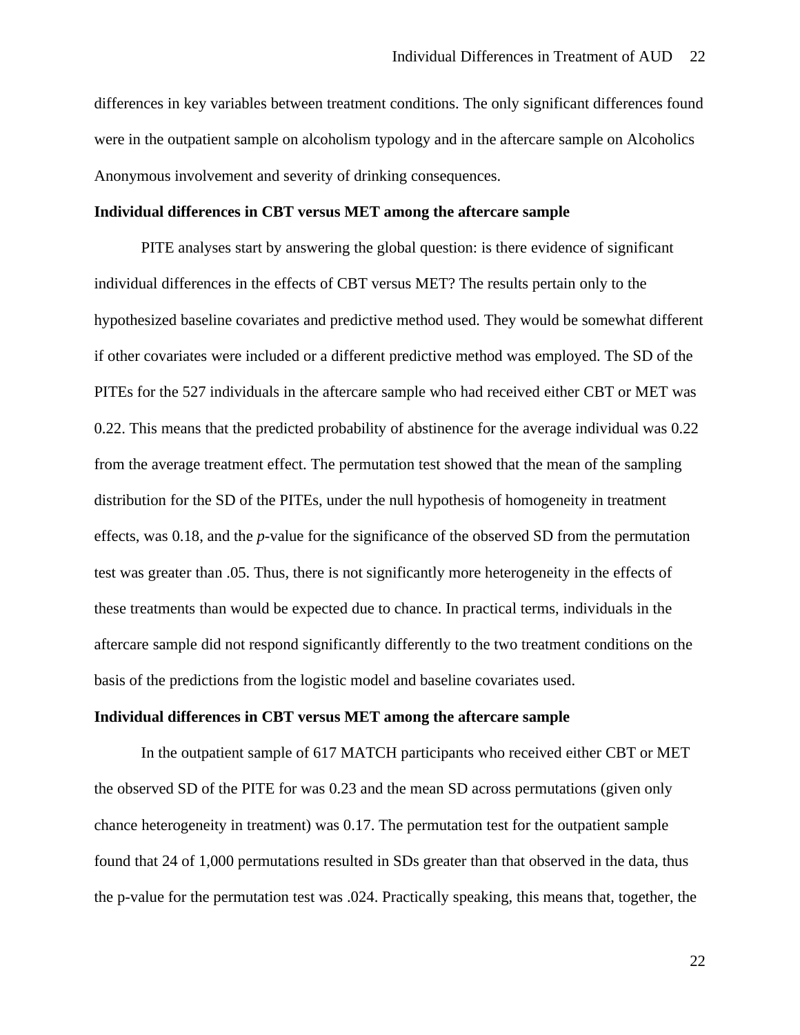differences in key variables between treatment conditions. The only significant differences found were in the outpatient sample on alcoholism typology and in the aftercare sample on Alcoholics Anonymous involvement and severity of drinking consequences.

**Individual differences in CBT versus MET among the aftercare sample**

PITE analyses start by answering the global question: is there evidence of significant individual differences in the effects of CBT versus MET? The results pertain only to the hypothesized baseline covariates and predictive method used. They would be somewhat different if other covariates were included or a different predictive method was employed. The SD of the PITEs for the 527 individuals in the aftercare sample who had received either CBT or MET was 0.22. This means that the predicted probability of abstinence for the average individual was 0.22 from the average treatment effect. The permutation test showed that the mean of the sampling distribution for the SD of the PITEs, under the null hypothesis of homogeneity in treatment effects, was 0.18, and the *p*-value for the significance of the observed SD from the permutation test was greater than .05. Thus, there is not significantly more heterogeneity in the effects of these treatments than would be expected due to chance. In practical terms, individuals in the aftercare sample did not respond significantly differently to the two treatment conditions on the basis of the predictions from the logistic model and baseline covariates used.

**Individual differences in CBT versus MET among the aftercare sample**

In the outpatient sample of 617 MATCH participants who received either CBT or MET the observed SD of the PITE for was 0.23 and the mean SD across permutations (given only chance heterogeneity in treatment) was 0.17. The permutation test for the outpatient sample found that 24 of 1,000 permutations resulted in SDs greater than that observed in the data, thus the p-value for the permutation test was .024. Practically speaking, this means that, together, the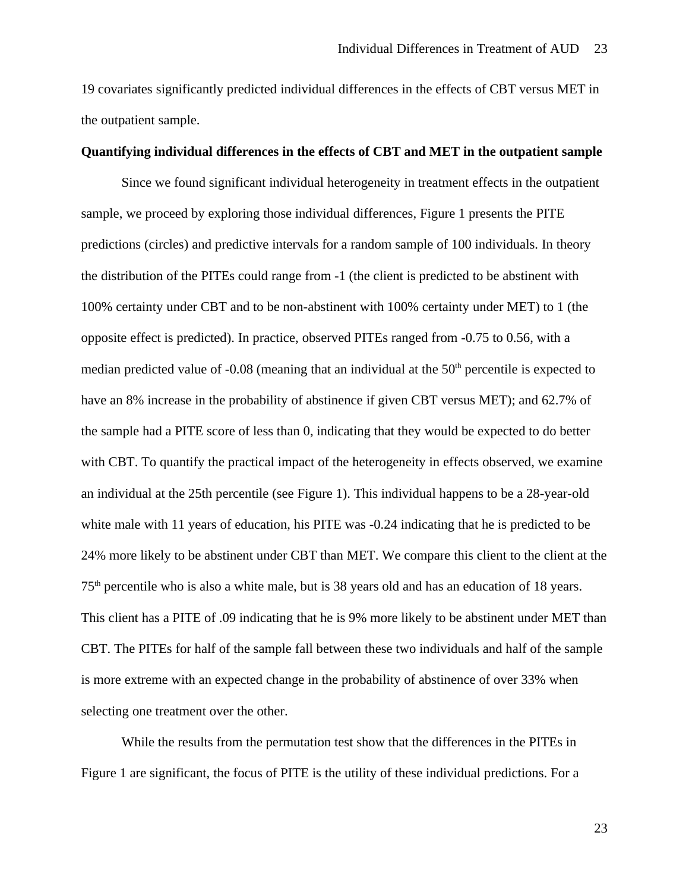19 covariates significantly predicted individual differences in the effects of CBT versus MET in the outpatient sample.

**Quantifying individual differences in the effects of CBT and MET in the outpatient sample**

Since we found significant individual heterogeneity in treatment effects in the outpatient sample, we proceed by exploring those individual differences, Figure 1 presents the PITE predictions (circles) and predictive intervals for a random sample of 100 individuals. In theory the distribution of the PITEs could range from -1 (the client is predicted to be abstinent with 100% certainty under CBT and to be non-abstinent with 100% certainty under MET) to 1 (the opposite effect is predicted). In practice, observed PITEs ranged from -0.75 to 0.56, with a median predicted value of -0.08 (meaning that an individual at the 50th percentile is expected to have an 8% increase in the probability of abstinence if given CBT versus MET); and 62.7% of the sample had a PITE score of less than 0, indicating that they would be expected to do better with CBT. To quantify the practical impact of the heterogeneity in effects observed, we examine an individual at the 25th percentile (see Figure 1). This individual happens to be a 28-year-old white male with 11 years of education, his PITE was -0.24 indicating that he is predicted to be 24% more likely to be abstinent under CBT than MET. We compare this client to the client at the 75th percentile who is also a white male, but is 38 years old and has an education of 18 years. This client has a PITE of .09 indicating that he is 9% more likely to be abstinent under MET than CBT. The PITEs for half of the sample fall between these two individuals and half of the sample is more extreme with an expected change in the probability of abstinence of over 33% when selecting one treatment over the other.

While the results from the permutation test show that the differences in the PITEs in Figure 1 are significant, the focus of PITE is the utility of these individual predictions. For a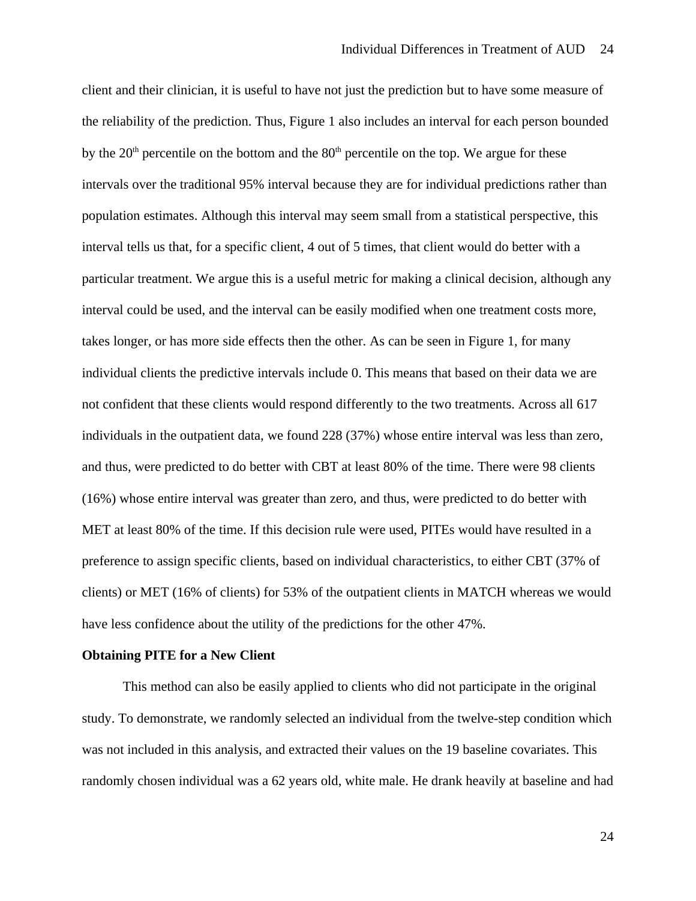client and their clinician, it is useful to have not just the prediction but to have some measure of the reliability of the prediction. Thus, Figure 1 also includes an interval for each person bounded by the $20^{th}$ percentile on the bottom and the $80^{th}$ percentile on the top. We argue for these intervals over the traditional 95% interval because they are for individual predictions rather than population estimates. Although this interval may seem small from a statistical perspective, this interval tells us that, for a specific client, 4 out of 5 times, that client would do better with a particular treatment. We argue this is a useful metric for making a clinical decision, although any interval could be used, and the interval can be easily modified when one treatment costs more, takes longer, or has more side effects then the other. As can be seen in Figure 1, for many individual clients the predictive intervals include 0. This means that based on their data we are not confident that these clients would respond differently to the two treatments. Across all 617 individuals in the outpatient data, we found 228 (37%) whose entire interval was less than zero, and thus, were predicted to do better with CBT at least 80% of the time. There were 98 clients (16%) whose entire interval was greater than zero, and thus, were predicted to do better with MET at least 80% of the time. If this decision rule were used, PITEs would have resulted in a preference to assign specific clients, based on individual characteristics, to either CBT (37% of clients) or MET (16% of clients) for 53% of the outpatient clients in MATCH whereas we would have less confidence about the utility of the predictions for the other 47%.

**Obtaining PITE for a New Client**

This method can also be easily applied to clients who did not participate in the original study. To demonstrate, we randomly selected an individual from the twelve-step condition which was not included in this analysis, and extracted their values on the 19 baseline covariates. This randomly chosen individual was a 62 years old, white male. He drank heavily at baseline and had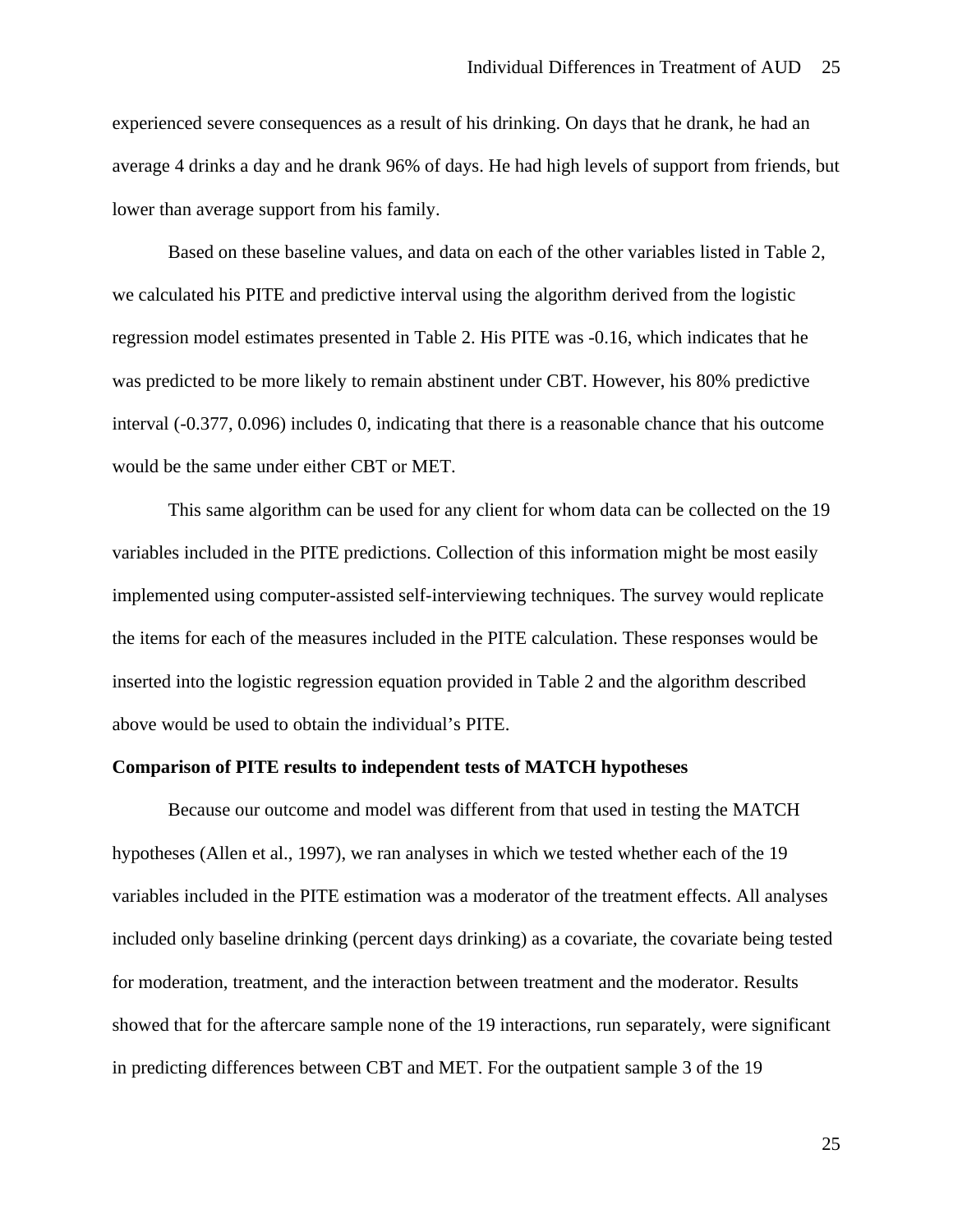experienced severe consequences as a result of his drinking. On days that he drank, he had an average 4 drinks a day and he drank 96% of days. He had high levels of support from friends, but lower than average support from his family.

Based on these baseline values, and data on each of the other variables listed in Table 2, we calculated his PITE and predictive interval using the algorithm derived from the logistic regression model estimates presented in Table 2. His PITE was -0.16, which indicates that he was predicted to be more likely to remain abstinent under CBT. However, his 80% predictive interval (-0.377, 0.096) includes 0, indicating that there is a reasonable chance that his outcome would be the same under either CBT or MET.

This same algorithm can be used for any client for whom data can be collected on the 19 variables included in the PITE predictions. Collection of this information might be most easily implemented using computer-assisted self-interviewing techniques. The survey would replicate the items for each of the measures included in the PITE calculation. These responses would be inserted into the logistic regression equation provided in Table 2 and the algorithm described above would be used to obtain the individual's PITE.

**Comparison of PITE results to independent tests of MATCH hypotheses**

Because our outcome and model was different from that used in testing the MATCH hypotheses (Allen et al., 1997), we ran analyses in which we tested whether each of the 19 variables included in the PITE estimation was a moderator of the treatment effects. All analyses included only baseline drinking (percent days drinking) as a covariate, the covariate being tested for moderation, treatment, and the interaction between treatment and the moderator. Results showed that for the aftercare sample none of the 19 interactions, run separately, were significant in predicting differences between CBT and MET. For the outpatient sample 3 of the 19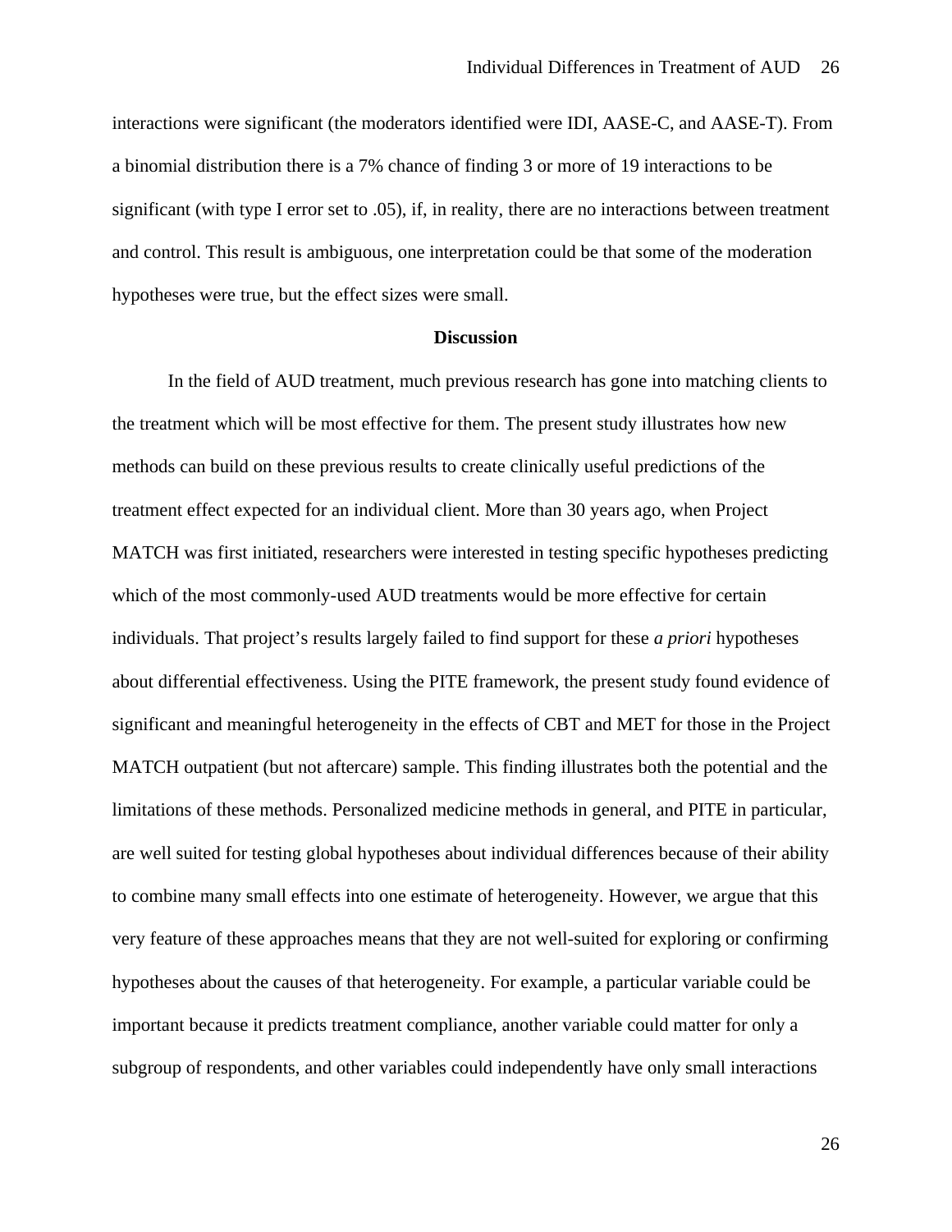interactions were significant (the moderators identified were IDI, AASE-C, and AASE-T). From a binomial distribution there is a 7% chance of finding 3 or more of 19 interactions to be significant (with type I error set to .05), if, in reality, there are no interactions between treatment and control. This result is ambiguous, one interpretation could be that some of the moderation hypotheses were true, but the effect sizes were small.

## Discussion

In the field of AUD treatment, much previous research has gone into matching clients to the treatment which will be most effective for them. The present study illustrates how new methods can build on these previous results to create clinically useful predictions of the treatment effect expected for an individual client. More than 30 years ago, when Project MATCH was first initiated, researchers were interested in testing specific hypotheses predicting which of the most commonly-used AUD treatments would be more effective for certain individuals. That project's results largely failed to find support for these *a priori* hypotheses about differential effectiveness. Using the PITE framework, the present study found evidence of significant and meaningful heterogeneity in the effects of CBT and MET for those in the Project MATCH outpatient (but not aftercare) sample. This finding illustrates both the potential and the limitations of these methods. Personalized medicine methods in general, and PITE in particular, are well suited for testing global hypotheses about individual differences because of their ability to combine many small effects into one estimate of heterogeneity. However, we argue that this very feature of these approaches means that they are not well-suited for exploring or confirming hypotheses about the causes of that heterogeneity. For example, a particular variable could be important because it predicts treatment compliance, another variable could matter for only a subgroup of respondents, and other variables could independently have only small interactions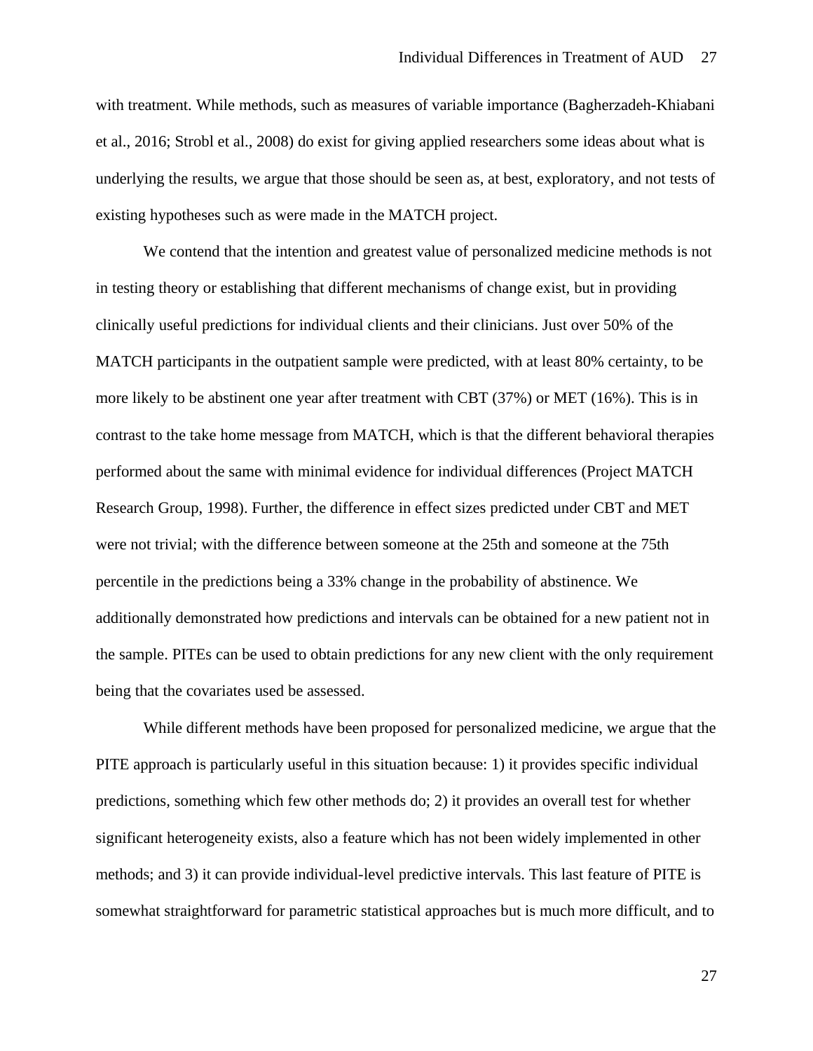with treatment. While methods, such as measures of variable importance (Bagherzadeh-Khiabani et al., 2016; Strobl et al., 2008) do exist for giving applied researchers some ideas about what is underlying the results, we argue that those should be seen as, at best, exploratory, and not tests of existing hypotheses such as were made in the MATCH project.

We contend that the intention and greatest value of personalized medicine methods is not in testing theory or establishing that different mechanisms of change exist, but in providing clinically useful predictions for individual clients and their clinicians. Just over 50% of the MATCH participants in the outpatient sample were predicted, with at least 80% certainty, to be more likely to be abstinent one year after treatment with CBT (37%) or MET (16%). This is in contrast to the take home message from MATCH, which is that the different behavioral therapies performed about the same with minimal evidence for individual differences (Project MATCH Research Group, 1998). Further, the difference in effect sizes predicted under CBT and MET were not trivial; with the difference between someone at the 25th and someone at the 75th percentile in the predictions being a 33% change in the probability of abstinence. We additionally demonstrated how predictions and intervals can be obtained for a new patient not in the sample. PITEs can be used to obtain predictions for any new client with the only requirement being that the covariates used be assessed.

While different methods have been proposed for personalized medicine, we argue that the PITE approach is particularly useful in this situation because: 1) it provides specific individual predictions, something which few other methods do; 2) it provides an overall test for whether significant heterogeneity exists, also a feature which has not been widely implemented in other methods; and 3) it can provide individual-level predictive intervals. This last feature of PITE is somewhat straightforward for parametric statistical approaches but is much more difficult, and to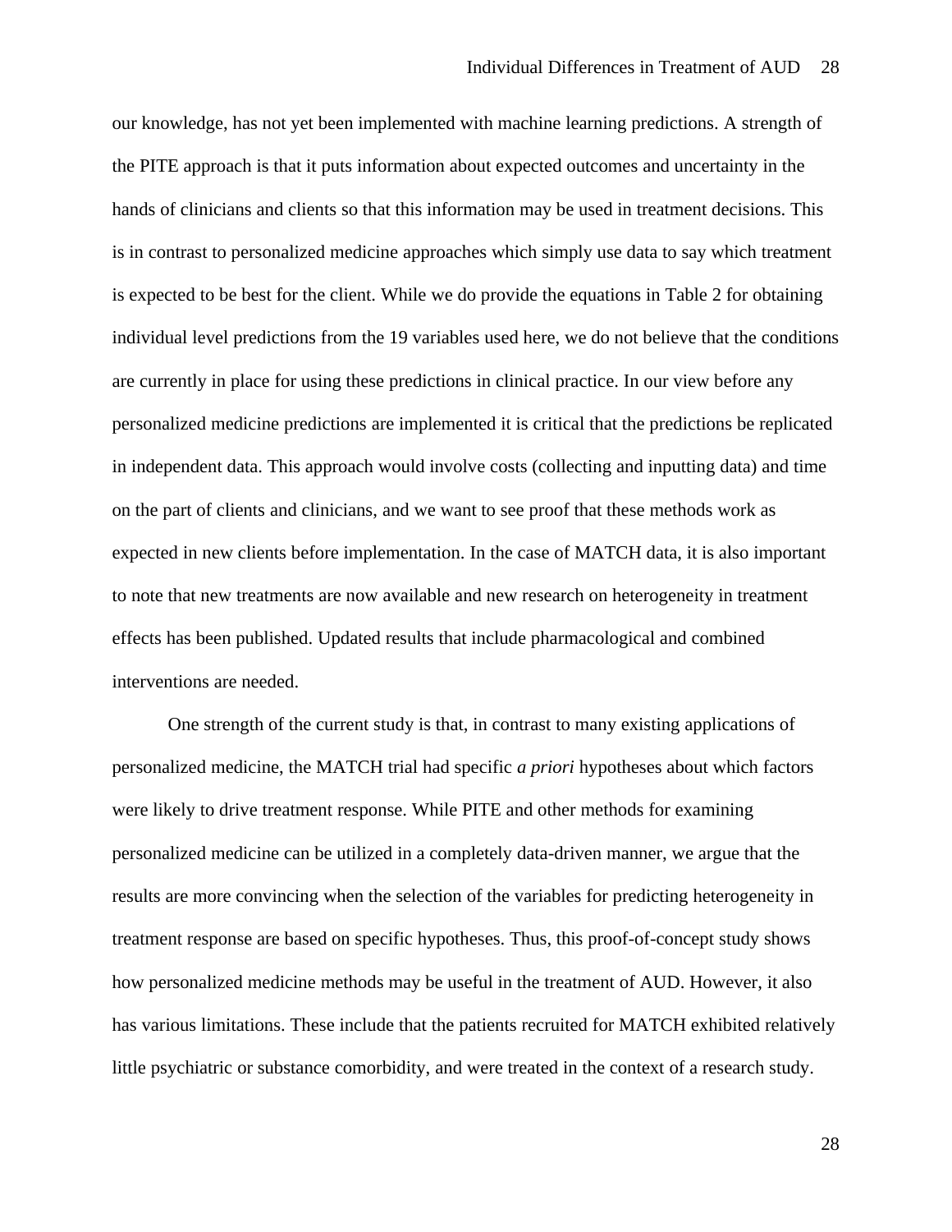our knowledge, has not yet been implemented with machine learning predictions. A strength of the PITE approach is that it puts information about expected outcomes and uncertainty in the hands of clinicians and clients so that this information may be used in treatment decisions. This is in contrast to personalized medicine approaches which simply use data to say which treatment is expected to be best for the client. While we do provide the equations in Table 2 for obtaining individual level predictions from the 19 variables used here, we do not believe that the conditions are currently in place for using these predictions in clinical practice. In our view before any personalized medicine predictions are implemented it is critical that the predictions be replicated in independent data. This approach would involve costs (collecting and inputting data) and time on the part of clients and clinicians, and we want to see proof that these methods work as expected in new clients before implementation. In the case of MATCH data, it is also important to note that new treatments are now available and new research on heterogeneity in treatment effects has been published. Updated results that include pharmacological and combined interventions are needed.

One strength of the current study is that, in contrast to many existing applications of personalized medicine, the MATCH trial had specific *a priori* hypotheses about which factors were likely to drive treatment response. While PITE and other methods for examining personalized medicine can be utilized in a completely data-driven manner, we argue that the results are more convincing when the selection of the variables for predicting heterogeneity in treatment response are based on specific hypotheses. Thus, this proof-of-concept study shows how personalized medicine methods may be useful in the treatment of AUD. However, it also has various limitations. These include that the patients recruited for MATCH exhibited relatively little psychiatric or substance comorbidity, and were treated in the context of a research study.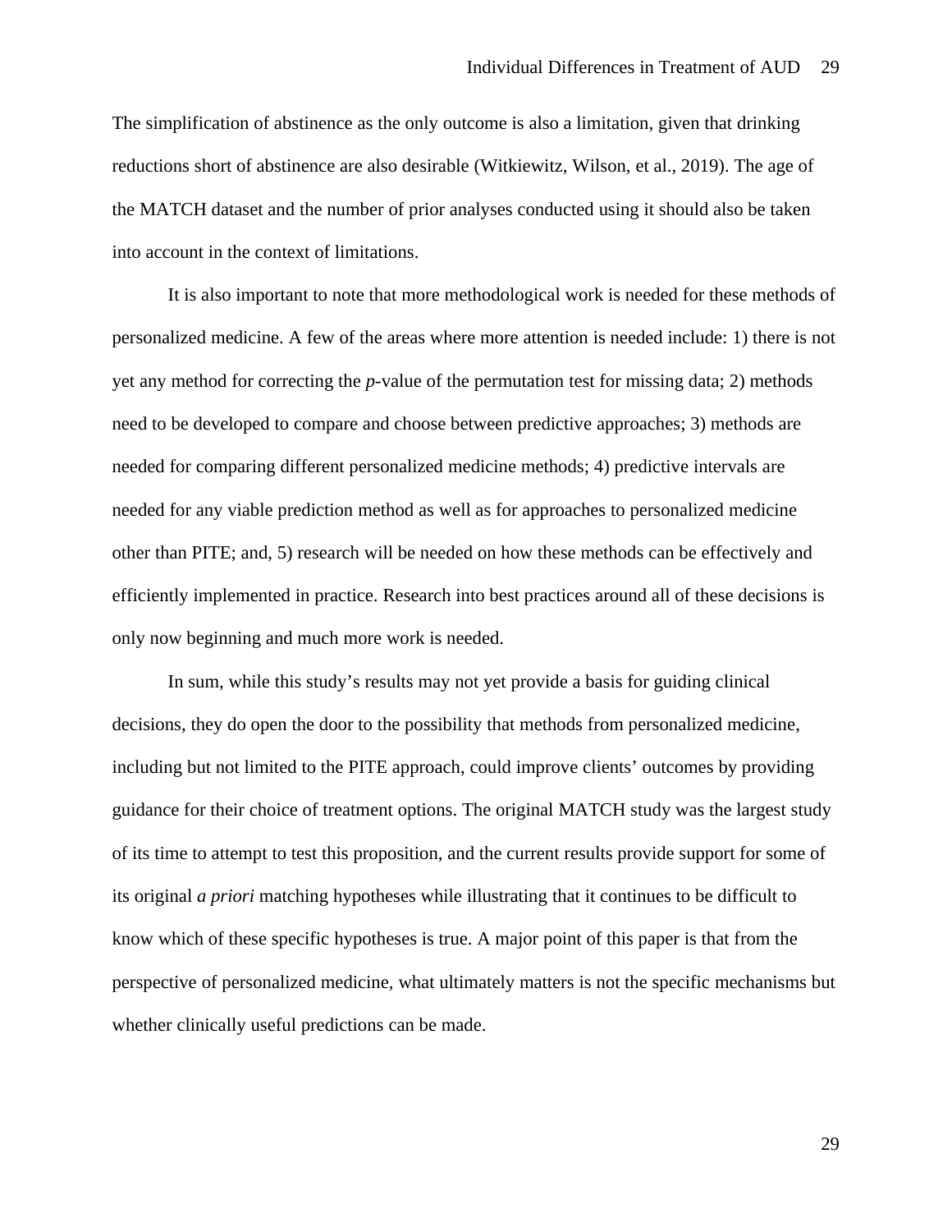The simplification of abstinence as the only outcome is also a limitation, given that drinking reductions short of abstinence are also desirable (Witkiewitz, Wilson, et al., 2019). The age of the MATCH dataset and the number of prior analyses conducted using it should also be taken into account in the context of limitations.

It is also important to note that more methodological work is needed for these methods of personalized medicine. A few of the areas where more attention is needed include: 1) there is not yet any method for correcting the *p*-value of the permutation test for missing data; 2) methods need to be developed to compare and choose between predictive approaches; 3) methods are needed for comparing different personalized medicine methods; 4) predictive intervals are needed for any viable prediction method as well as for approaches to personalized medicine other than PITE; and, 5) research will be needed on how these methods can be effectively and efficiently implemented in practice. Research into best practices around all of these decisions is only now beginning and much more work is needed.

In sum, while this study's results may not yet provide a basis for guiding clinical decisions, they do open the door to the possibility that methods from personalized medicine, including but not limited to the PITE approach, could improve clients' outcomes by providing guidance for their choice of treatment options. The original MATCH study was the largest study of its time to attempt to test this proposition, and the current results provide support for some of its original *a priori* matching hypotheses while illustrating that it continues to be difficult to know which of these specific hypotheses is true. A major point of this paper is that from the perspective of personalized medicine, what ultimately matters is not the specific mechanisms but whether clinically useful predictions can be made.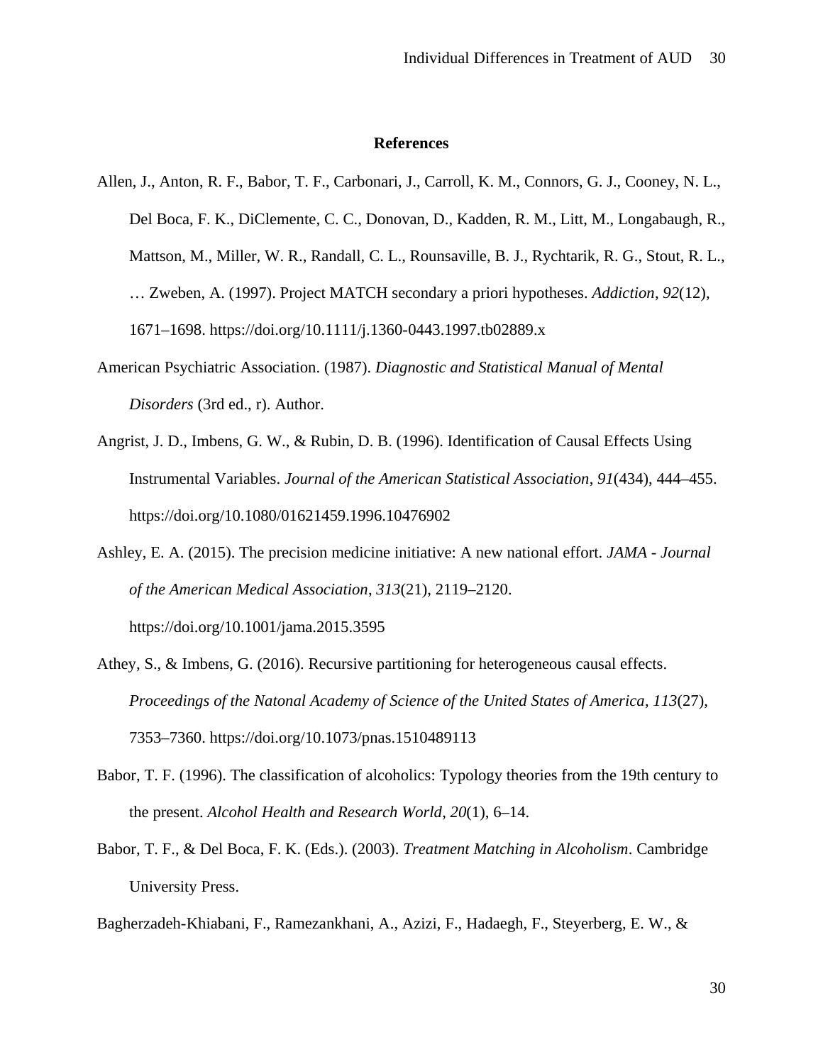## References

Allen, J., Anton, R. F., Babor, T. F., Carbonari, J., Carroll, K. M., Connors, G. J., Cooney, N. L., Del Boca, F. K., DiClemente, C. C., Donovan, D., Kadden, R. M., Litt, M., Longabaugh, R., Mattson, M., Miller, W. R., Randall, C. L., Rounsaville, B. J., Rychtarik, R. G., Stout, R. L., … Zweben, A. (1997). Project MATCH secondary a priori hypotheses. *Addiction*, *92*(12), 1671–1698. https://doi.org/10.1111/j.1360-0443.1997.tb02889.x

American Psychiatric Association. (1987). *Diagnostic and Statistical Manual of Mental Disorders* (3rd ed., r). Author.

Angrist, J. D., Imbens, G. W., & Rubin, D. B. (1996). Identification of Causal Effects Using Instrumental Variables. *Journal of the American Statistical Association*, *91*(434), 444–455. https://doi.org/10.1080/01621459.1996.10476902

Ashley, E. A. (2015). The precision medicine initiative: A new national effort. *JAMA - Journal of the American Medical Association*, *313*(21), 2119–2120. https://doi.org/10.1001/jama.2015.3595

Athey, S., & Imbens, G. (2016). Recursive partitioning for heterogeneous causal effects. *Proceedings of the Natonal Academy of Science of the United States of America*, *113*(27), 7353–7360. https://doi.org/10.1073/pnas.1510489113

Babor, T. F. (1996). The classification of alcoholics: Typology theories from the 19th century to the present. *Alcohol Health and Research World*, *20*(1), 6–14.

Babor, T. F., & Del Boca, F. K. (Eds.). (2003). *Treatment Matching in Alcoholism*. Cambridge University Press.

Bagherzadeh-Khiabani, F., Ramezankhani, A., Azizi, F., Hadaegh, F., Steyerberg, E. W., &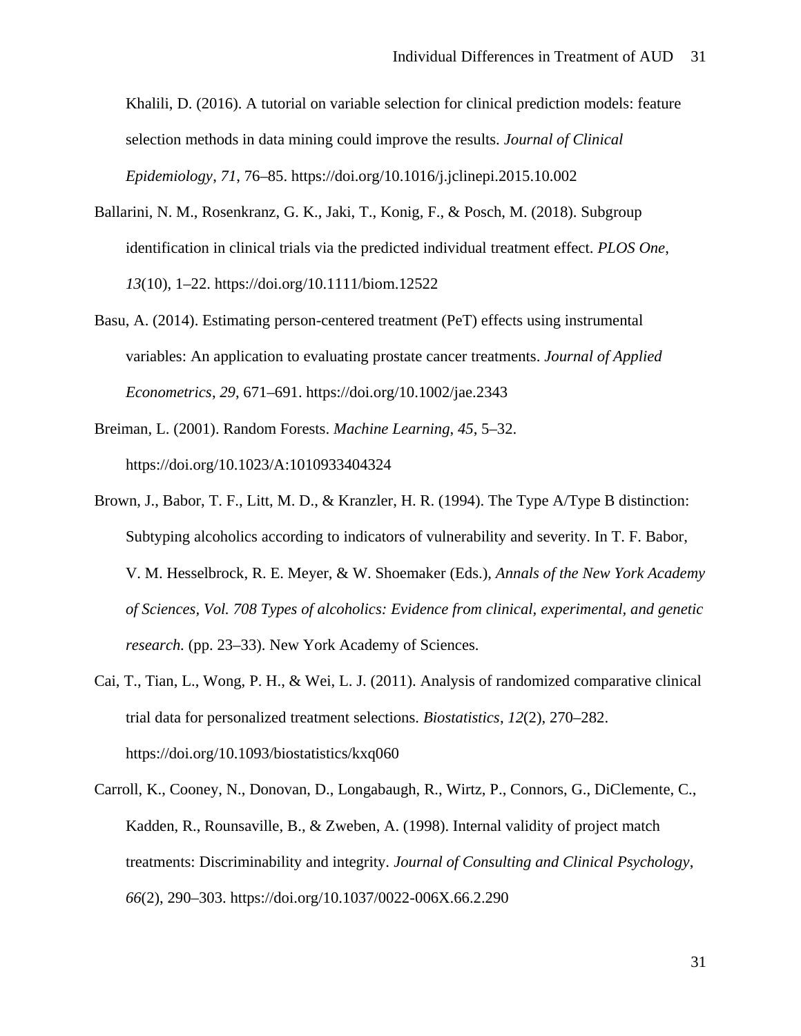Khalili, D. (2016). A tutorial on variable selection for clinical prediction models: feature selection methods in data mining could improve the results. *Journal of Clinical Epidemiology*, *71*, 76–85. https://doi.org/10.1016/j.jclinepi.2015.10.002

Ballarini, N. M., Rosenkranz, G. K., Jaki, T., Konig, F., & Posch, M. (2018). Subgroup identification in clinical trials via the predicted individual treatment effect. *PLOS One*, *13*(10), 1–22. https://doi.org/10.1111/biom.12522

Basu, A. (2014). Estimating person-centered treatment (PeT) effects using instrumental variables: An application to evaluating prostate cancer treatments. *Journal of Applied Econometrics*, *29*, 671–691. https://doi.org/10.1002/jae.2343

Breiman, L. (2001). Random Forests. *Machine Learning*, *45*, 5–32. https://doi.org/10.1023/A:1010933404324

Brown, J., Babor, T. F., Litt, M. D., & Kranzler, H. R. (1994). The Type A/Type B distinction: Subtyping alcoholics according to indicators of vulnerability and severity. In T. F. Babor, V. M. Hesselbrock, R. E. Meyer, & W. Shoemaker (Eds.), *Annals of the New York Academy of Sciences, Vol. 708 Types of alcoholics: Evidence from clinical, experimental, and genetic research.* (pp. 23–33). New York Academy of Sciences.

Cai, T., Tian, L., Wong, P. H., & Wei, L. J. (2011). Analysis of randomized comparative clinical trial data for personalized treatment selections. *Biostatistics*, *12*(2), 270–282. https://doi.org/10.1093/biostatistics/kxq060

Carroll, K., Cooney, N., Donovan, D., Longabaugh, R., Wirtz, P., Connors, G., DiClemente, C., Kadden, R., Rounsaville, B., & Zweben, A. (1998). Internal validity of project match treatments: Discriminability and integrity. *Journal of Consulting and Clinical Psychology*, *66*(2), 290–303. https://doi.org/10.1037/0022-006X.66.2.290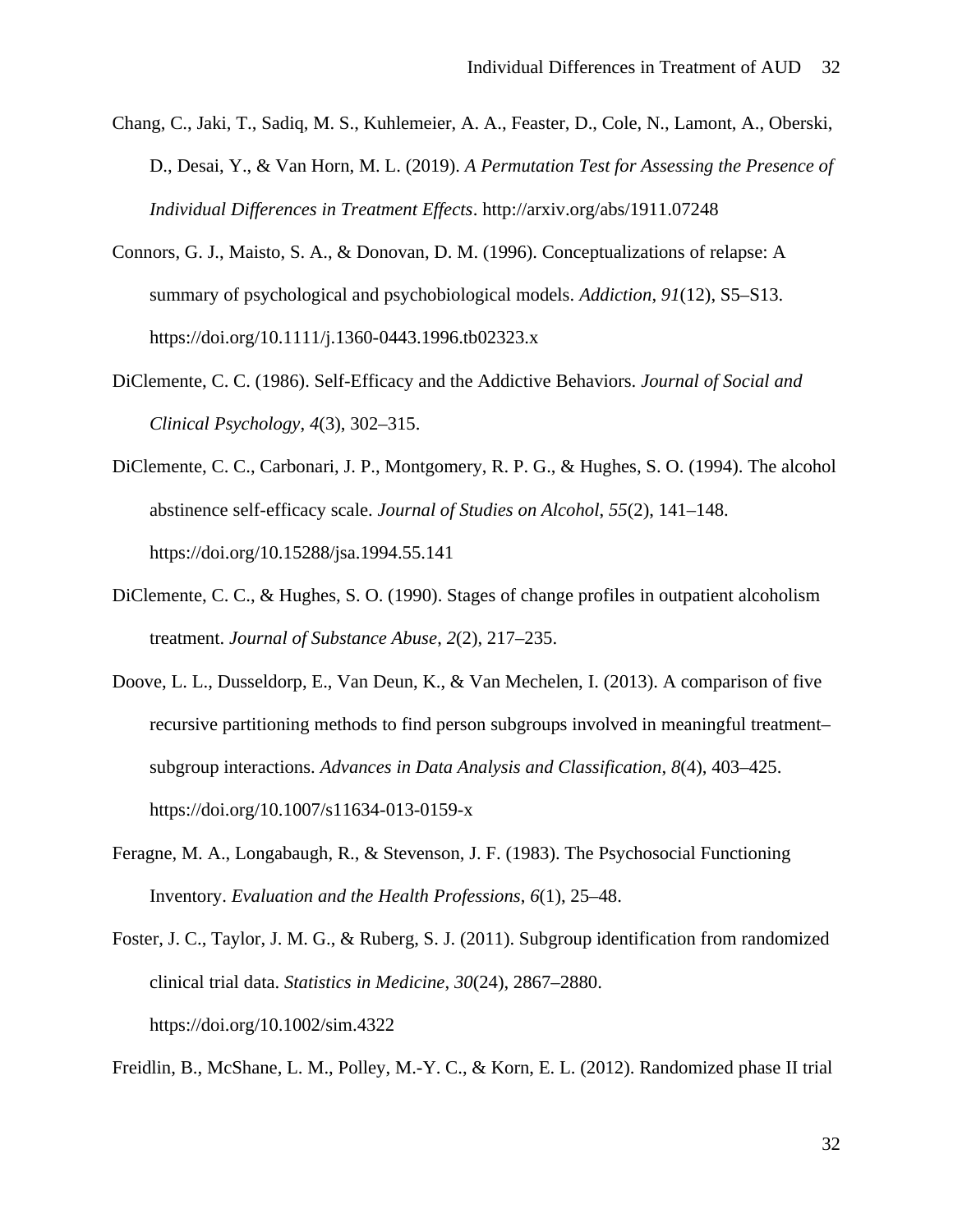Chang, C., Jaki, T., Sadiq, M. S., Kuhlemeier, A. A., Feaster, D., Cole, N., Lamont, A., Oberski, D., Desai, Y., & Van Horn, M. L. (2019). *A Permutation Test for Assessing the Presence of Individual Differences in Treatment Effects*. http://arxiv.org/abs/1911.07248

Connors, G. J., Maisto, S. A., & Donovan, D. M. (1996). Conceptualizations of relapse: A summary of psychological and psychobiological models. *Addiction*, *91*(12), S5–S13. https://doi.org/10.1111/j.1360-0443.1996.tb02323.x

DiClemente, C. C. (1986). Self-Efficacy and the Addictive Behaviors. *Journal of Social and Clinical Psychology*, *4*(3), 302–315.

DiClemente, C. C., Carbonari, J. P., Montgomery, R. P. G., & Hughes, S. O. (1994). The alcohol abstinence self-efficacy scale. *Journal of Studies on Alcohol*, *55*(2), 141–148. https://doi.org/10.15288/jsa.1994.55.141

DiClemente, C. C., & Hughes, S. O. (1990). Stages of change profiles in outpatient alcoholism treatment. *Journal of Substance Abuse*, *2*(2), 217–235.

Doove, L. L., Dusseldorp, E., Van Deun, K., & Van Mechelen, I. (2013). A comparison of five recursive partitioning methods to find person subgroups involved in meaningful treatment–subgroup interactions. *Advances in Data Analysis and Classification*, *8*(4), 403–425. https://doi.org/10.1007/s11634-013-0159-x

Feragne, M. A., Longabaugh, R., & Stevenson, J. F. (1983). The Psychosocial Functioning Inventory. *Evaluation and the Health Professions*, *6*(1), 25–48.

Foster, J. C., Taylor, J. M. G., & Ruberg, S. J. (2011). Subgroup identification from randomized clinical trial data. *Statistics in Medicine*, *30*(24), 2867–2880. https://doi.org/10.1002/sim.4322

Freidlin, B., McShane, L. M., Polley, M.-Y. C., & Korn, E. L. (2012). Randomized phase II trial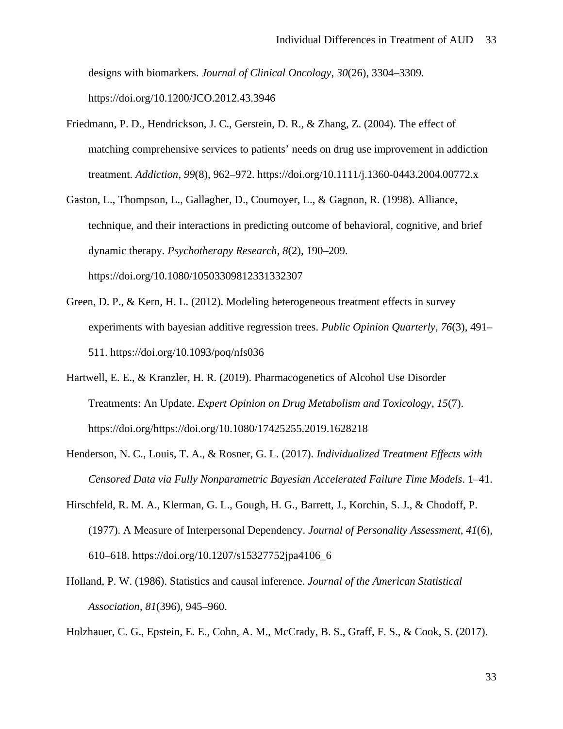designs with biomarkers. *Journal of Clinical Oncology*, *30*(26), 3304–3309. https://doi.org/10.1200/JCO.2012.43.3946

Friedmann, P. D., Hendrickson, J. C., Gerstein, D. R., & Zhang, Z. (2004). The effect of matching comprehensive services to patients' needs on drug use improvement in addiction treatment. *Addiction*, *99*(8), 962–972. https://doi.org/10.1111/j.1360-0443.2004.00772.x

Gaston, L., Thompson, L., Gallagher, D., Coumoyer, L., & Gagnon, R. (1998). Alliance, technique, and their interactions in predicting outcome of behavioral, cognitive, and brief dynamic therapy. *Psychotherapy Research*, *8*(2), 190–209. https://doi.org/10.1080/10503309812331332307

Green, D. P., & Kern, H. L. (2012). Modeling heterogeneous treatment effects in survey experiments with bayesian additive regression trees. *Public Opinion Quarterly*, *76*(3), 491–511. https://doi.org/10.1093/poq/nfs036

Hartwell, E. E., & Kranzler, H. R. (2019). Pharmacogenetics of Alcohol Use Disorder Treatments: An Update. *Expert Opinion on Drug Metabolism and Toxicology*, *15*(7). https://doi.org/https://doi.org/10.1080/17425255.2019.1628218

Henderson, N. C., Louis, T. A., & Rosner, G. L. (2017). *Individualized Treatment Effects with Censored Data via Fully Nonparametric Bayesian Accelerated Failure Time Models*. 1–41.

Hirschfeld, R. M. A., Klerman, G. L., Gough, H. G., Barrett, J., Korchin, S. J., & Chodoff, P. (1977). A Measure of Interpersonal Dependency. *Journal of Personality Assessment*, *41*(6), 610–618. https://doi.org/10.1207/s15327752jpa4106_6

Holland, P. W. (1986). Statistics and causal inference. *Journal of the American Statistical Association*, *81*(396), 945–960.

Holzhauer, C. G., Epstein, E. E., Cohn, A. M., McCrady, B. S., Graff, F. S., & Cook, S. (2017).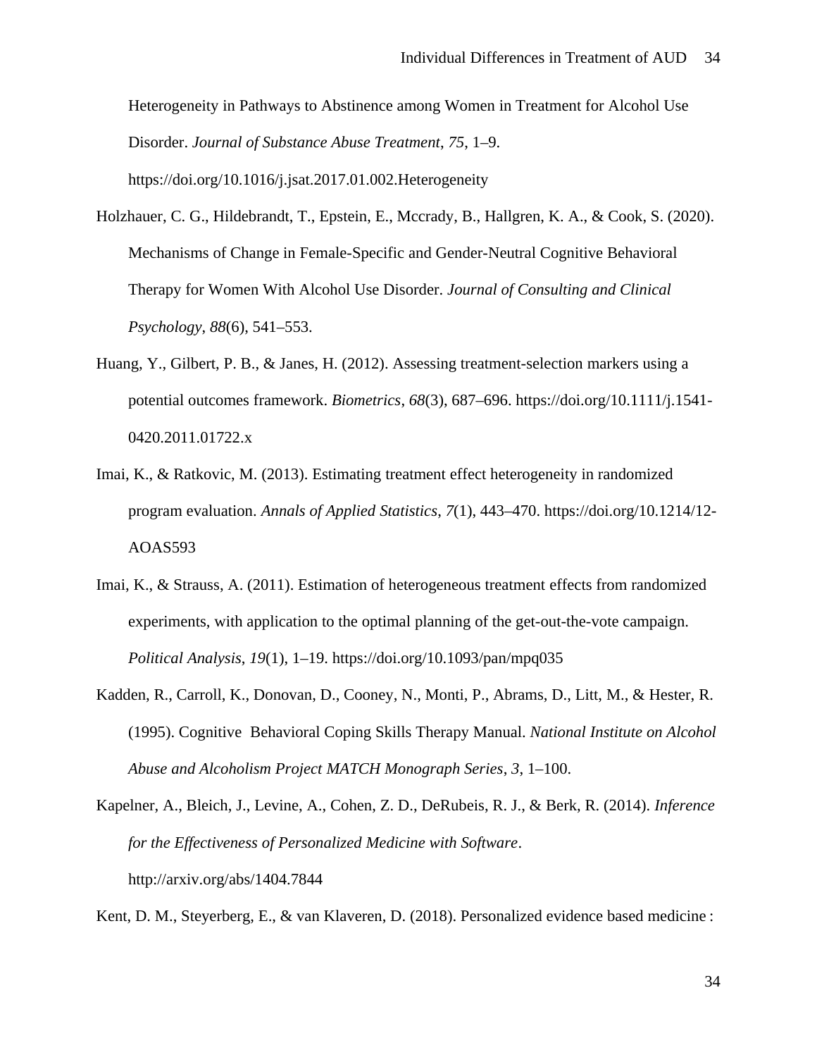Heterogeneity in Pathways to Abstinence among Women in Treatment for Alcohol Use Disorder. *Journal of Substance Abuse Treatment*, *75*, 1–9. https://doi.org/10.1016/j.jsat.2017.01.002.Heterogeneity

Holzhauer, C. G., Hildebrandt, T., Epstein, E., Mccrady, B., Hallgren, K. A., & Cook, S. (2020). Mechanisms of Change in Female-Specific and Gender-Neutral Cognitive Behavioral Therapy for Women With Alcohol Use Disorder. *Journal of Consulting and Clinical Psychology*, *88*(6), 541–553.

Huang, Y., Gilbert, P. B., & Janes, H. (2012). Assessing treatment-selection markers using a potential outcomes framework. *Biometrics*, *68*(3), 687–696. https://doi.org/10.1111/j.1541-0420.2011.01722.x

Imai, K., & Ratkovic, M. (2013). Estimating treatment effect heterogeneity in randomized program evaluation. *Annals of Applied Statistics*, *7*(1), 443–470. https://doi.org/10.1214/12-AOAS593

Imai, K., & Strauss, A. (2011). Estimation of heterogeneous treatment effects from randomized experiments, with application to the optimal planning of the get-out-the-vote campaign. *Political Analysis*, *19*(1), 1–19. https://doi.org/10.1093/pan/mpq035

Kadden, R., Carroll, K., Donovan, D., Cooney, N., Monti, P., Abrams, D., Litt, M., & Hester, R. (1995). Cognitive Behavioral Coping Skills Therapy Manual. *National Institute on Alcohol Abuse and Alcoholism Project MATCH Monograph Series*, *3*, 1–100.

Kapelner, A., Bleich, J., Levine, A., Cohen, Z. D., DeRubeis, R. J., & Berk, R. (2014). *Inference for the Effectiveness of Personalized Medicine with Software*. http://arxiv.org/abs/1404.7844

Kent, D. M., Steyerberg, E., & van Klaveren, D. (2018). Personalized evidence based medicine :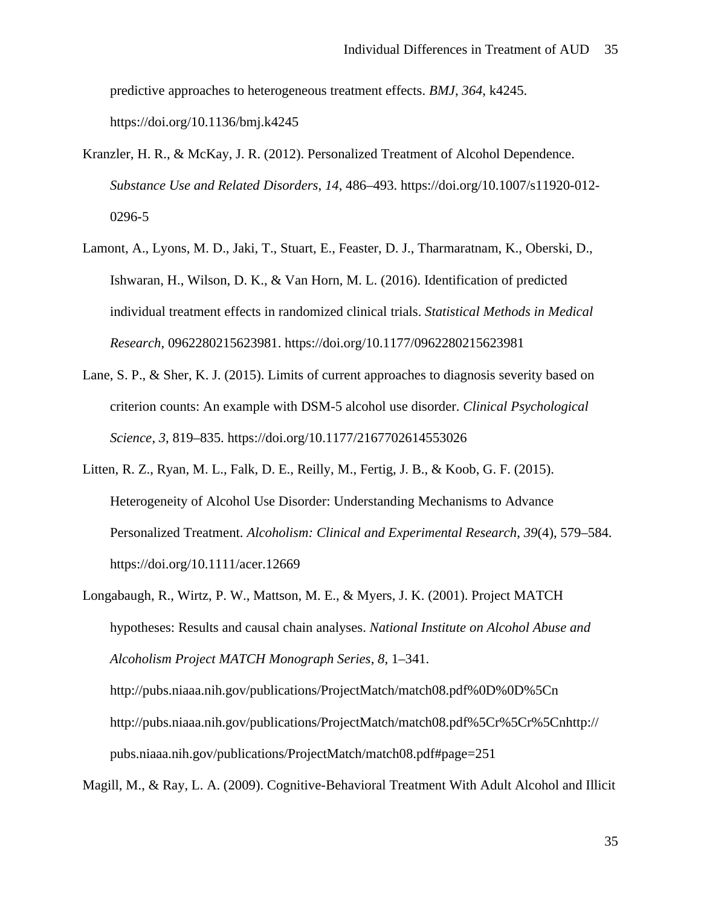predictive approaches to heterogeneous treatment effects. *BMJ*, *364*, k4245. https://doi.org/10.1136/bmj.k4245

Kranzler, H. R., & McKay, J. R. (2012). Personalized Treatment of Alcohol Dependence. *Substance Use and Related Disorders*, *14*, 486–493. https://doi.org/10.1007/s11920-012-0296-5

Lamont, A., Lyons, M. D., Jaki, T., Stuart, E., Feaster, D. J., Tharmaratnam, K., Oberski, D., Ishwaran, H., Wilson, D. K., & Van Horn, M. L. (2016). Identification of predicted individual treatment effects in randomized clinical trials. *Statistical Methods in Medical Research*, 0962280215623981. https://doi.org/10.1177/0962280215623981

Lane, S. P., & Sher, K. J. (2015). Limits of current approaches to diagnosis severity based on criterion counts: An example with DSM-5 alcohol use disorder. *Clinical Psychological Science*, *3*, 819–835. https://doi.org/10.1177/2167702614553026

Litten, R. Z., Ryan, M. L., Falk, D. E., Reilly, M., Fertig, J. B., & Koob, G. F. (2015). Heterogeneity of Alcohol Use Disorder: Understanding Mechanisms to Advance Personalized Treatment. *Alcoholism: Clinical and Experimental Research*, *39*(4), 579–584. https://doi.org/10.1111/acer.12669

Longabaugh, R., Wirtz, P. W., Mattson, M. E., & Myers, J. K. (2001). Project MATCH hypotheses: Results and causal chain analyses. *National Institute on Alcohol Abuse and Alcoholism Project MATCH Monograph Series*, *8*, 1–341. http://pubs.niaaa.nih.gov/publications/ProjectMatch/match08.pdf%0D%0D%5Cn http://pubs.niaaa.nih.gov/publications/ProjectMatch/match08.pdf%5Cr%5Cr%5Cnhttp://pubs.niaaa.nih.gov/publications/ProjectMatch/match08.pdf#page=251

Magill, M., & Ray, L. A. (2009). Cognitive-Behavioral Treatment With Adult Alcohol and Illicit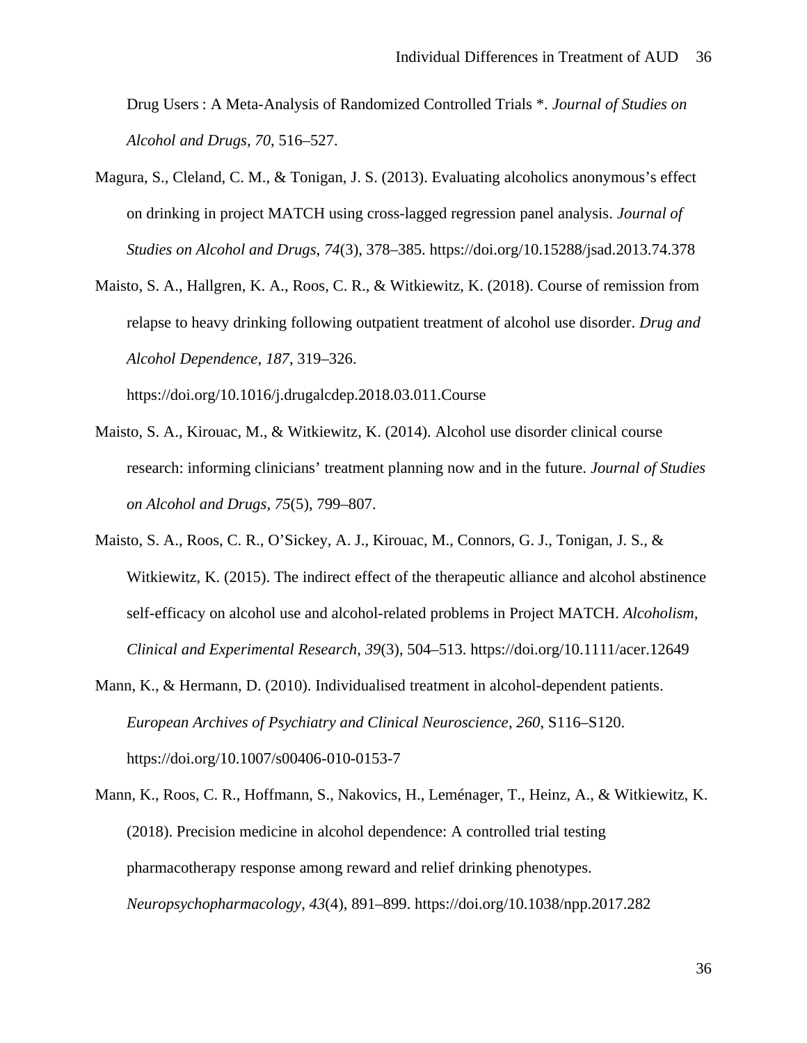Drug Users : A Meta-Analysis of Randomized Controlled Trials *. *Journal of Studies on Alcohol and Drugs*, *70*, 516–527.

Magura, S., Cleland, C. M., & Tonigan, J. S. (2013). Evaluating alcoholics anonymous's effect on drinking in project MATCH using cross-lagged regression panel analysis. *Journal of Studies on Alcohol and Drugs*, *74*(3), 378–385. https://doi.org/10.15288/jsad.2013.74.378

Maisto, S. A., Hallgren, K. A., Roos, C. R., & Witkiewitz, K. (2018). Course of remission from relapse to heavy drinking following outpatient treatment of alcohol use disorder. *Drug and Alcohol Dependence*, *187*, 319–326. https://doi.org/10.1016/j.drugalcdep.2018.03.011.Course

Maisto, S. A., Kirouac, M., & Witkiewitz, K. (2014). Alcohol use disorder clinical course research: informing clinicians' treatment planning now and in the future. *Journal of Studies on Alcohol and Drugs*, *75*(5), 799–807.

Maisto, S. A., Roos, C. R., O'Sickey, A. J., Kirouac, M., Connors, G. J., Tonigan, J. S., & Witkiewitz, K. (2015). The indirect effect of the therapeutic alliance and alcohol abstinence self-efficacy on alcohol use and alcohol-related problems in Project MATCH. *Alcoholism, Clinical and Experimental Research*, *39*(3), 504–513. https://doi.org/10.1111/acer.12649

Mann, K., & Hermann, D. (2010). Individualised treatment in alcohol-dependent patients. *European Archives of Psychiatry and Clinical Neuroscience*, *260*, S116–S120. https://doi.org/10.1007/s00406-010-0153-7

Mann, K., Roos, C. R., Hoffmann, S., Nakovics, H., Leménager, T., Heinz, A., & Witkiewitz, K. (2018). Precision medicine in alcohol dependence: A controlled trial testing pharmacotherapy response among reward and relief drinking phenotypes. *Neuropsychopharmacology*, *43*(4), 891–899. https://doi.org/10.1038/npp.2017.282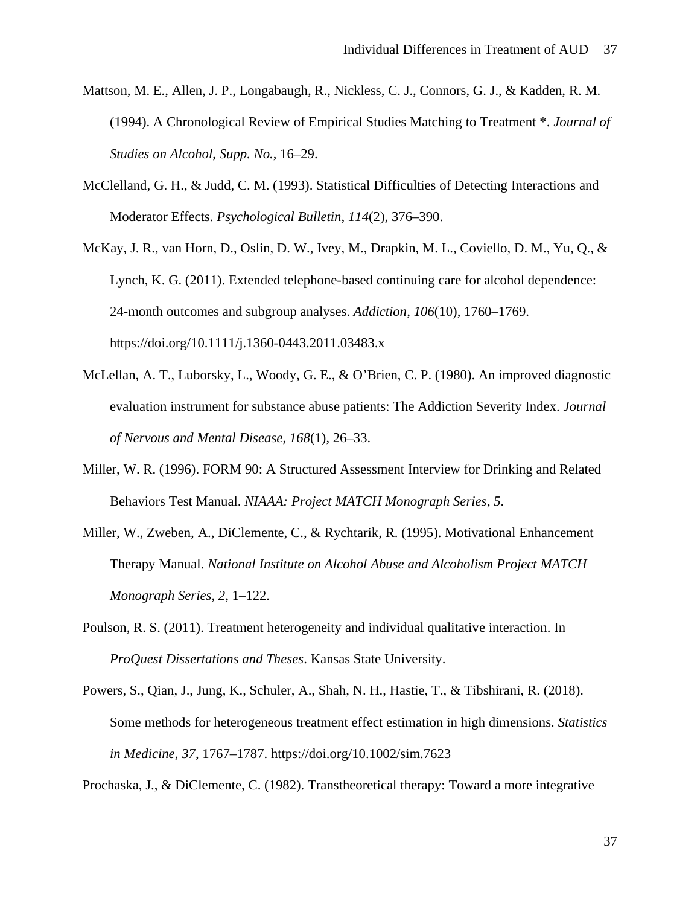Mattson, M. E., Allen, J. P., Longabaugh, R., Nickless, C. J., Connors, G. J., & Kadden, R. M. (1994). A Chronological Review of Empirical Studies Matching to Treatment *. *Journal of Studies on Alcohol*, *Supp. No.*, 16–29.

McClelland, G. H., & Judd, C. M. (1993). Statistical Difficulties of Detecting Interactions and Moderator Effects. *Psychological Bulletin*, *114*(2), 376–390.

McKay, J. R., van Horn, D., Oslin, D. W., Ivey, M., Drapkin, M. L., Coviello, D. M., Yu, Q., & Lynch, K. G. (2011). Extended telephone-based continuing care for alcohol dependence: 24-month outcomes and subgroup analyses. *Addiction*, *106*(10), 1760–1769. https://doi.org/10.1111/j.1360-0443.2011.03483.x

McLellan, A. T., Luborsky, L., Woody, G. E., & O'Brien, C. P. (1980). An improved diagnostic evaluation instrument for substance abuse patients: The Addiction Severity Index. *Journal of Nervous and Mental Disease*, *168*(1), 26–33.

Miller, W. R. (1996). FORM 90: A Structured Assessment Interview for Drinking and Related Behaviors Test Manual. *NIAAA: Project MATCH Monograph Series*, *5*.

Miller, W., Zweben, A., DiClemente, C., & Rychtarik, R. (1995). Motivational Enhancement Therapy Manual. *National Institute on Alcohol Abuse and Alcoholism Project MATCH Monograph Series*, *2*, 1–122.

Poulson, R. S. (2011). Treatment heterogeneity and individual qualitative interaction. In *ProQuest Dissertations and Theses*. Kansas State University.

Powers, S., Qian, J., Jung, K., Schuler, A., Shah, N. H., Hastie, T., & Tibshirani, R. (2018). Some methods for heterogeneous treatment effect estimation in high dimensions. *Statistics in Medicine*, *37*, 1767–1787. https://doi.org/10.1002/sim.7623

Prochaska, J., & DiClemente, C. (1982). Transtheoretical therapy: Toward a more integrative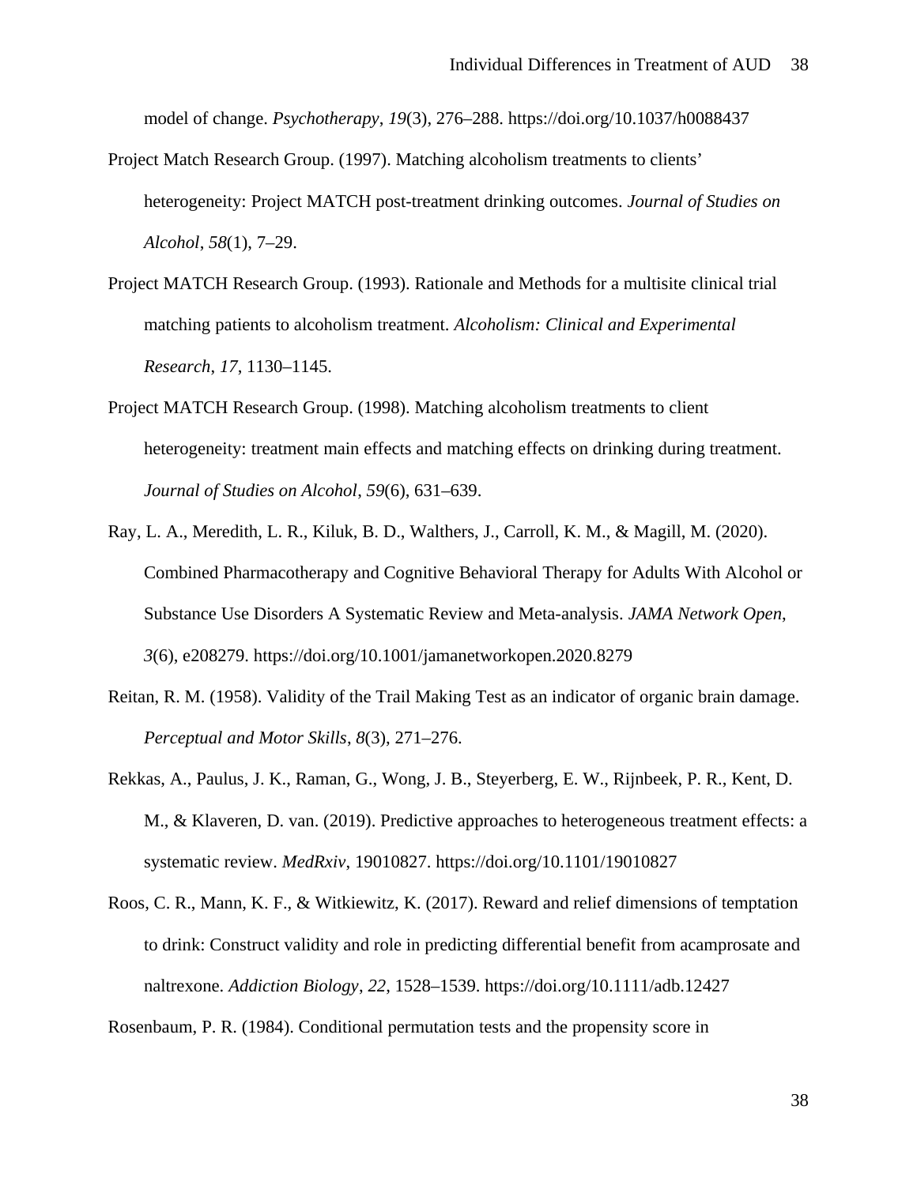model of change. *Psychotherapy*, *19*(3), 276–288. https://doi.org/10.1037/h0088437

Project Match Research Group. (1997). Matching alcoholism treatments to clients' heterogeneity: Project MATCH post-treatment drinking outcomes. *Journal of Studies on Alcohol*, *58*(1), 7–29.

Project MATCH Research Group. (1993). Rationale and Methods for a multisite clinical trial matching patients to alcoholism treatment. *Alcoholism: Clinical and Experimental Research*, *17*, 1130–1145.

Project MATCH Research Group. (1998). Matching alcoholism treatments to client heterogeneity: treatment main effects and matching effects on drinking during treatment. *Journal of Studies on Alcohol*, *59*(6), 631–639.

Ray, L. A., Meredith, L. R., Kiluk, B. D., Walthers, J., Carroll, K. M., & Magill, M. (2020). Combined Pharmacotherapy and Cognitive Behavioral Therapy for Adults With Alcohol or Substance Use Disorders A Systematic Review and Meta-analysis. *JAMA Network Open*, *3*(6), e208279. https://doi.org/10.1001/jamanetworkopen.2020.8279

Reitan, R. M. (1958). Validity of the Trail Making Test as an indicator of organic brain damage. *Perceptual and Motor Skills*, *8*(3), 271–276.

Rekkas, A., Paulus, J. K., Raman, G., Wong, J. B., Steyerberg, E. W., Rijnbeek, P. R., Kent, D. M., & Klaveren, D. van. (2019). Predictive approaches to heterogeneous treatment effects: a systematic review. *MedRxiv*, 19010827. https://doi.org/10.1101/19010827

Roos, C. R., Mann, K. F., & Witkiewitz, K. (2017). Reward and relief dimensions of temptation to drink: Construct validity and role in predicting differential benefit from acamprosate and naltrexone. *Addiction Biology*, *22*, 1528–1539. https://doi.org/10.1111/adb.12427

Rosenbaum, P. R. (1984). Conditional permutation tests and the propensity score in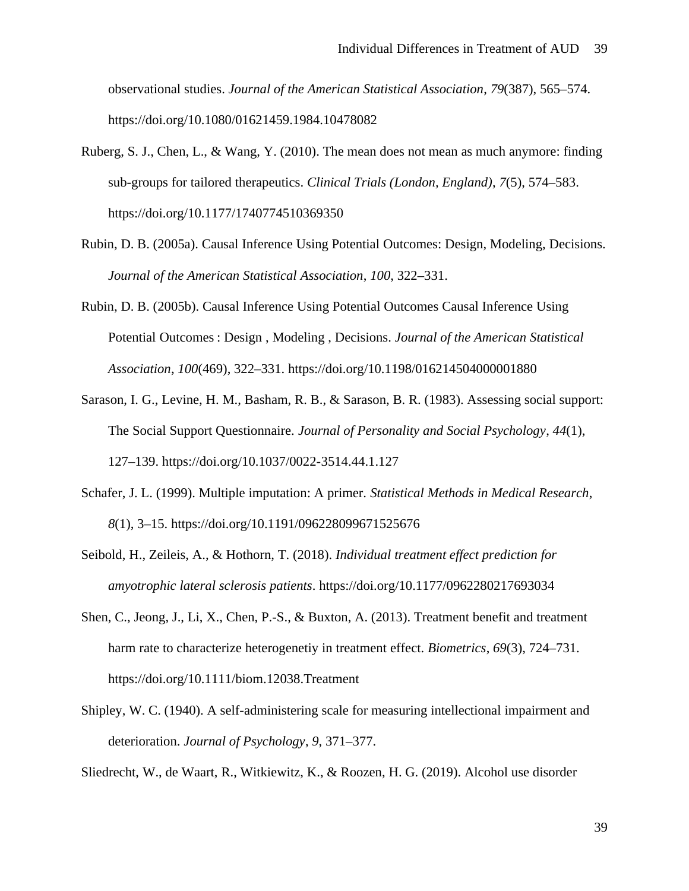observational studies. *Journal of the American Statistical Association*, *79*(387), 565–574. https://doi.org/10.1080/01621459.1984.10478082

Ruberg, S. J., Chen, L., & Wang, Y. (2010). The mean does not mean as much anymore: finding sub-groups for tailored therapeutics. *Clinical Trials (London, England)*, *7*(5), 574–583. https://doi.org/10.1177/1740774510369350

Rubin, D. B. (2005a). Causal Inference Using Potential Outcomes: Design, Modeling, Decisions. *Journal of the American Statistical Association*, *100*, 322–331.

Rubin, D. B. (2005b). Causal Inference Using Potential Outcomes Causal Inference Using Potential Outcomes : Design , Modeling , Decisions. *Journal of the American Statistical Association*, *100*(469), 322–331. https://doi.org/10.1198/016214504000001880

Sarason, I. G., Levine, H. M., Basham, R. B., & Sarason, B. R. (1983). Assessing social support: The Social Support Questionnaire. *Journal of Personality and Social Psychology*, *44*(1), 127–139. https://doi.org/10.1037/0022-3514.44.1.127

Schafer, J. L. (1999). Multiple imputation: A primer. *Statistical Methods in Medical Research*, *8*(1), 3–15. https://doi.org/10.1191/096228099671525676

Seibold, H., Zeileis, A., & Hothorn, T. (2018). *Individual treatment effect prediction for amyotrophic lateral sclerosis patients*. https://doi.org/10.1177/0962280217693034

Shen, C., Jeong, J., Li, X., Chen, P.-S., & Buxton, A. (2013). Treatment benefit and treatment harm rate to characterize heterogenetiy in treatment effect. *Biometrics*, *69*(3), 724–731. https://doi.org/10.1111/biom.12038.Treatment

Shipley, W. C. (1940). A self-administering scale for measuring intellectional impairment and deterioration. *Journal of Psychology*, *9*, 371–377.

Sliedrecht, W., de Waart, R., Witkiewitz, K., & Roozen, H. G. (2019). Alcohol use disorder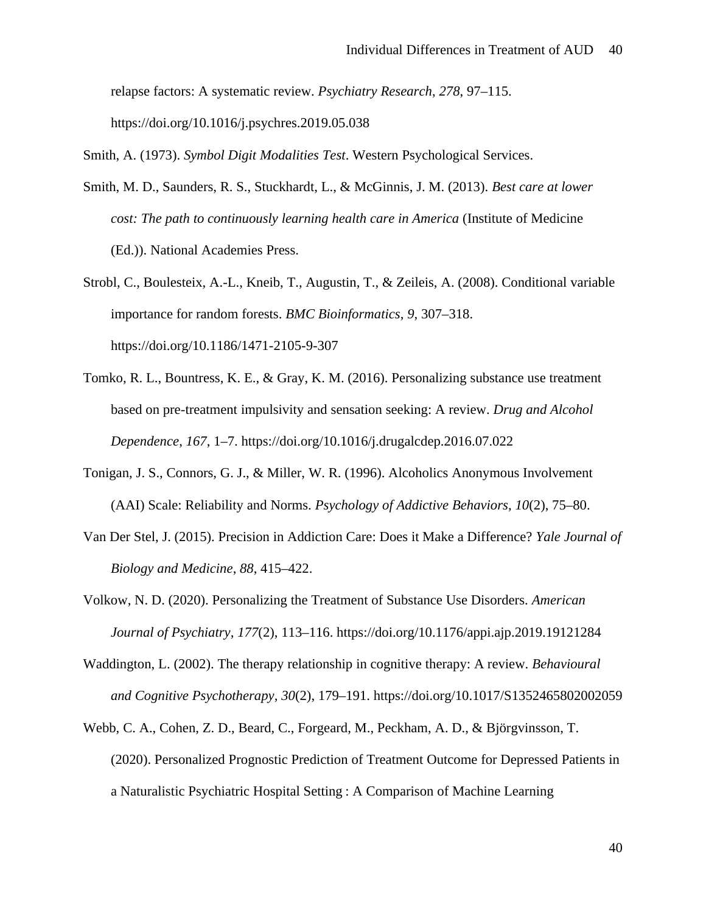relapse factors: A systematic review. *Psychiatry Research*, *278*, 97–115. https://doi.org/10.1016/j.psychres.2019.05.038

Smith, A. (1973). *Symbol Digit Modalities Test*. Western Psychological Services.

Smith, M. D., Saunders, R. S., Stuckhardt, L., & McGinnis, J. M. (2013). *Best care at lower cost: The path to continuously learning health care in America* (Institute of Medicine (Ed.)). National Academies Press.

Strobl, C., Boulesteix, A.-L., Kneib, T., Augustin, T., & Zeileis, A. (2008). Conditional variable importance for random forests. *BMC Bioinformatics*, *9*, 307–318. https://doi.org/10.1186/1471-2105-9-307

Tomko, R. L., Bountress, K. E., & Gray, K. M. (2016). Personalizing substance use treatment based on pre-treatment impulsivity and sensation seeking: A review. *Drug and Alcohol Dependence*, *167*, 1–7. https://doi.org/10.1016/j.drugalcdep.2016.07.022

Tonigan, J. S., Connors, G. J., & Miller, W. R. (1996). Alcoholics Anonymous Involvement (AAI) Scale: Reliability and Norms. *Psychology of Addictive Behaviors*, *10*(2), 75–80.

Van Der Stel, J. (2015). Precision in Addiction Care: Does it Make a Difference? *Yale Journal of Biology and Medicine*, *88*, 415–422.

Volkow, N. D. (2020). Personalizing the Treatment of Substance Use Disorders. *American Journal of Psychiatry*, *177*(2), 113–116. https://doi.org/10.1176/appi.ajp.2019.19121284

Waddington, L. (2002). The therapy relationship in cognitive therapy: A review. *Behavioural and Cognitive Psychotherapy*, *30*(2), 179–191. https://doi.org/10.1017/S1352465802002059

Webb, C. A., Cohen, Z. D., Beard, C., Forgeard, M., Peckham, A. D., & Björgvinsson, T. (2020). Personalized Prognostic Prediction of Treatment Outcome for Depressed Patients in a Naturalistic Psychiatric Hospital Setting : A Comparison of Machine Learning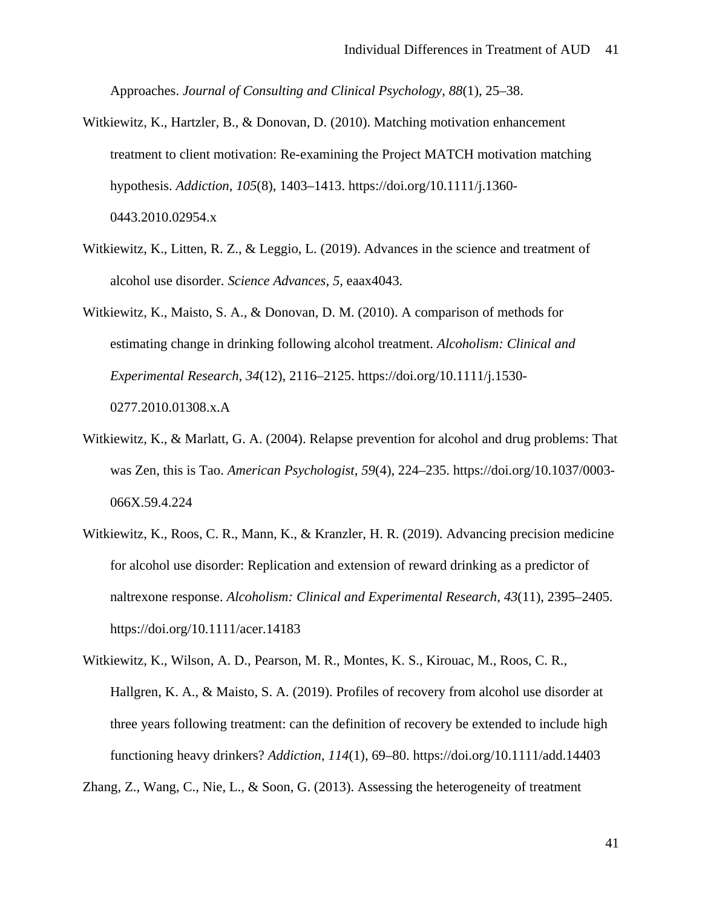Approaches. *Journal of Consulting and Clinical Psychology*, *88*(1), 25–38.

Witkiewitz, K., Hartzler, B., & Donovan, D. (2010). Matching motivation enhancement treatment to client motivation: Re-examining the Project MATCH motivation matching hypothesis. *Addiction*, *105*(8), 1403–1413. https://doi.org/10.1111/j.1360-0443.2010.02954.x

Witkiewitz, K., Litten, R. Z., & Leggio, L. (2019). Advances in the science and treatment of alcohol use disorder. *Science Advances*, *5*, eaax4043.

Witkiewitz, K., Maisto, S. A., & Donovan, D. M. (2010). A comparison of methods for estimating change in drinking following alcohol treatment. *Alcoholism: Clinical and Experimental Research*, *34*(12), 2116–2125. https://doi.org/10.1111/j.1530-0277.2010.01308.x.A

Witkiewitz, K., & Marlatt, G. A. (2004). Relapse prevention for alcohol and drug problems: That was Zen, this is Tao. *American Psychologist*, *59*(4), 224–235. https://doi.org/10.1037/0003-066X.59.4.224

Witkiewitz, K., Roos, C. R., Mann, K., & Kranzler, H. R. (2019). Advancing precision medicine for alcohol use disorder: Replication and extension of reward drinking as a predictor of naltrexone response. *Alcoholism: Clinical and Experimental Research*, *43*(11), 2395–2405. https://doi.org/10.1111/acer.14183

Witkiewitz, K., Wilson, A. D., Pearson, M. R., Montes, K. S., Kirouac, M., Roos, C. R., Hallgren, K. A., & Maisto, S. A. (2019). Profiles of recovery from alcohol use disorder at three years following treatment: can the definition of recovery be extended to include high functioning heavy drinkers? *Addiction*, *114*(1), 69–80. https://doi.org/10.1111/add.14403

Zhang, Z., Wang, C., Nie, L., & Soon, G. (2013). Assessing the heterogeneity of treatment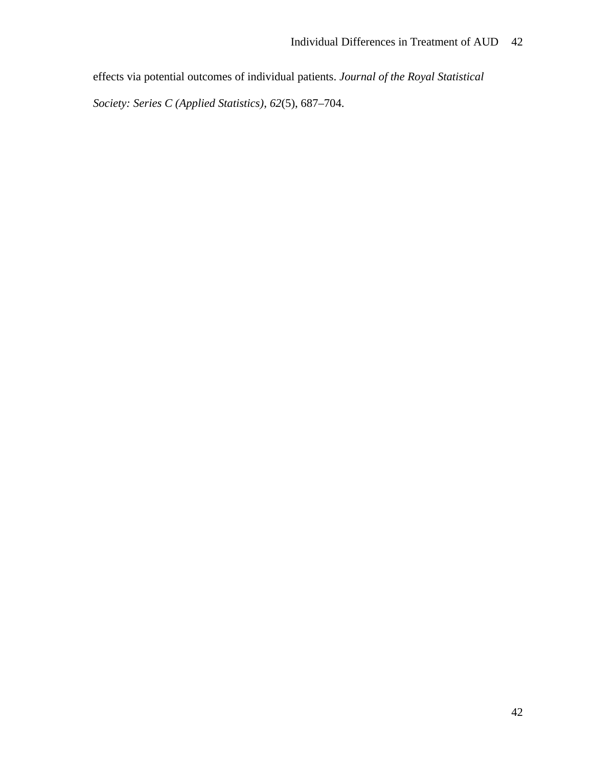effects via potential outcomes of individual patients. *Journal of the Royal Statistical Society: Series C (Applied Statistics)*, *62*(5), 687–704.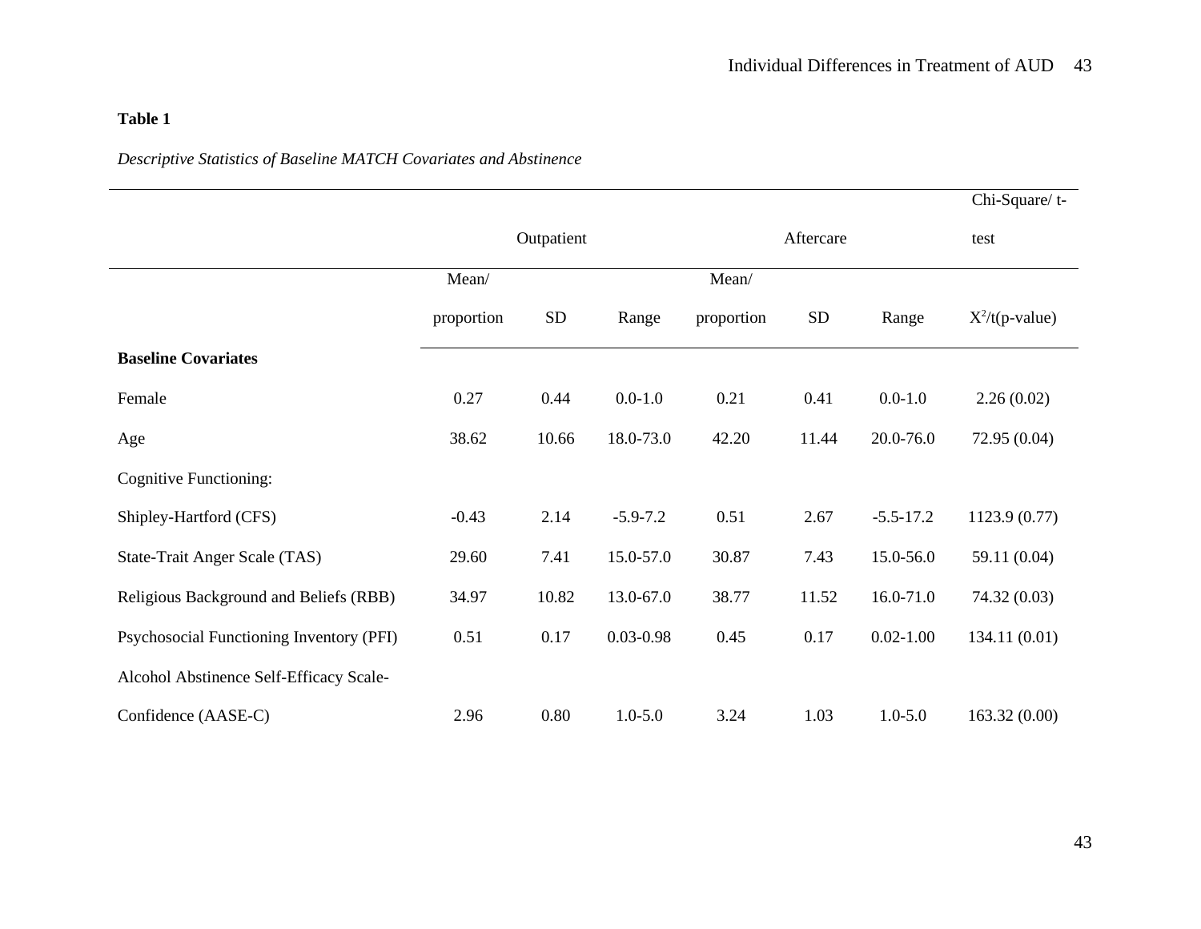**Table 1**

*Descriptive Statistics of Baseline MATCH Covariates and Abstinence*

| | Outpatient | | | Aftercare | | | Chi-Square/ t-test |
|---|---|---|---|---|---|---|---|
| | Mean/ proportion | SD | Range | Mean/ proportion | SD | Range | $X^2$/t(p-value) |
| **Baseline Covariates** | | | | | | | |
| Female | 0.27 | 0.44 | 0.0-1.0 | 0.21 | 0.41 | 0.0-1.0 | 2.26 (0.02) |
| Age | 38.62 | 10.66 | 18.0-73.0 | 42.20 | 11.44 | 20.0-76.0 | 72.95 (0.04) |
| Cognitive Functioning: | | | | | | | |
| Shipley-Hartford (CFS) | -0.43 | 2.14 | -5.9-7.2 | 0.51 | 2.67 | -5.5-17.2 | 1123.9 (0.77) |
| State-Trait Anger Scale (TAS) | 29.60 | 7.41 | 15.0-57.0 | 30.87 | 7.43 | 15.0-56.0 | 59.11 (0.04) |
| Religious Background and Beliefs (RBB) | 34.97 | 10.82 | 13.0-67.0 | 38.77 | 11.52 | 16.0-71.0 | 74.32 (0.03) |
| Psychosocial Functioning Inventory (PFI) | 0.51 | 0.17 | 0.03-0.98 | 0.45 | 0.17 | 0.02-1.00 | 134.11 (0.01) |
| Alcohol Abstinence Self-Efficacy Scale-Confidence (AASE-C) | 2.96 | 0.80 | 1.0-5.0 | 3.24 | 1.03 | 1.0-5.0 | 163.32 (0.00) |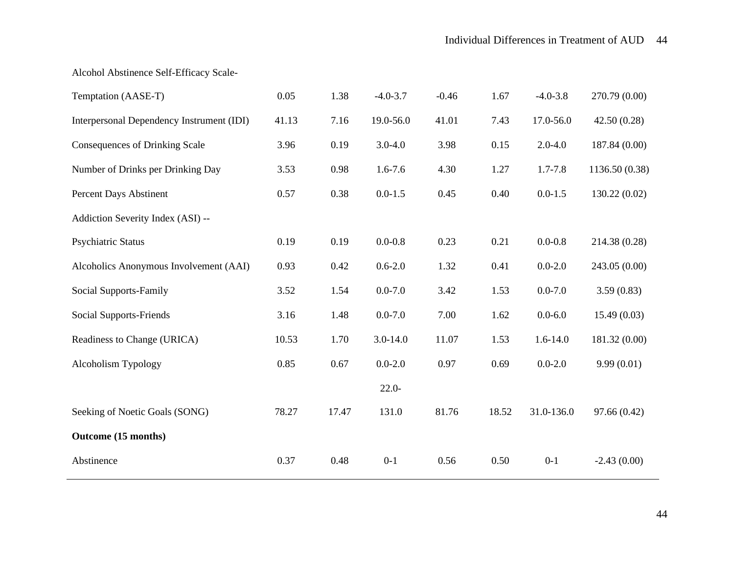| | | | | | | | |
|---|---|---|---|---|---|---|---|
| Alcohol Abstinence Self-Efficacy Scale- | | | | | | | |
| Temptation (AASE-T) | 0.05 | 1.38 | -4.0-3.7 | -0.46 | 1.67 | -4.0-3.8 | 270.79 (0.00) |
| Interpersonal Dependency Instrument (IDI) | 41.13 | 7.16 | 19.0-56.0 | 41.01 | 7.43 | 17.0-56.0 | 42.50 (0.28) |
| Consequences of Drinking Scale | 3.96 | 0.19 | 3.0-4.0 | 3.98 | 0.15 | 2.0-4.0 | 187.84 (0.00) |
| Number of Drinks per Drinking Day | 3.53 | 0.98 | 1.6-7.6 | 4.30 | 1.27 | 1.7-7.8 | 1136.50 (0.38) |
| Percent Days Abstinent | 0.57 | 0.38 | 0.0-1.5 | 0.45 | 0.40 | 0.0-1.5 | 130.22 (0.02) |
| Addiction Severity Index (ASI) -- | | | | | | | |
| Psychiatric Status | 0.19 | 0.19 | 0.0-0.8 | 0.23 | 0.21 | 0.0-0.8 | 214.38 (0.28) |
| Alcoholics Anonymous Involvement (AAI) | 0.93 | 0.42 | 0.6-2.0 | 1.32 | 0.41 | 0.0-2.0 | 243.05 (0.00) |
| Social Supports-Family | 3.52 | 1.54 | 0.0-7.0 | 3.42 | 1.53 | 0.0-7.0 | 3.59 (0.83) |
| Social Supports-Friends | 3.16 | 1.48 | 0.0-7.0 | 7.00 | 1.62 | 0.0-6.0 | 15.49 (0.03) |
| Readiness to Change (URICA) | 10.53 | 1.70 | 3.0-14.0 | 11.07 | 1.53 | 1.6-14.0 | 181.32 (0.00) |
| Alcoholism Typology | 0.85 | 0.67 | 0.0-2.0 | 0.97 | 0.69 | 0.0-2.0 | 9.99 (0.01) |
| Seeking of Noetic Goals (SONG) | 78.27 | 17.47 | 22.0-131.0 | 81.76 | 18.52 | 31.0-136.0 | 97.66 (0.42) |
| **Outcome (15 months)** | | | | | | | |
| Abstinence | 0.37 | 0.48 | 0-1 | 0.56 | 0.50 | 0-1 | -2.43 (0.00) |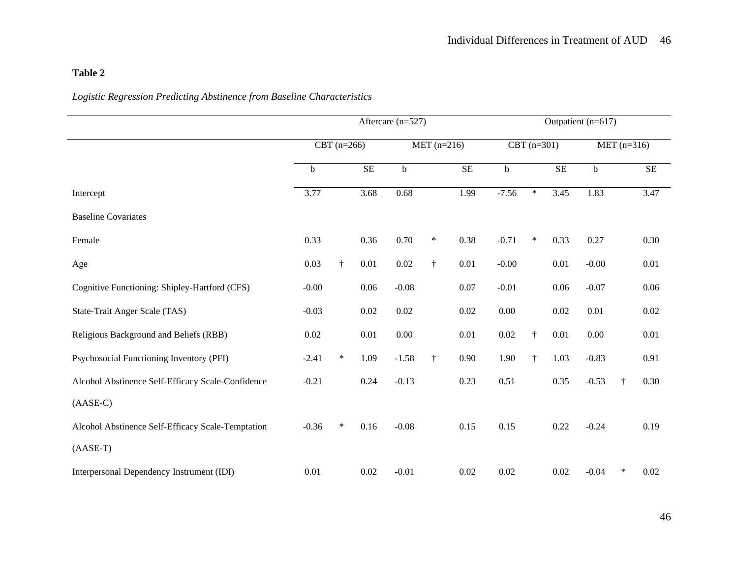**Table 2**

*Logistic Regression Predicting Abstinence from Baseline Characteristics*

| | Aftercare (n=527) | | | | | | Outpatient (n=617) | | | | | |
|---|---|---|---|---|---|---|---|---|---|---|---|---|
| | CBT (n=266) | | | MET (n=216) | | | CBT (n=301) | | | MET (n=316) | | |
| | b | | SE | b | | SE | b | | SE | b | | SE |
| Intercept | 3.77 | | 3.68 | 0.68 | | 1.99 | -7.56 | * | 3.45 | 1.83 | | 3.47 |
| Baseline Covariates | | | | | | | | | | | | |
| Female | 0.33 | | 0.36 | 0.70 | * | 0.38 | -0.71 | * | 0.33 | 0.27 | | 0.30 |
| Age | 0.03 | † | 0.01 | 0.02 | † | 0.01 | -0.00 | | 0.01 | -0.00 | | 0.01 |
| Cognitive Functioning: Shipley-Hartford (CFS) | -0.00 | | 0.06 | -0.08 | | 0.07 | -0.01 | | 0.06 | -0.07 | | 0.06 |
| State-Trait Anger Scale (TAS) | -0.03 | | 0.02 | 0.02 | | 0.02 | 0.00 | | 0.02 | 0.01 | | 0.02 |
| Religious Background and Beliefs (RBB) | 0.02 | | 0.01 | 0.00 | | 0.01 | 0.02 | † | 0.01 | 0.00 | | 0.01 |
| Psychosocial Functioning Inventory (PFI) | -2.41 | * | 1.09 | -1.58 | † | 0.90 | 1.90 | † | 1.03 | -0.83 | | 0.91 |
| Alcohol Abstinence Self-Efficacy Scale-Confidence (AASE-C) | -0.21 | | 0.24 | -0.13 | | 0.23 | 0.51 | | 0.35 | -0.53 | † | 0.30 |
| Alcohol Abstinence Self-Efficacy Scale-Temptation (AASE-T) | -0.36 | * | 0.16 | -0.08 | | 0.15 | 0.15 | | 0.22 | -0.24 | | 0.19 |
| Interpersonal Dependency Instrument (IDI) | 0.01 | | 0.02 | -0.01 | | 0.02 | 0.02 | | 0.02 | -0.04 | * | 0.02 |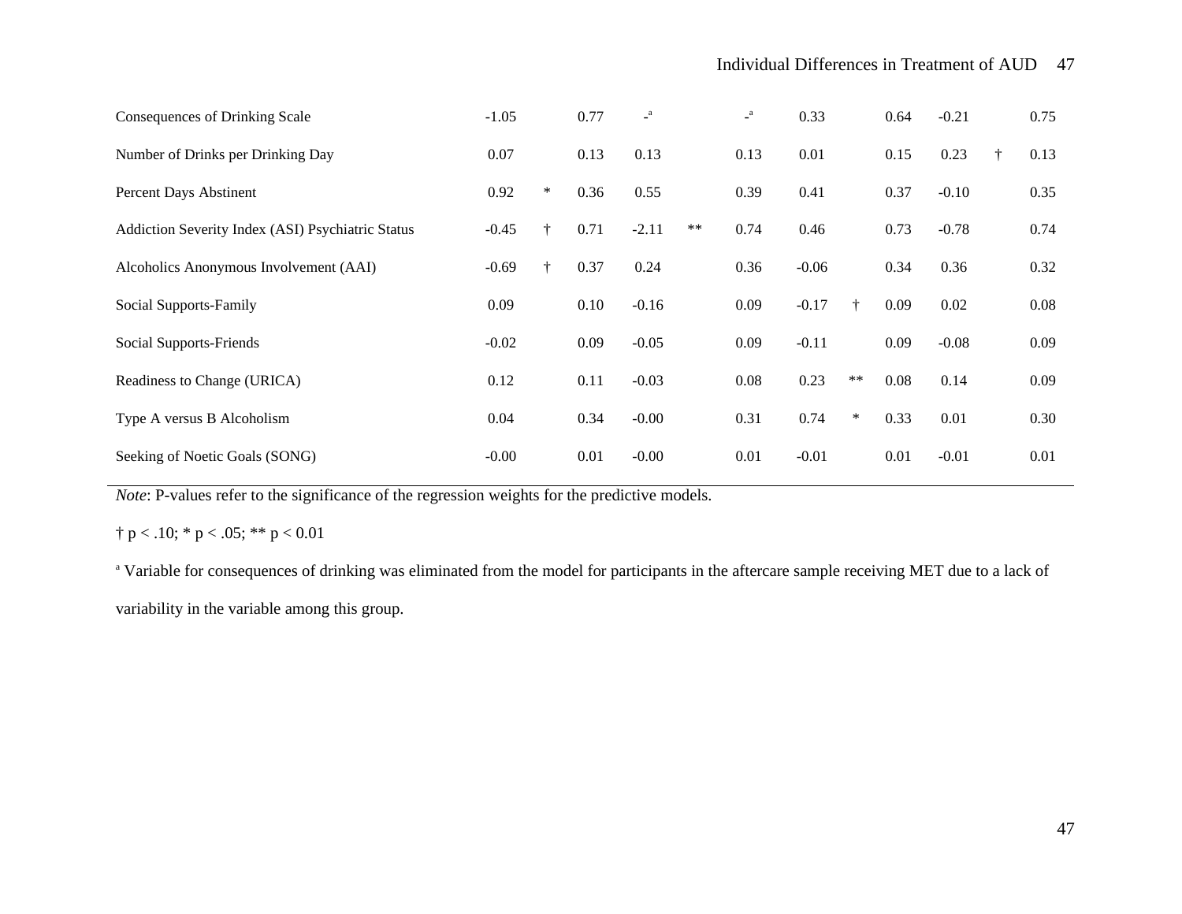| | | | | | | | | | | | |
|---|---|---|---|---|---|---|---|---|---|---|---|
| Consequences of Drinking Scale | -1.05 | | 0.77 | -[a] | | -[a] | 0.33 | | 0.64 | -0.21 | | 0.75 |
| Number of Drinks per Drinking Day | 0.07 | | 0.13 | 0.13 | | 0.13 | 0.01 | | 0.15 | 0.23 | † | 0.13 |
| Percent Days Abstinent | 0.92 | * | 0.36 | 0.55 | | 0.39 | 0.41 | | 0.37 | -0.10 | | 0.35 |
| Addiction Severity Index (ASI) Psychiatric Status | -0.45 | † | 0.71 | -2.11 | ** | 0.74 | 0.46 | | 0.73 | -0.78 | | 0.74 |
| Alcoholics Anonymous Involvement (AAI) | -0.69 | † | 0.37 | 0.24 | | 0.36 | -0.06 | | 0.34 | 0.36 | | 0.32 |
| Social Supports-Family | 0.09 | | 0.10 | -0.16 | | 0.09 | -0.17 | † | 0.09 | 0.02 | | 0.08 |
| Social Supports-Friends | -0.02 | | 0.09 | -0.05 | | 0.09 | -0.11 | | 0.09 | -0.08 | | 0.09 |
| Readiness to Change (URICA) | 0.12 | | 0.11 | -0.03 | | 0.08 | 0.23 | ** | 0.08 | 0.14 | | 0.09 |
| Type A versus B Alcoholism | 0.04 | | 0.34 | -0.00 | | 0.31 | 0.74 | * | 0.33 | 0.01 | | 0.30 |
| Seeking of Noetic Goals (SONG) | -0.00 | | 0.01 | -0.00 | | 0.01 | -0.01 | | 0.01 | -0.01 | | 0.01 |

*Note*: P-values refer to the significance of the regression weights for the predictive models.

† $p < .10$; * $p < .05$; ** $p < 0.01$

[a] Variable for consequences of drinking was eliminated from the model for participants in the aftercare sample receiving MET due to a lack of variability in the variable among this group.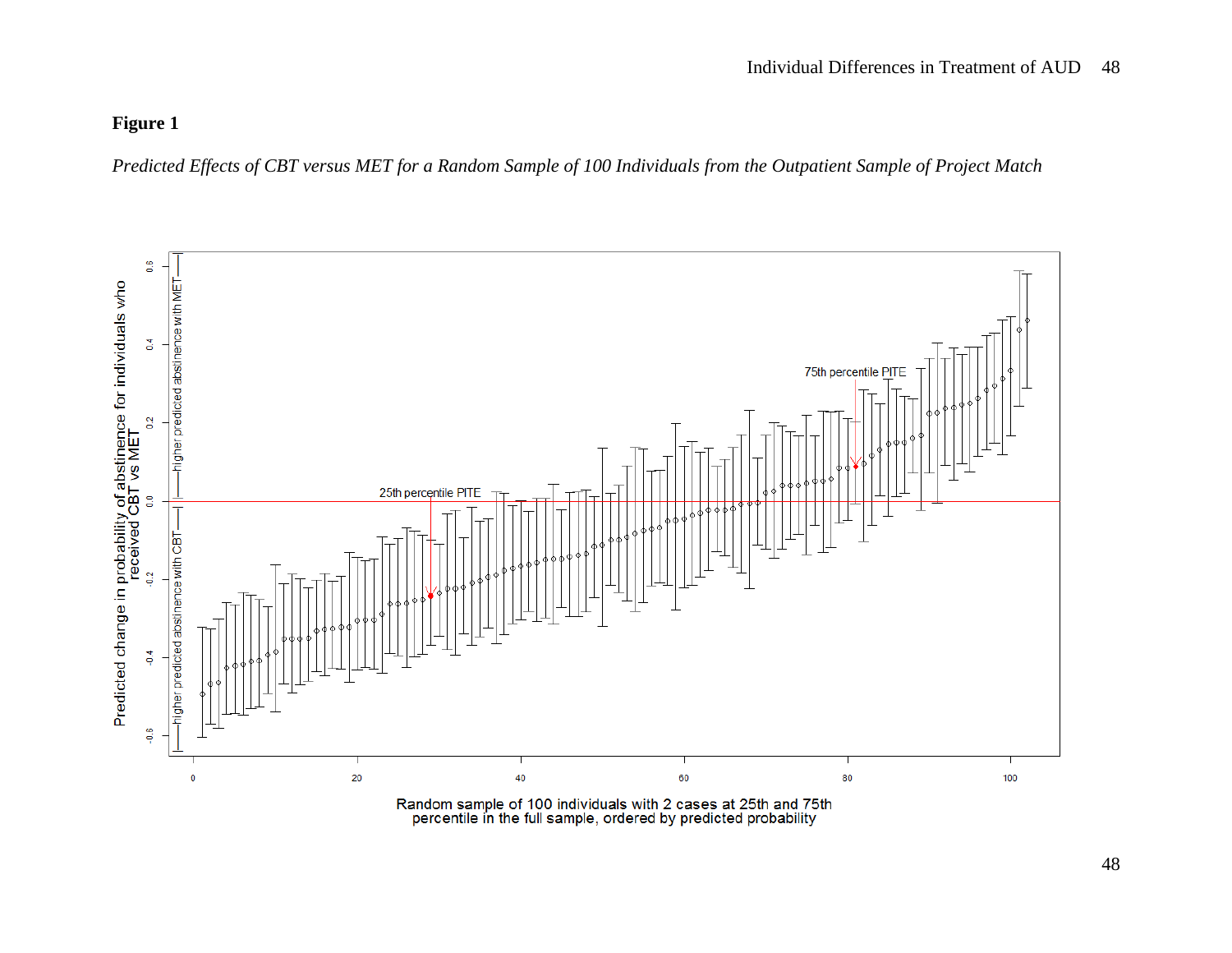**Figure 1**

*Predicted Effects of CBT versus MET for a Random Sample of 100 Individuals from the Outpatient Sample of Project Match*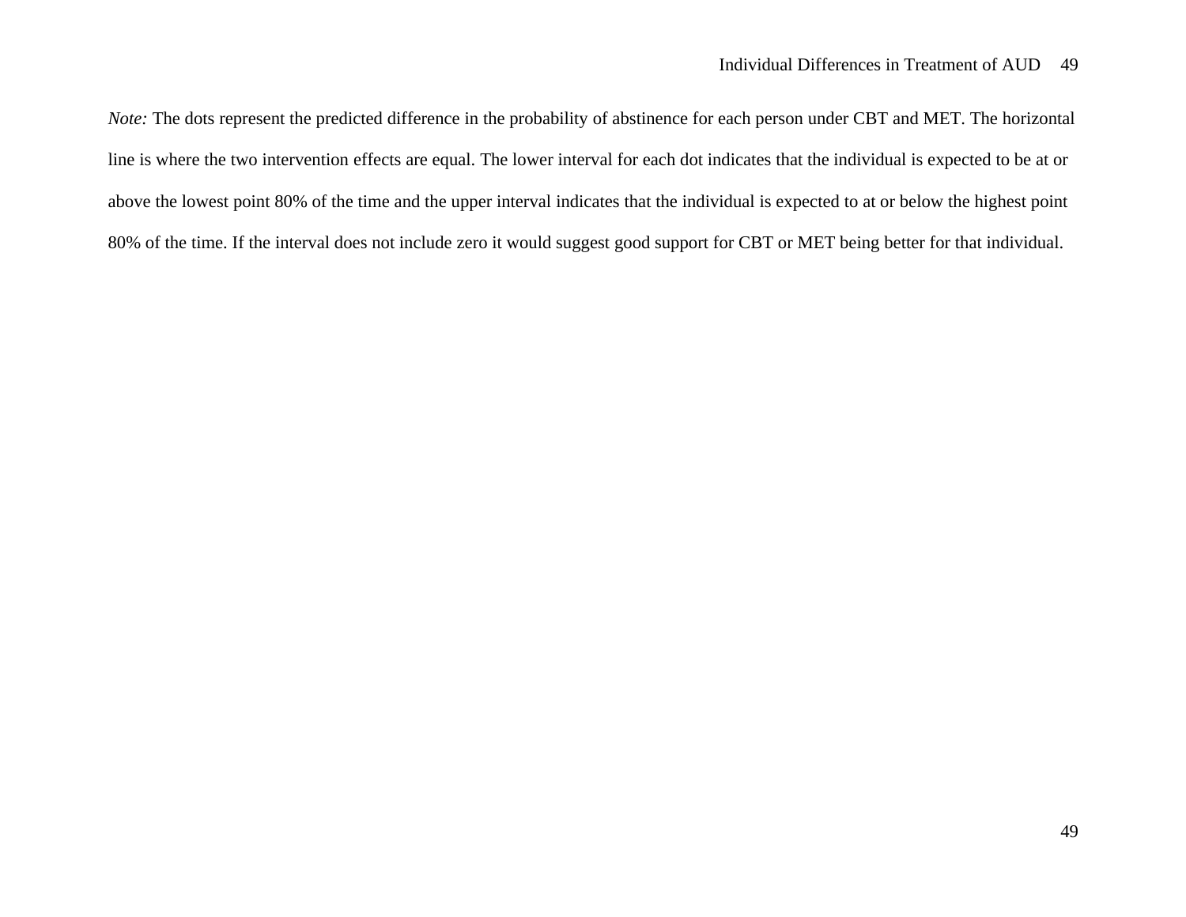*Note:* The dots represent the predicted difference in the probability of abstinence for each person under CBT and MET. The horizontal line is where the two intervention effects are equal. The lower interval for each dot indicates that the individual is expected to be at or above the lowest point 80% of the time and the upper interval indicates that the individual is expected to at or below the highest point 80% of the time. If the interval does not include zero it would suggest good support for CBT or MET being better for that individual.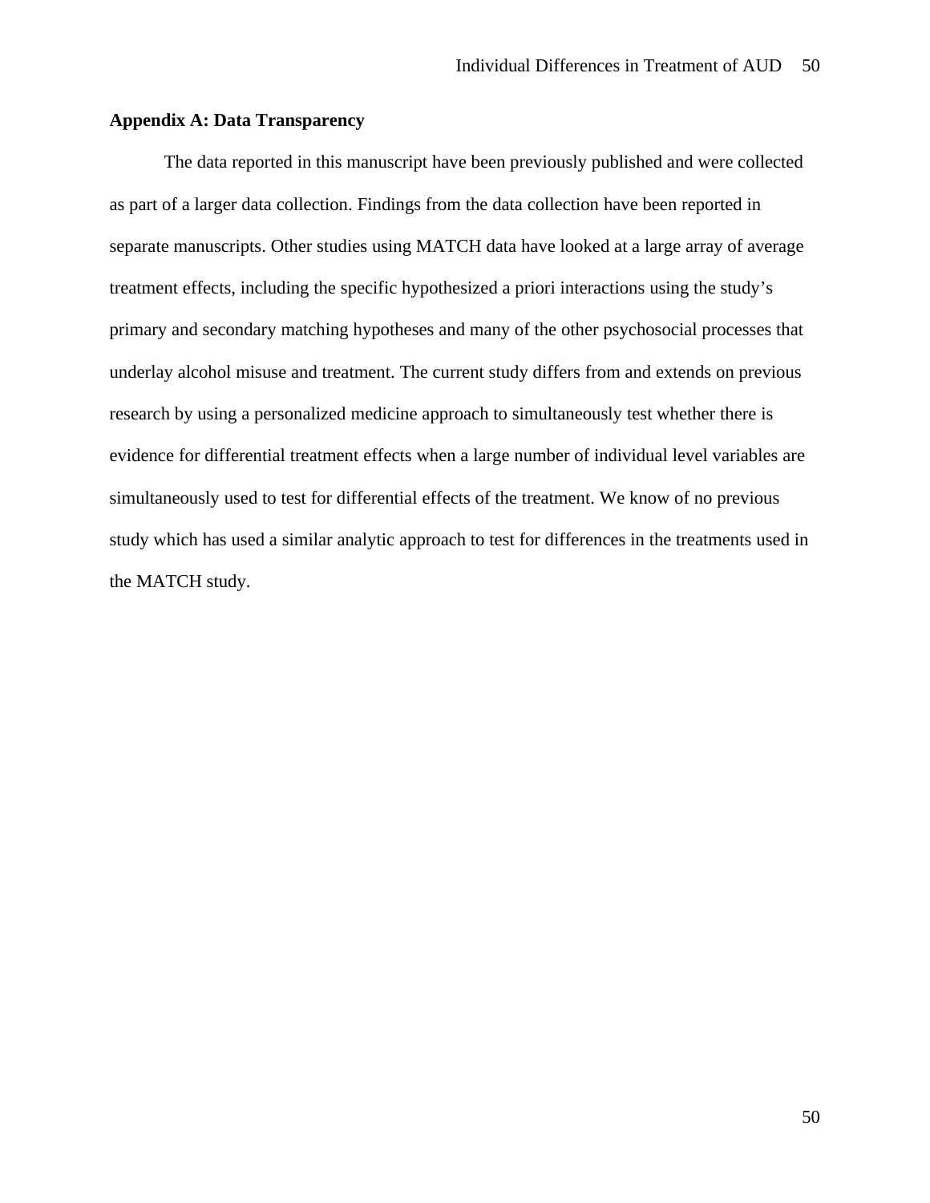**Appendix A: Data Transparency**

The data reported in this manuscript have been previously published and were collected as part of a larger data collection. Findings from the data collection have been reported in separate manuscripts. Other studies using MATCH data have looked at a large array of average treatment effects, including the specific hypothesized a priori interactions using the study's primary and secondary matching hypotheses and many of the other psychosocial processes that underlay alcohol misuse and treatment. The current study differs from and extends on previous research by using a personalized medicine approach to simultaneously test whether there is evidence for differential treatment effects when a large number of individual level variables are simultaneously used to test for differential effects of the treatment. We know of no previous study which has used a similar analytic approach to test for differences in the treatments used in the MATCH study.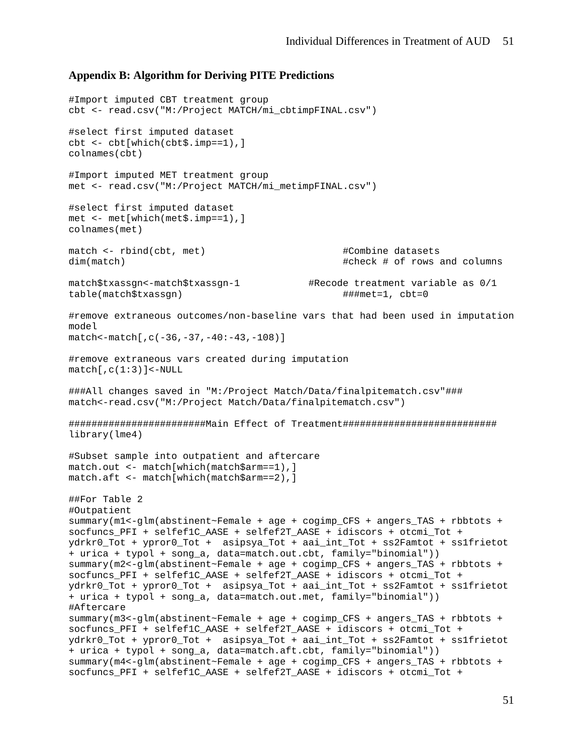### Appendix B: Algorithm for Deriving PITE Predictions

```
#Import imputed CBT treatment group
cbt <- read.csv("M:/Project MATCH/mi_cbtimpFINAL.csv")

#select first imputed dataset
cbt <- cbt[which(cbt$.imp==1),]
colnames(cbt)

#Import imputed MET treatment group
met <- read.csv("M:/Project MATCH/mi_metimpFINAL.csv")

#select first imputed dataset
met <- met[which(met$.imp==1),]
colnames(met)

match <- rbind(cbt, met)                          #Combine datasets
dim(match)                                        #check # of rows and columns

match$txassgn<-match$txassgn-1            #Recode treatment variable as 0/1
table(match$txassgn)                              ###met=1, cbt=0

#remove extraneous outcomes/non-baseline vars that had been used in imputation
model
match<-match[,c(-36,-37,-40:-43,-108)]

#remove extraneous vars created during imputation
match[,c(1:3)]<-NULL

###All changes saved in "M:/Project Match/Data/finalpitematch.csv"###
match<-read.csv("M:/Project Match/Data/finalpitematch.csv")

#######################Main Effect of Treatment##########################
library(lme4)

#Subset sample into outpatient and aftercare
match.out <- match[which(match$arm==1),]
match.aft <- match[which(match$arm==2),]

##For Table 2
#Outpatient
summary(m1<-glm(abstinent~Female + age + cogimp_CFS + angers_TAS + rbbtots +
socfuncs_PFI + selfef1C_AASE + selfef2T_AASE + idiscors + otcmi_Tot +
ydrkr0_Tot + ypror0_Tot +  asipsya_Tot + aai_int_Tot + ss2Famtot + ss1frietot
+ urica + typol + song_a, data=match.out.cbt, family="binomial"))
summary(m2<-glm(abstinent~Female + age + cogimp_CFS + angers_TAS + rbbtots +
socfuncs_PFI + selfef1C_AASE + selfef2T_AASE + idiscors + otcmi_Tot +
ydrkr0_Tot + ypror0_Tot +  asipsya_Tot + aai_int_Tot + ss2Famtot + ss1frietot
+ urica + typol + song_a, data=match.out.met, family="binomial"))
#Aftercare
summary(m3<-glm(abstinent~Female + age + cogimp_CFS + angers_TAS + rbbtots +
socfuncs_PFI + selfef1C_AASE + selfef2T_AASE + idiscors + otcmi_Tot +
ydrkr0_Tot + ypror0_Tot +  asipsya_Tot + aai_int_Tot + ss2Famtot + ss1frietot
+ urica + typol + song_a, data=match.aft.cbt, family="binomial"))
summary(m4<-glm(abstinent~Female + age + cogimp_CFS + angers_TAS + rbbtots +
socfuncs_PFI + selfef1C_AASE + selfef2T_AASE + idiscors + otcmi_Tot +
```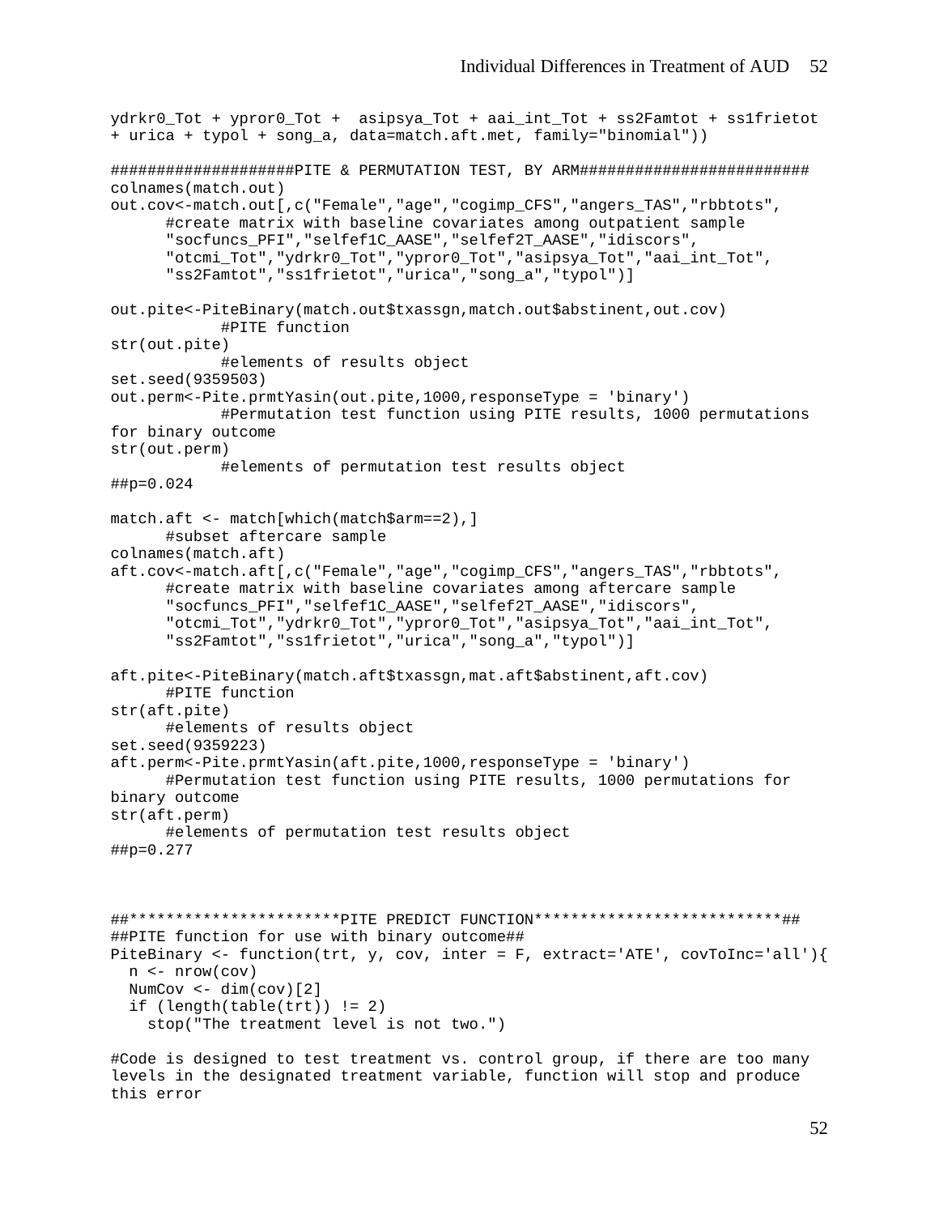```
ydrkr0_Tot + ypror0_Tot +  asipsya_Tot + aai_int_Tot + ss2Famtot + ss1frietot
+ urica + typol + song_a, data=match.aft.met, family="binomial"))

###################PITE & PERMUTATION TEST, BY ARM########################
colnames(match.out)
out.cov<-match.out[,c("Female","age","cogimp_CFS","angers_TAS","rbbtots",
      #create matrix with baseline covariates among outpatient sample
      "socfuncs_PFI","selfef1C_AASE","selfef2T_AASE","idiscors",
      "otcmi_Tot","ydrkr0_Tot","ypror0_Tot","asipsya_Tot","aai_int_Tot",
      "ss2Famtot","ss1frietot","urica","song_a","typol")]

out.pite<-PiteBinary(match.out$txassgn,match.out$abstinent,out.cov)
            #PITE function
str(out.pite)
            #elements of results object
set.seed(9359503)
out.perm<-Pite.prmtYasin(out.pite,1000,responseType = 'binary')
            #Permutation test function using PITE results, 1000 permutations
for binary outcome
str(out.perm)
            #elements of permutation test results object
##p=0.024

match.aft <- match[which(match$arm==2),]
      #subset aftercare sample
colnames(match.aft)
aft.cov<-match.aft[,c("Female","age","cogimp_CFS","angers_TAS","rbbtots",
      #create matrix with baseline covariates among aftercare sample
      "socfuncs_PFI","selfef1C_AASE","selfef2T_AASE","idiscors",
      "otcmi_Tot","ydrkr0_Tot","ypror0_Tot","asipsya_Tot","aai_int_Tot",
      "ss2Famtot","ss1frietot","urica","song_a","typol")]

aft.pite<-PiteBinary(match.aft$txassgn,mat.aft$abstinent,aft.cov)
      #PITE function
str(aft.pite)
      #elements of results object
set.seed(9359223)
aft.perm<-Pite.prmtYasin(aft.pite,1000,responseType = 'binary')
      #Permutation test function using PITE results, 1000 permutations for
binary outcome
str(aft.perm)
      #elements of permutation test results object
##p=0.277



##**********************PITE PREDICT FUNCTION**************************##
##PITE function for use with binary outcome##
PiteBinary <- function(trt, y, cov, inter = F, extract='ATE', covToInc='all'){
  n <- nrow(cov)
  NumCov <- dim(cov)[2]
  if (length(table(trt)) != 2)
    stop("The treatment level is not two.")

#Code is designed to test treatment vs. control group, if there are too many
levels in the designated treatment variable, function will stop and produce
this error
```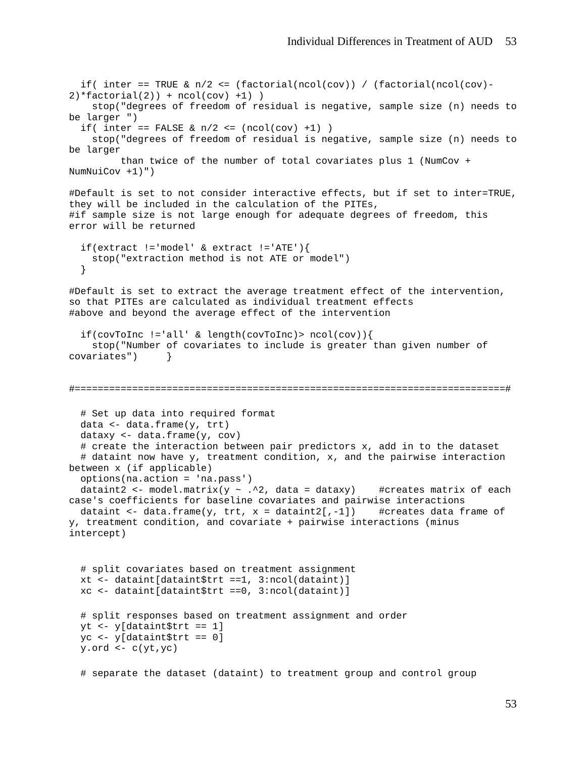```
  if( inter == TRUE & n/2 <= (factorial(ncol(cov)) / (factorial(ncol(cov)-
2)*factorial(2)) + ncol(cov) +1) )
    stop("degrees of freedom of residual is negative, sample size (n) needs to
be larger ")
  if( inter == FALSE & n/2 <= (ncol(cov) +1) )
    stop("degrees of freedom of residual is negative, sample size (n) needs to
be larger
         than twice of the number of total covariates plus 1 (NumCov +
NumNuiCov +1)")

#Default is set to not consider interactive effects, but if set to inter=TRUE,
they will be included in the calculation of the PITEs,
#if sample size is not large enough for adequate degrees of freedom, this
error will be returned

  if(extract !='model' & extract !='ATE'){
    stop("extraction method is not ATE or model")
  }

#Default is set to extract the average treatment effect of the intervention,
so that PITEs are calculated as individual treatment effects
#above and beyond the average effect of the intervention

  if(covToInc !='all' & length(covToInc)> ncol(cov)){
    stop("Number of covariates to include is greater than given number of
covariates")     }


#==========================================================================#

  # Set up data into required format
  data <- data.frame(y, trt)
  dataxy <- data.frame(y, cov)
  # create the interaction between pair predictors x, add in to the dataset
  # dataint now have y, treatment condition, x, and the pairwise interaction
between x (if applicable)
  options(na.action = 'na.pass')
  dataint2 <- model.matrix(y ~ .^2, data = dataxy)    #creates matrix of each
case's coefficients for baseline covariates and pairwise interactions
  dataint <- data.frame(y, trt, x = dataint2[,-1])    #creates data frame of
y, treatment condition, and covariate + pairwise interactions (minus
intercept)


  # split covariates based on treatment assignment
  xt <- dataint[dataint$trt ==1, 3:ncol(dataint)]
  xc <- dataint[dataint$trt ==0, 3:ncol(dataint)]

  # split responses based on treatment assignment and order
  yt <- y[dataint$trt == 1]
  yc <- y[dataint$trt == 0]
  y.ord <- c(yt,yc)

  # separate the dataset (dataint) to treatment group and control group
```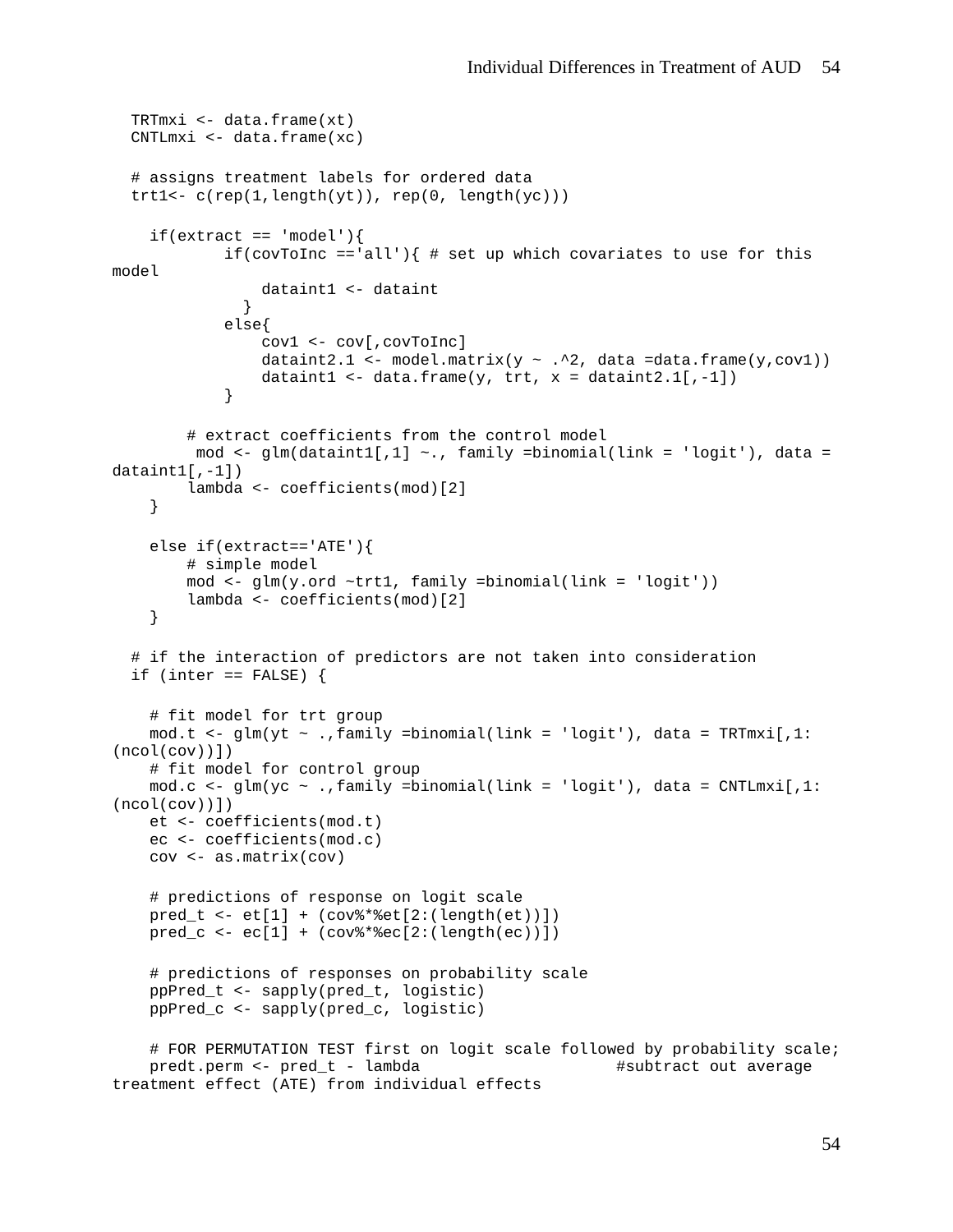```
  TRTmxi <- data.frame(xt)
  CNTLmxi <- data.frame(xc)

  # assigns treatment labels for ordered data
  trt1<- c(rep(1,length(yt)), rep(0, length(yc)))

    if(extract == 'model'){
            if(covToInc =='all'){ # set up which covariates to use for this
model
                dataint1 <- dataint
              }
            else{
                cov1 <- cov[,covToInc]
                dataint2.1 <- model.matrix(y ~ .^2, data =data.frame(y,cov1))
                dataint1 <- data.frame(y, trt, x = dataint2.1[,-1])
            }

        # extract coefficients from the control model
         mod <- glm(dataint1[,1] ~., family =binomial(link = 'logit'), data =
dataint1[,-1])
        lambda <- coefficients(mod)[2]
    }

    else if(extract=='ATE'){
        # simple model
        mod <- glm(y.ord ~trt1, family =binomial(link = 'logit'))
        lambda <- coefficients(mod)[2]
    }

  # if the interaction of predictors are not taken into consideration
  if (inter == FALSE) {

    # fit model for trt group
    mod.t <- glm(yt ~ .,family =binomial(link = 'logit'), data = TRTmxi[,1:
(ncol(cov))])
    # fit model for control group
    mod.c <- glm(yc ~ .,family =binomial(link = 'logit'), data = CNTLmxi[,1:
(ncol(cov))])
    et <- coefficients(mod.t)
    ec <- coefficients(mod.c)
    cov <- as.matrix(cov)

    # predictions of response on logit scale
    pred_t <- et[1] + (cov%*%et[2:(length(et))])
    pred_c <- ec[1] + (cov%*%ec[2:(length(ec))])

    # predictions of responses on probability scale
    ppPred_t <- sapply(pred_t, logistic)
    ppPred_c <- sapply(pred_c, logistic)

    # FOR PERMUTATION TEST first on logit scale followed by probability scale;
    predt.perm <- pred_t - lambda                    #subtract out average
treatment effect (ATE) from individual effects
```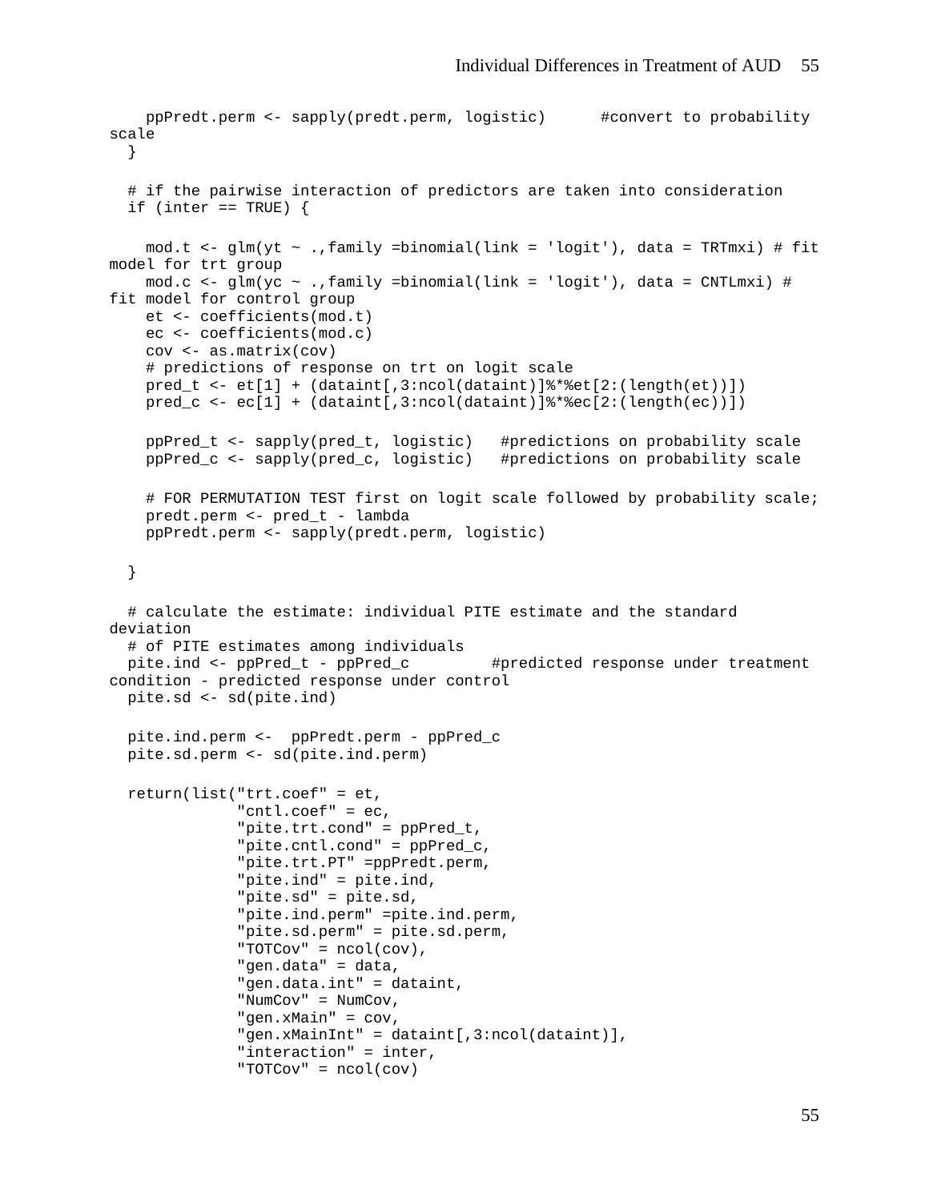```r
    ppPredt.perm <- sapply(predt.perm, logistic)      #convert to probability scale
  }

  # if the pairwise interaction of predictors are taken into consideration
  if (inter == TRUE) {

    mod.t <- glm(yt ~ .,family =binomial(link = 'logit'), data = TRTmxi) # fit model for trt group
    mod.c <- glm(yc ~ .,family =binomial(link = 'logit'), data = CNTLmxi) # fit model for control group
    et <- coefficients(mod.t)
    ec <- coefficients(mod.c)
    cov <- as.matrix(cov)
    # predictions of response on trt on logit scale
    pred_t <- et[1] + (dataint[,3:ncol(dataint)]%*%et[2:(length(et))])
    pred_c <- ec[1] + (dataint[,3:ncol(dataint)]%*%ec[2:(length(ec))])

    ppPred_t <- sapply(pred_t, logistic)   #predictions on probability scale
    ppPred_c <- sapply(pred_c, logistic)   #predictions on probability scale

    # FOR PERMUTATION TEST first on logit scale followed by probability scale;
    predt.perm <- pred_t - lambda
    ppPredt.perm <- sapply(predt.perm, logistic)

  }

  # calculate the estimate: individual PITE estimate and the standard deviation
  # of PITE estimates among individuals
  pite.ind <- ppPred_t - ppPred_c         #predicted response under treatment condition - predicted response under control
  pite.sd <- sd(pite.ind)

  pite.ind.perm <-  ppPredt.perm - ppPred_c
  pite.sd.perm <- sd(pite.ind.perm)

  return(list("trt.coef" = et,
              "cntl.coef" = ec,
              "pite.trt.cond" = ppPred_t,
              "pite.cntl.cond" = ppPred_c,
              "pite.trt.PT" =ppPredt.perm,
              "pite.ind" = pite.ind,
              "pite.sd" = pite.sd,
              "pite.ind.perm" =pite.ind.perm,
              "pite.sd.perm" = pite.sd.perm,
              "TOTCov" = ncol(cov),
              "gen.data" = data,
              "gen.data.int" = dataint,
              "NumCov" = NumCov,
              "gen.xMain" = cov,
              "gen.xMainInt" = dataint[,3:ncol(dataint)],
              "interaction" = inter,
              "TOTCov" = ncol(cov)
```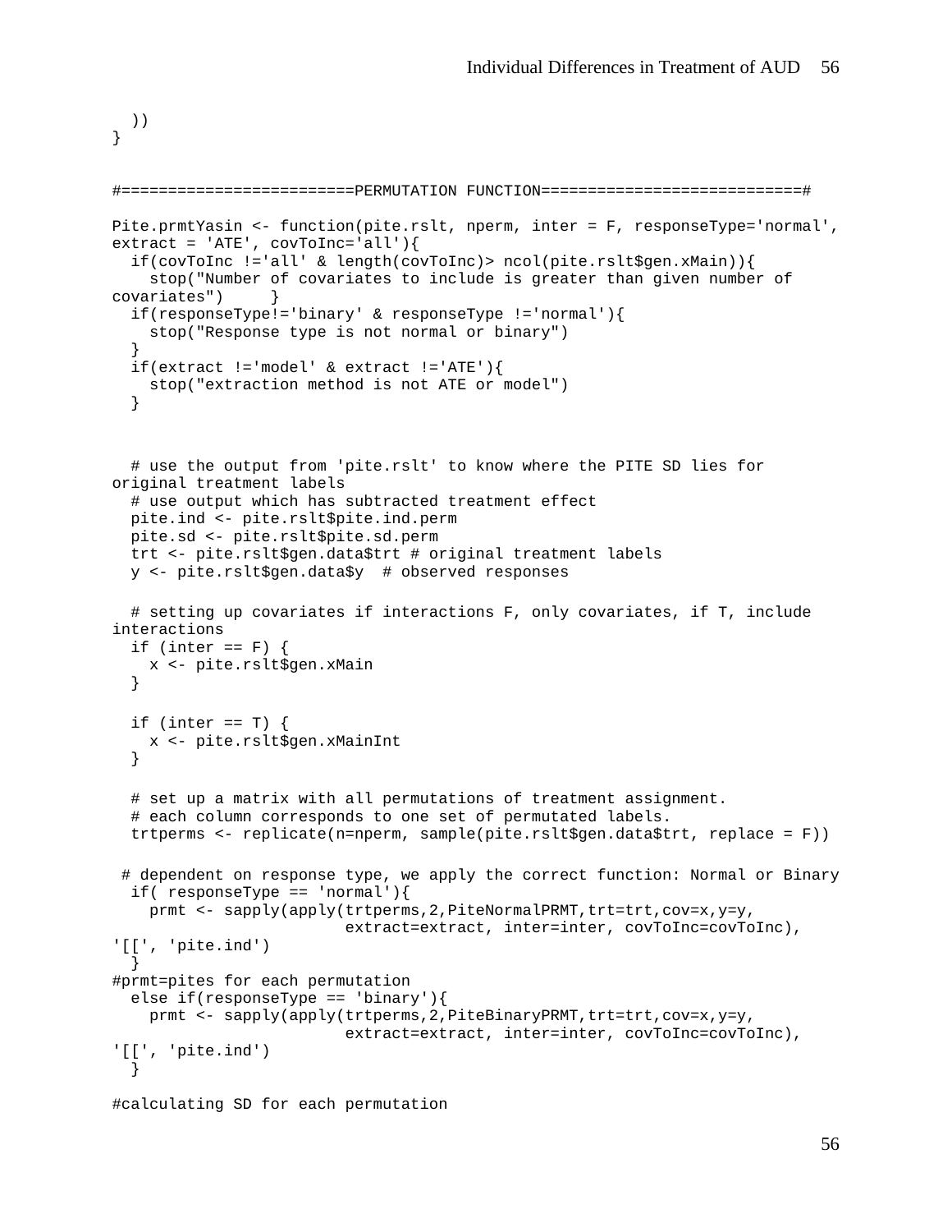```
  ))
}


#========================PERMUTATION FUNCTION===========================#

Pite.prmtYasin <- function(pite.rslt, nperm, inter = F, responseType='normal',
extract = 'ATE', covToInc='all'){
  if(covToInc !='all' & length(covToInc)> ncol(pite.rslt$gen.xMain)){
    stop("Number of covariates to include is greater than given number of
covariates")     }
  if(responseType!='binary' & responseType !='normal'){
    stop("Response type is not normal or binary")
  }
  if(extract !='model' & extract !='ATE'){
    stop("extraction method is not ATE or model")
  }



  # use the output from 'pite.rslt' to know where the PITE SD lies for
original treatment labels
  # use output which has subtracted treatment effect
  pite.ind <- pite.rslt$pite.ind.perm
  pite.sd <- pite.rslt$pite.sd.perm
  trt <- pite.rslt$gen.data$trt # original treatment labels
  y <- pite.rslt$gen.data$y  # observed responses

  # setting up covariates if interactions F, only covariates, if T, include
interactions
  if (inter == F) {
    x <- pite.rslt$gen.xMain
  }

  if (inter == T) {
    x <- pite.rslt$gen.xMainInt
  }

  # set up a matrix with all permutations of treatment assignment.
  # each column corresponds to one set of permutated labels.
  trtperms <- replicate(n=nperm, sample(pite.rslt$gen.data$trt, replace = F))

 # dependent on response type, we apply the correct function: Normal or Binary
  if( responseType == 'normal'){
    prmt <- sapply(apply(trtperms,2,PiteNormalPRMT,trt=trt,cov=x,y=y,
                         extract=extract, inter=inter, covToInc=covToInc),
'[[', 'pite.ind')
  }
#prmt=pites for each permutation
  else if(responseType == 'binary'){
    prmt <- sapply(apply(trtperms,2,PiteBinaryPRMT,trt=trt,cov=x,y=y,
                         extract=extract, inter=inter, covToInc=covToInc),
'[[', 'pite.ind')
  }

#calculating SD for each permutation
```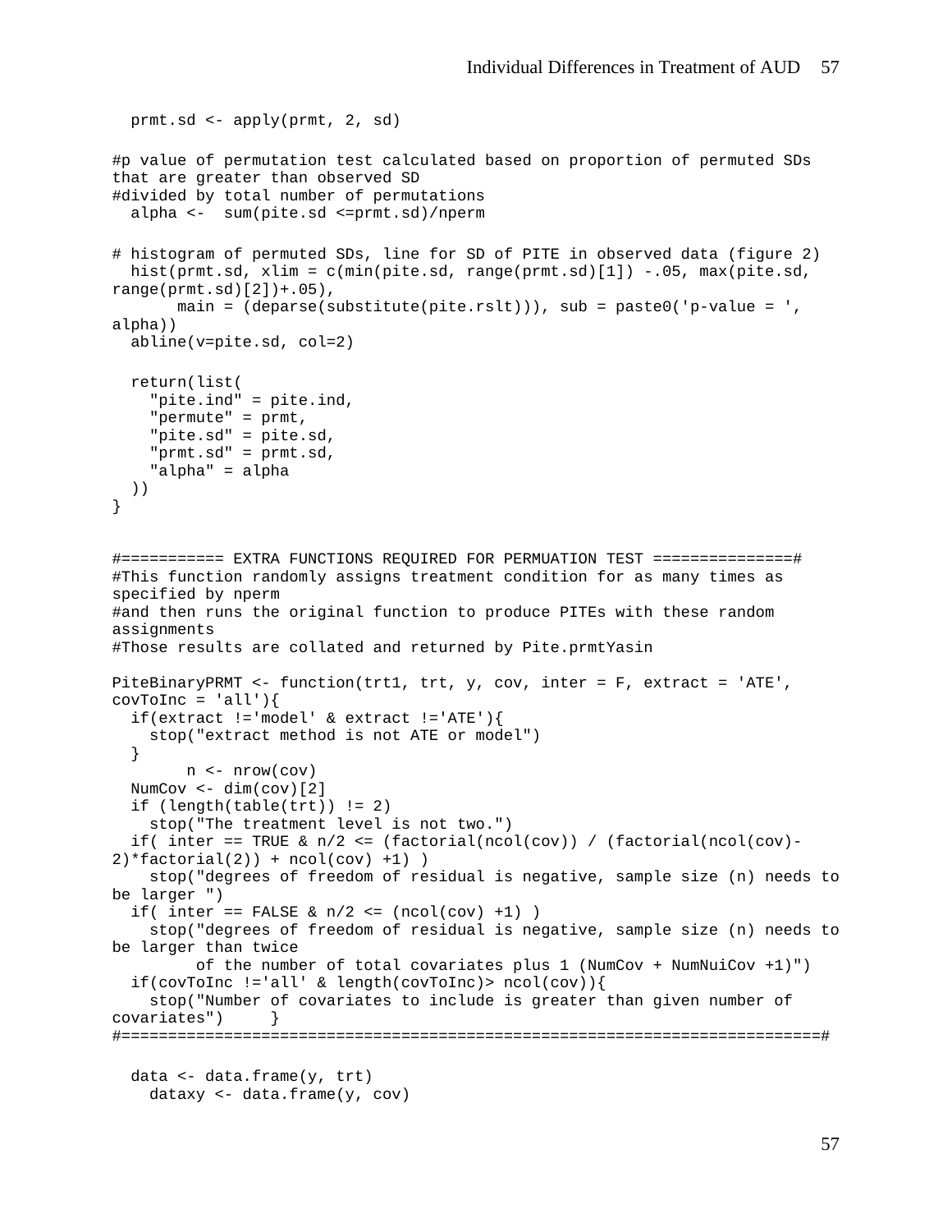```
  prmt.sd <- apply(prmt, 2, sd)

#p value of permutation test calculated based on proportion of permuted SDs 
that are greater than observed SD
#divided by total number of permutations
  alpha <-  sum(pite.sd <=prmt.sd)/nperm

# histogram of permuted SDs, line for SD of PITE in observed data (figure 2)
  hist(prmt.sd, xlim = c(min(pite.sd, range(prmt.sd)[1]) -.05, max(pite.sd, 
range(prmt.sd)[2])+.05),
       main = (deparse(substitute(pite.rslt))), sub = paste0('p-value = ', 
alpha))
  abline(v=pite.sd, col=2)

  return(list(
    "pite.ind" = pite.ind,
    "permute" = prmt,
    "pite.sd" = pite.sd,
    "prmt.sd" = prmt.sd,
    "alpha" = alpha
  ))
}


#=========== EXTRA FUNCTIONS REQUIRED FOR PERMUATION TEST ===============#
#This function randomly assigns treatment condition for as many times as 
specified by nperm
#and then runs the original function to produce PITEs with these random 
assignments
#Those results are collated and returned by Pite.prmtYasin

PiteBinaryPRMT <- function(trt1, trt, y, cov, inter = F, extract = 'ATE', 
covToInc = 'all'){
  if(extract !='model' & extract !='ATE'){
    stop("extract method is not ATE or model")
  }
        n <- nrow(cov)
  NumCov <- dim(cov)[2]
  if (length(table(trt)) != 2)
    stop("The treatment level is not two.")
  if( inter == TRUE & n/2 <= (factorial(ncol(cov)) / (factorial(ncol(cov)-
2)*factorial(2)) + ncol(cov) +1) )
    stop("degrees of freedom of residual is negative, sample size (n) needs to 
be larger ")
  if( inter == FALSE & n/2 <= (ncol(cov) +1) )
    stop("degrees of freedom of residual is negative, sample size (n) needs to 
be larger than twice
         of the number of total covariates plus 1 (NumCov + NumNuiCov +1)")
  if(covToInc !='all' & length(covToInc)> ncol(cov)){
    stop("Number of covariates to include is greater than given number of 
covariates")     }
#========================================================================#

  data <- data.frame(y, trt)
    dataxy <- data.frame(y, cov)
```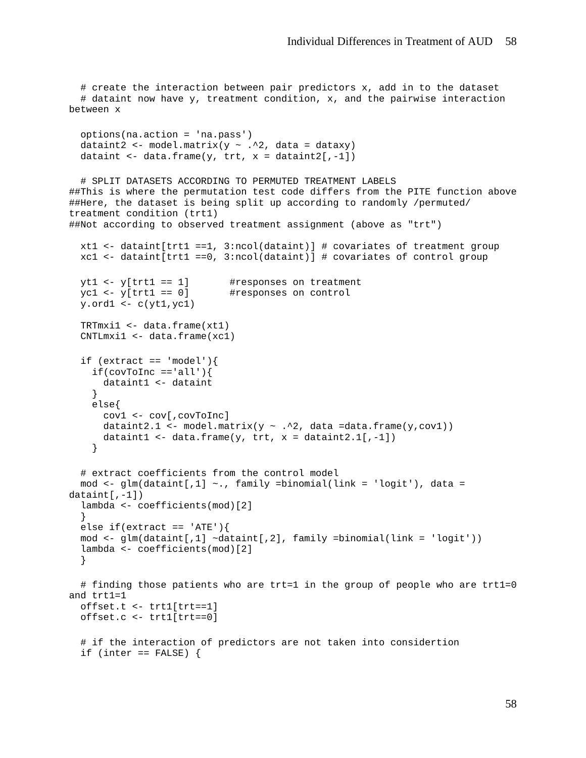```
  # create the interaction between pair predictors x, add in to the dataset
  # dataint now have y, treatment condition, x, and the pairwise interaction
between x

  options(na.action = 'na.pass')
  dataint2 <- model.matrix(y ~ .^2, data = dataxy)
  dataint <- data.frame(y, trt, x = dataint2[,-1])

  # SPLIT DATASETS ACCORDING TO PERMUTED TREATMENT LABELS
##This is where the permutation test code differs from the PITE function above
##Here, the dataset is being split up according to randomly /permuted/
treatment condition (trt1)
##Not according to observed treatment assignment (above as "trt")

  xt1 <- dataint[trt1 ==1, 3:ncol(dataint)] # covariates of treatment group
  xc1 <- dataint[trt1 ==0, 3:ncol(dataint)] # covariates of control group

  yt1 <- y[trt1 == 1]       #responses on treatment
  yc1 <- y[trt1 == 0]       #responses on control
  y.ord1 <- c(yt1,yc1)

  TRTmxi1 <- data.frame(xt1)
  CNTLmxi1 <- data.frame(xc1)

  if (extract == 'model'){
    if(covToInc =='all'){
      dataint1 <- dataint
    }
    else{
      cov1 <- cov[,covToInc]
      dataint2.1 <- model.matrix(y ~ .^2, data =data.frame(y,cov1))
      dataint1 <- data.frame(y, trt, x = dataint2.1[,-1])
    }

  # extract coefficients from the control model
  mod <- glm(dataint[,1] ~., family =binomial(link = 'logit'), data =
dataint[,-1])
  lambda <- coefficients(mod)[2]
  }
  else if(extract == 'ATE'){
  mod <- glm(dataint[,1] ~dataint[,2], family =binomial(link = 'logit'))
  lambda <- coefficients(mod)[2]
  }

  # finding those patients who are trt=1 in the group of people who are trt1=0
and trt1=1
  offset.t <- trt1[trt==1]
  offset.c <- trt1[trt==0]

  # if the interaction of predictors are not taken into considertion
  if (inter == FALSE) {
```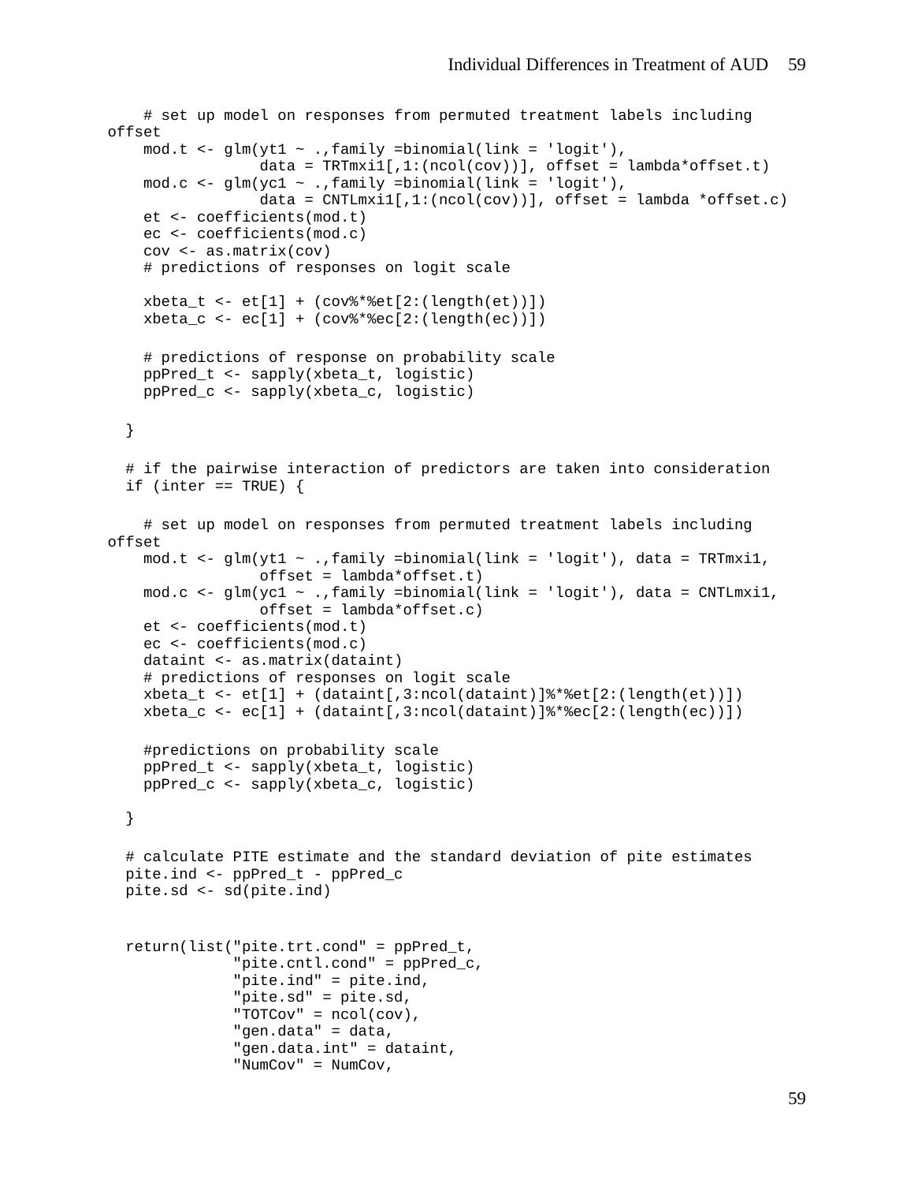```
    # set up model on responses from permuted treatment labels including
offset
    mod.t <- glm(yt1 ~ .,family =binomial(link = 'logit'),
                 data = TRTmxi1[,1:(ncol(cov))], offset = lambda*offset.t)
    mod.c <- glm(yc1 ~ .,family =binomial(link = 'logit'),
                 data = CNTLmxi1[,1:(ncol(cov))], offset = lambda *offset.c)
    et <- coefficients(mod.t)
    ec <- coefficients(mod.c)
    cov <- as.matrix(cov)
    # predictions of responses on logit scale

    xbeta_t <- et[1] + (cov%*%et[2:(length(et))])
    xbeta_c <- ec[1] + (cov%*%ec[2:(length(ec))])

    # predictions of response on probability scale
    ppPred_t <- sapply(xbeta_t, logistic)
    ppPred_c <- sapply(xbeta_c, logistic)

  }

  # if the pairwise interaction of predictors are taken into consideration
  if (inter == TRUE) {

    # set up model on responses from permuted treatment labels including
offset
    mod.t <- glm(yt1 ~ .,family =binomial(link = 'logit'), data = TRTmxi1,
                 offset = lambda*offset.t)
    mod.c <- glm(yc1 ~ .,family =binomial(link = 'logit'), data = CNTLmxi1,
                 offset = lambda*offset.c)
    et <- coefficients(mod.t)
    ec <- coefficients(mod.c)
    dataint <- as.matrix(dataint)
    # predictions of responses on logit scale
    xbeta_t <- et[1] + (dataint[,3:ncol(dataint)]%*%et[2:(length(et))])
    xbeta_c <- ec[1] + (dataint[,3:ncol(dataint)]%*%ec[2:(length(ec))])

    #predictions on probability scale
    ppPred_t <- sapply(xbeta_t, logistic)
    ppPred_c <- sapply(xbeta_c, logistic)

  }

  # calculate PITE estimate and the standard deviation of pite estimates
  pite.ind <- ppPred_t - ppPred_c
  pite.sd <- sd(pite.ind)


  return(list("pite.trt.cond" = ppPred_t,
              "pite.cntl.cond" = ppPred_c,
              "pite.ind" = pite.ind,
              "pite.sd" = pite.sd,
              "TOTCov" = ncol(cov),
              "gen.data" = data,
              "gen.data.int" = dataint,
              "NumCov" = NumCov,
```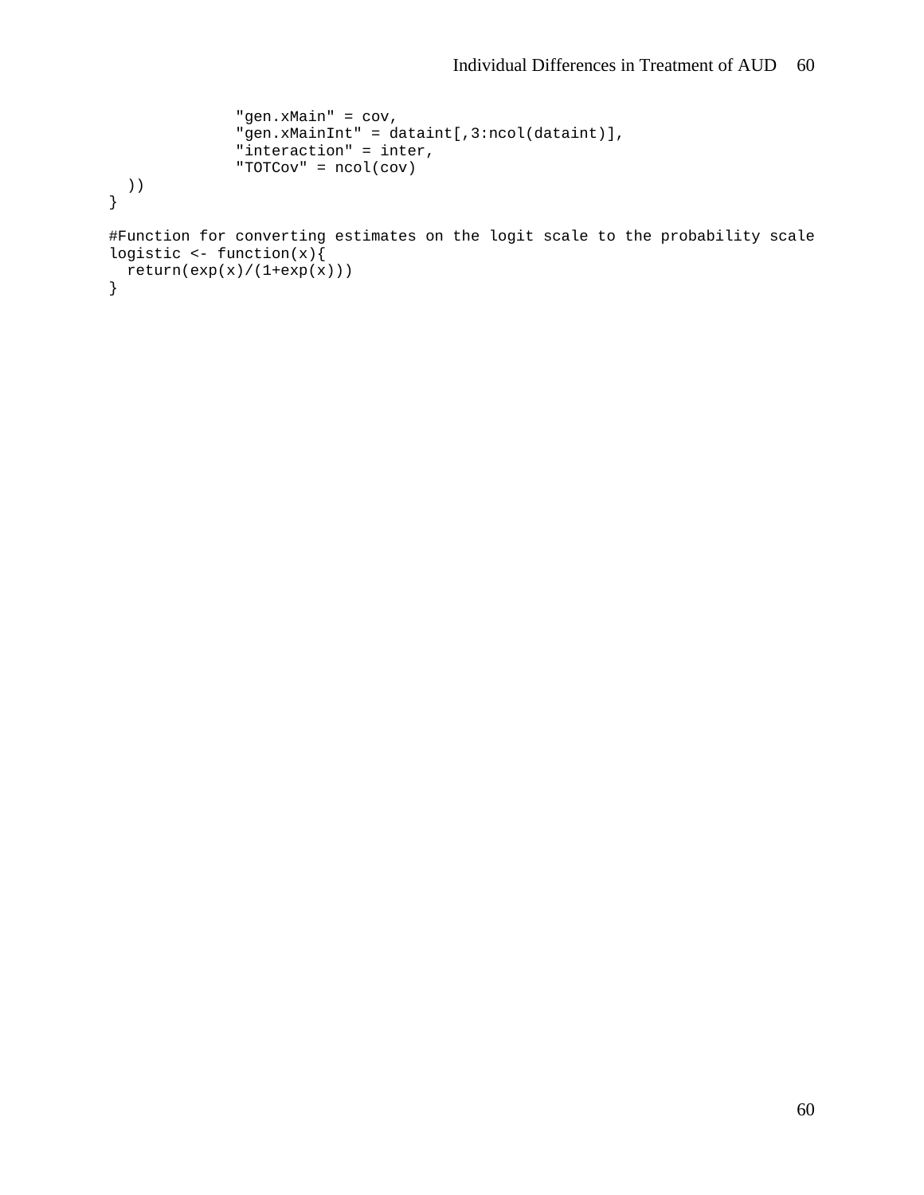```
              "gen.xMain" = cov,
              "gen.xMainInt" = dataint[,3:ncol(dataint)],
              "interaction" = inter,
              "TOTCov" = ncol(cov)
  ))
}

#Function for converting estimates on the logit scale to the probability scale
logistic <- function(x){
  return(exp(x)/(1+exp(x)))
}
```